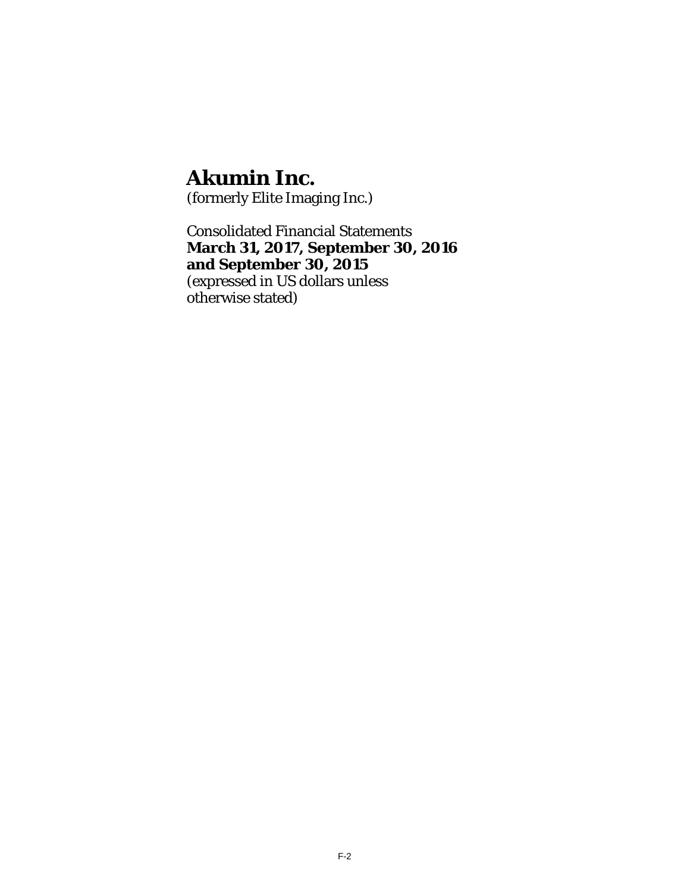# Akumin Inc.

(formerly Elite Imaging Inc.)

Consolidated Financial Statements
**March 31, 2017, September 30, 2016**
**and September 30, 2015**
(expressed in US dollars unless
otherwise stated)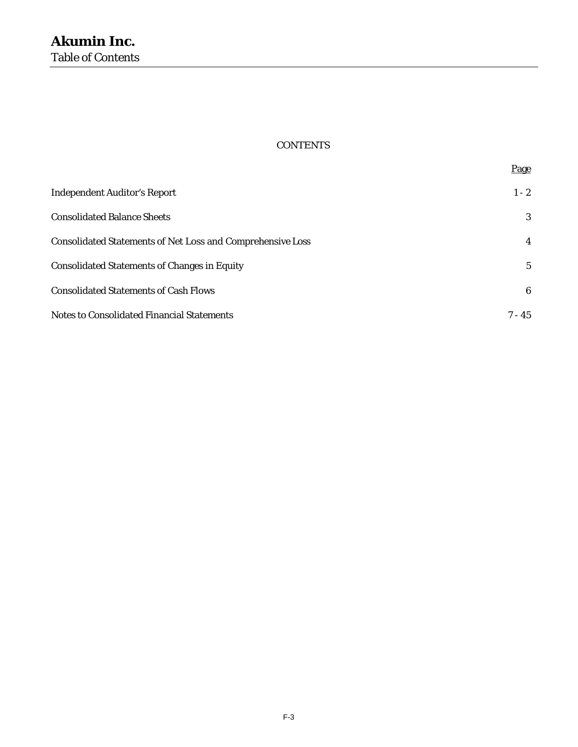# Akumin Inc.

Table of Contents

CONTENTS

| | Page |
|---|---|
| Independent Auditor's Report | 1 - 2 |
| Consolidated Balance Sheets | 3 |
| Consolidated Statements of Net Loss and Comprehensive Loss | 4 |
| Consolidated Statements of Changes in Equity | 5 |
| Consolidated Statements of Cash Flows | 6 |
| Notes to Consolidated Financial Statements | 7 - 45 |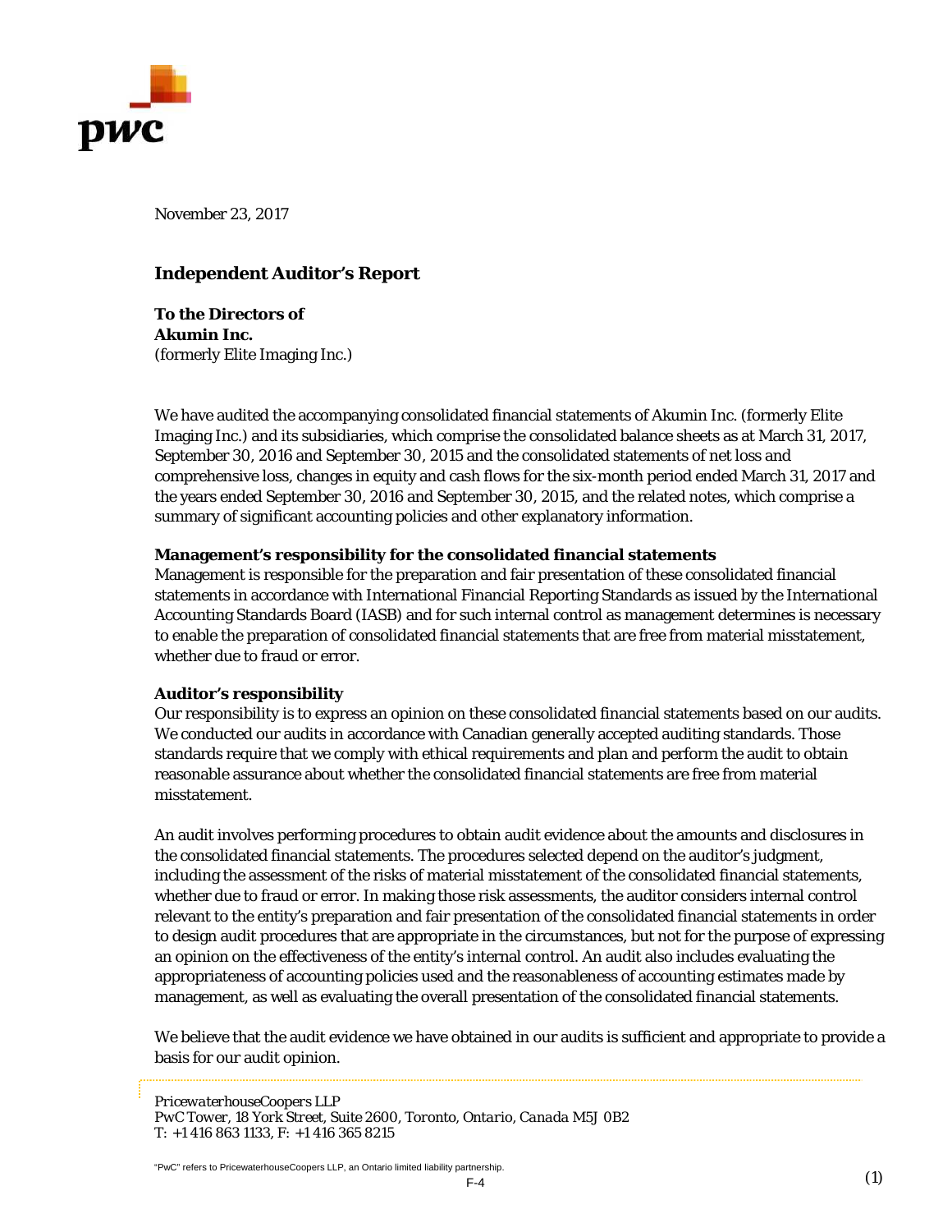November 23, 2017

## Independent Auditor's Report

**To the Directors of**
**Akumin Inc.**
(formerly Elite Imaging Inc.)

We have audited the accompanying consolidated financial statements of Akumin Inc. (formerly Elite Imaging Inc.) and its subsidiaries, which comprise the consolidated balance sheets as at March 31, 2017, September 30, 2016 and September 30, 2015 and the consolidated statements of net loss and comprehensive loss, changes in equity and cash flows for the six-month period ended March 31, 2017 and the years ended September 30, 2016 and September 30, 2015, and the related notes, which comprise a summary of significant accounting policies and other explanatory information.

**Management's responsibility for the consolidated financial statements**
Management is responsible for the preparation and fair presentation of these consolidated financial statements in accordance with International Financial Reporting Standards as issued by the International Accounting Standards Board (IASB) and for such internal control as management determines is necessary to enable the preparation of consolidated financial statements that are free from material misstatement, whether due to fraud or error.

**Auditor's responsibility**
Our responsibility is to express an opinion on these consolidated financial statements based on our audits. We conducted our audits in accordance with Canadian generally accepted auditing standards. Those standards require that we comply with ethical requirements and plan and perform the audit to obtain reasonable assurance about whether the consolidated financial statements are free from material misstatement.

An audit involves performing procedures to obtain audit evidence about the amounts and disclosures in the consolidated financial statements. The procedures selected depend on the auditor's judgment, including the assessment of the risks of material misstatement of the consolidated financial statements, whether due to fraud or error. In making those risk assessments, the auditor considers internal control relevant to the entity's preparation and fair presentation of the consolidated financial statements in order to design audit procedures that are appropriate in the circumstances, but not for the purpose of expressing an opinion on the effectiveness of the entity's internal control. An audit also includes evaluating the appropriateness of accounting policies used and the reasonableness of accounting estimates made by management, as well as evaluating the overall presentation of the consolidated financial statements.

We believe that the audit evidence we have obtained in our audits is sufficient and appropriate to provide a basis for our audit opinion.

*PricewaterhouseCoopers LLP*
*PwC Tower, 18 York Street, Suite 2600, Toronto, Ontario, Canada M5J 0B2*
T: +1 416 863 1133, F: +1 416 365 8215

"PwC" refers to PricewaterhouseCoopers LLP, an Ontario limited liability partnership.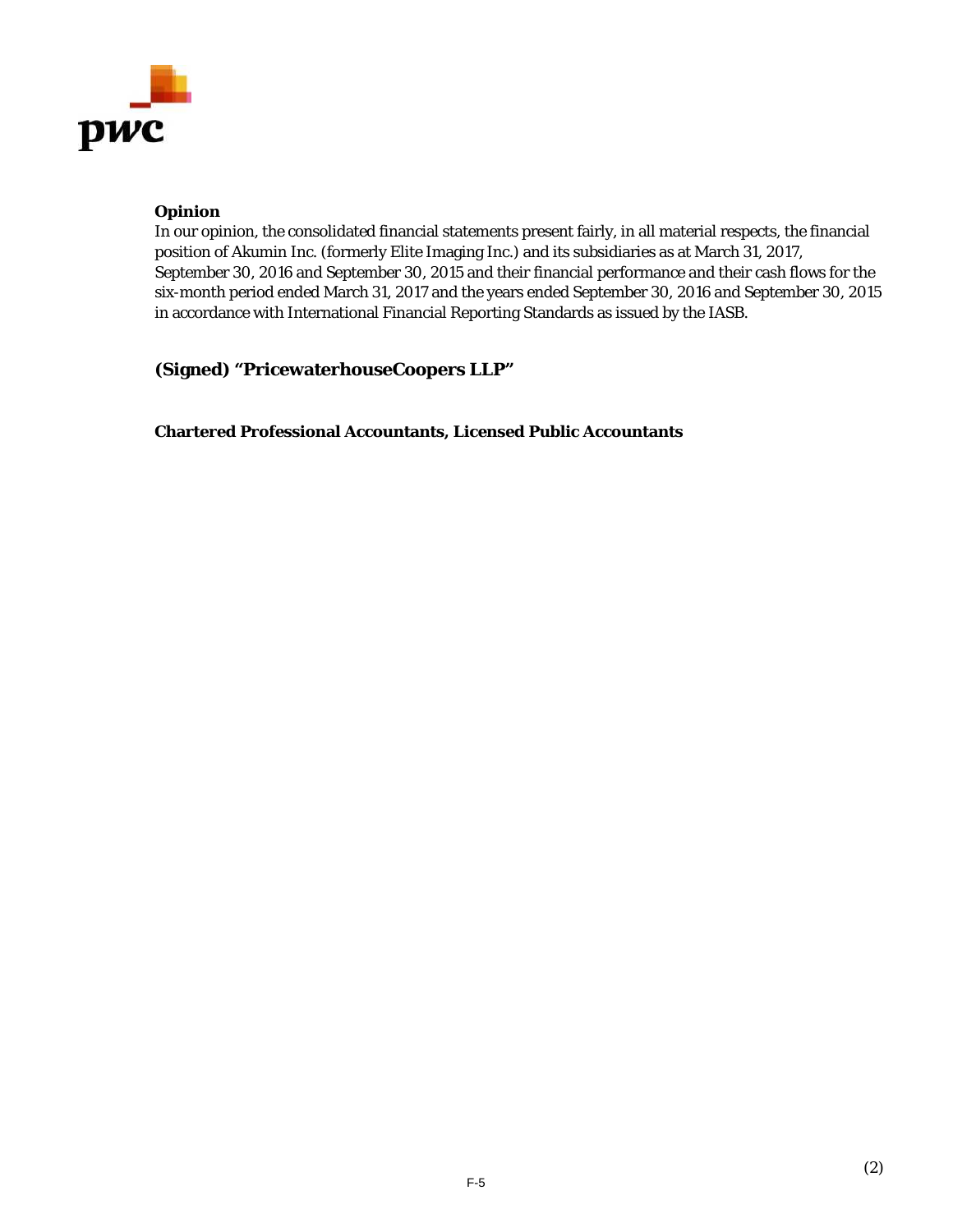**Opinion**

In our opinion, the consolidated financial statements present fairly, in all material respects, the financial position of Akumin Inc. (formerly Elite Imaging Inc.) and its subsidiaries as at March 31, 2017, September 30, 2016 and September 30, 2015 and their financial performance and their cash flows for the six-month period ended March 31, 2017 and the years ended September 30, 2016 and September 30, 2015 in accordance with International Financial Reporting Standards as issued by the IASB.

**(Signed) "PricewaterhouseCoopers LLP"**

**Chartered Professional Accountants, Licensed Public Accountants**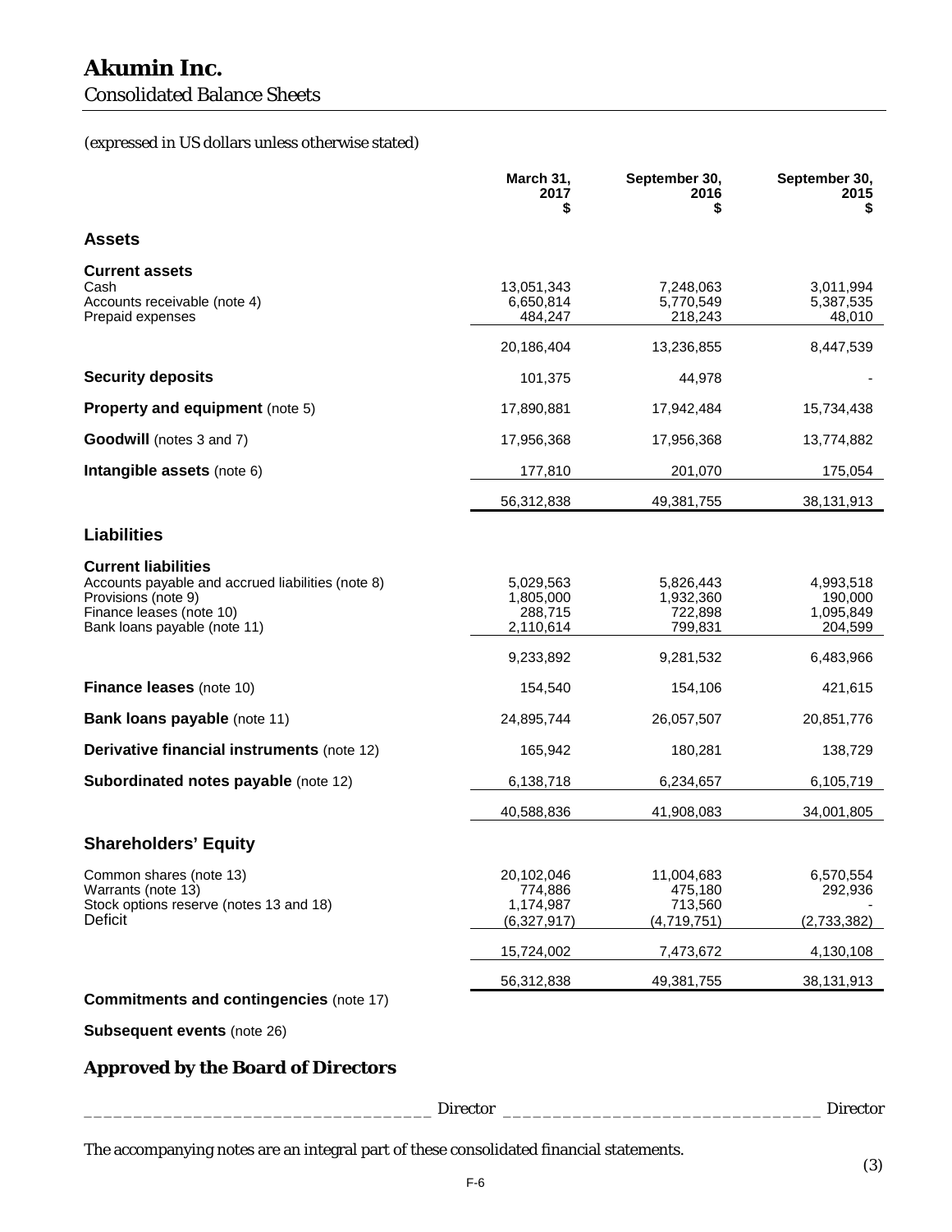# Akumin Inc.

Consolidated Balance Sheets

*(expressed in US dollars unless otherwise stated)*

| | March 31, 2017 $ | September 30, 2016 $ | September 30, 2015 $ |
|---|---|---|---|
| **Assets** | | | |
| **Current assets** | | | |
| Cash | 13,051,343 | 7,248,063 | 3,011,994 |
| Accounts receivable (note 4) | 6,650,814 | 5,770,549 | 5,387,535 |
| Prepaid expenses | 484,247 | 218,243 | 48,010 |
| | 20,186,404 | 13,236,855 | 8,447,539 |
| **Security deposits** | 101,375 | 44,978 | - |
| **Property and equipment** (note 5) | 17,890,881 | 17,942,484 | 15,734,438 |
| **Goodwill** (notes 3 and 7) | 17,956,368 | 17,956,368 | 13,774,882 |
| **Intangible assets** (note 6) | 177,810 | 201,070 | 175,054 |
| | 56,312,838 | 49,381,755 | 38,131,913 |
| **Liabilities** | | | |
| **Current liabilities** | | | |
| Accounts payable and accrued liabilities (note 8) | 5,029,563 | 5,826,443 | 4,993,518 |
| Provisions (note 9) | 1,805,000 | 1,932,360 | 190,000 |
| Finance leases (note 10) | 288,715 | 722,898 | 1,095,849 |
| Bank loans payable (note 11) | 2,110,614 | 799,831 | 204,599 |
| | 9,233,892 | 9,281,532 | 6,483,966 |
| **Finance leases** (note 10) | 154,540 | 154,106 | 421,615 |
| **Bank loans payable** (note 11) | 24,895,744 | 26,057,507 | 20,851,776 |
| **Derivative financial instruments** (note 12) | 165,942 | 180,281 | 138,729 |
| **Subordinated notes payable** (note 12) | 6,138,718 | 6,234,657 | 6,105,719 |
| | 40,588,836 | 41,908,083 | 34,001,805 |
| **Shareholders' Equity** | | | |
| Common shares (note 13) | 20,102,046 | 11,004,683 | 6,570,554 |
| Warrants (note 13) | 774,886 | 475,180 | 292,936 |
| Stock options reserve (notes 13 and 18) | 1,174,987 | 713,560 | - |
| Deficit | (6,327,917) | (4,719,751) | (2,733,382) |
| | 15,724,002 | 7,473,672 | 4,130,108 |
| | 56,312,838 | 49,381,755 | 38,131,913 |

**Commitments and contingencies** (note 17)

**Subsequent events** (note 26)

## Approved by the Board of Directors

___________________________________ Director ___________________________________ Director

The accompanying notes are an integral part of these consolidated financial statements.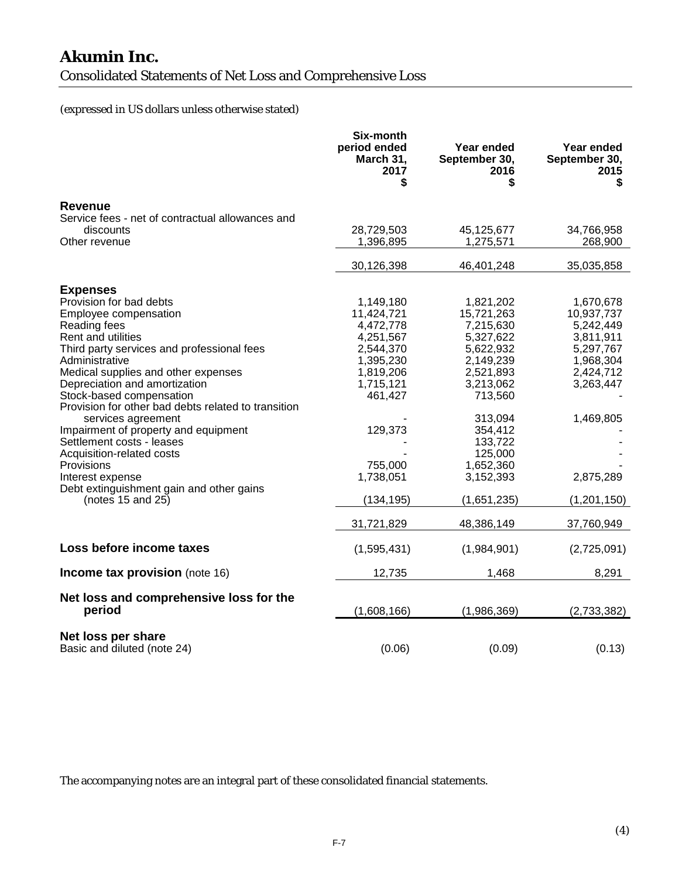# Akumin Inc.

## Consolidated Statements of Net Loss and Comprehensive Loss

*(expressed in US dollars unless otherwise stated)*

| | Six-month period ended March 31, 2017 $ | Year ended September 30, 2016 $ | Year ended September 30, 2015 $ |
|---|---|---|---|
| **Revenue** | | | |
| Service fees - net of contractual allowances and discounts | 28,729,503 | 45,125,677 | 34,766,958 |
| Other revenue | 1,396,895 | 1,275,571 | 268,900 |
| | 30,126,398 | 46,401,248 | 35,035,858 |
| **Expenses** | | | |
| Provision for bad debts | 1,149,180 | 1,821,202 | 1,670,678 |
| Employee compensation | 11,424,721 | 15,721,263 | 10,937,737 |
| Reading fees | 4,472,778 | 7,215,630 | 5,242,449 |
| Rent and utilities | 4,251,567 | 5,327,622 | 3,811,911 |
| Third party services and professional fees | 2,544,370 | 5,622,932 | 5,297,767 |
| Administrative | 1,395,230 | 2,149,239 | 1,968,304 |
| Medical supplies and other expenses | 1,819,206 | 2,521,893 | 2,424,712 |
| Depreciation and amortization | 1,715,121 | 3,213,062 | 3,263,447 |
| Stock-based compensation | 461,427 | 713,560 | - |
| Provision for other bad debts related to transition services agreement | - | 313,094 | 1,469,805 |
| Impairment of property and equipment | 129,373 | 354,412 | - |
| Settlement costs - leases | - | 133,722 | - |
| Acquisition-related costs | - | 125,000 | - |
| Provisions | 755,000 | 1,652,360 | - |
| Interest expense | 1,738,051 | 3,152,393 | 2,875,289 |
| Debt extinguishment gain and other gains (notes 15 and 25) | (134,195) | (1,651,235) | (1,201,150) |
| | 31,721,829 | 48,386,149 | 37,760,949 |
| **Loss before income taxes** | (1,595,431) | (1,984,901) | (2,725,091) |
| **Income tax provision** (note 16) | 12,735 | 1,468 | 8,291 |
| **Net loss and comprehensive loss for the period** | (1,608,166) | (1,986,369) | (2,733,382) |
| **Net loss per share** | | | |
| Basic and diluted (note 24) | (0.06) | (0.09) | (0.13) |

The accompanying notes are an integral part of these consolidated financial statements.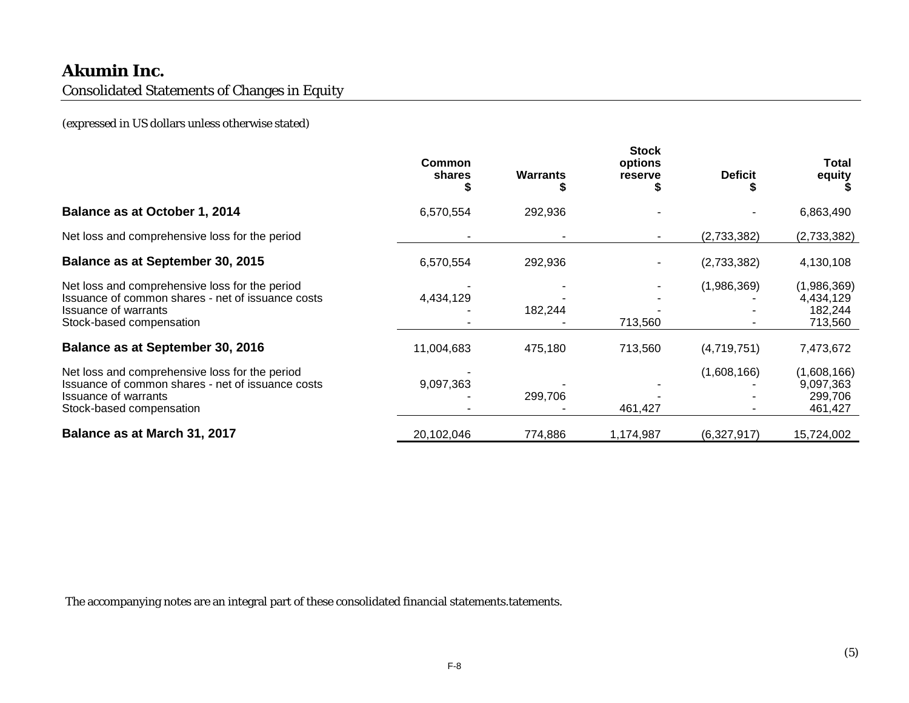# Akumin Inc.

Consolidated Statements of Changes in Equity

(expressed in US dollars unless otherwise stated)

| | Common shares $ | Warrants $ | Stock options reserve $ | Deficit $ | Total equity $ |
|---|---|---|---|---|---|
| **Balance as at October 1, 2014** | 6,570,554 | 292,936 | - | - | 6,863,490 |
| Net loss and comprehensive loss for the period | - | - | - | (2,733,382) | (2,733,382) |
| **Balance as at September 30, 2015** | 6,570,554 | 292,936 | - | (2,733,382) | 4,130,108 |
| Net loss and comprehensive loss for the period | - | - | - | (1,986,369) | (1,986,369) |
| Issuance of common shares - net of issuance costs | 4,434,129 | - | - | - | 4,434,129 |
| Issuance of warrants | - | 182,244 | - | - | 182,244 |
| Stock-based compensation | - | - | 713,560 | - | 713,560 |
| **Balance as at September 30, 2016** | 11,004,683 | 475,180 | 713,560 | (4,719,751) | 7,473,672 |
| Net loss and comprehensive loss for the period | - | | | (1,608,166) | (1,608,166) |
| Issuance of common shares - net of issuance costs | 9,097,363 | - | - | - | 9,097,363 |
| Issuance of warrants | - | 299,706 | - | - | 299,706 |
| Stock-based compensation | - | - | 461,427 | - | 461,427 |
| **Balance as at March 31, 2017** | 20,102,046 | 774,886 | 1,174,987 | (6,327,917) | 15,724,002 |

The accompanying notes are an integral part of these consolidated financial statements.tatements.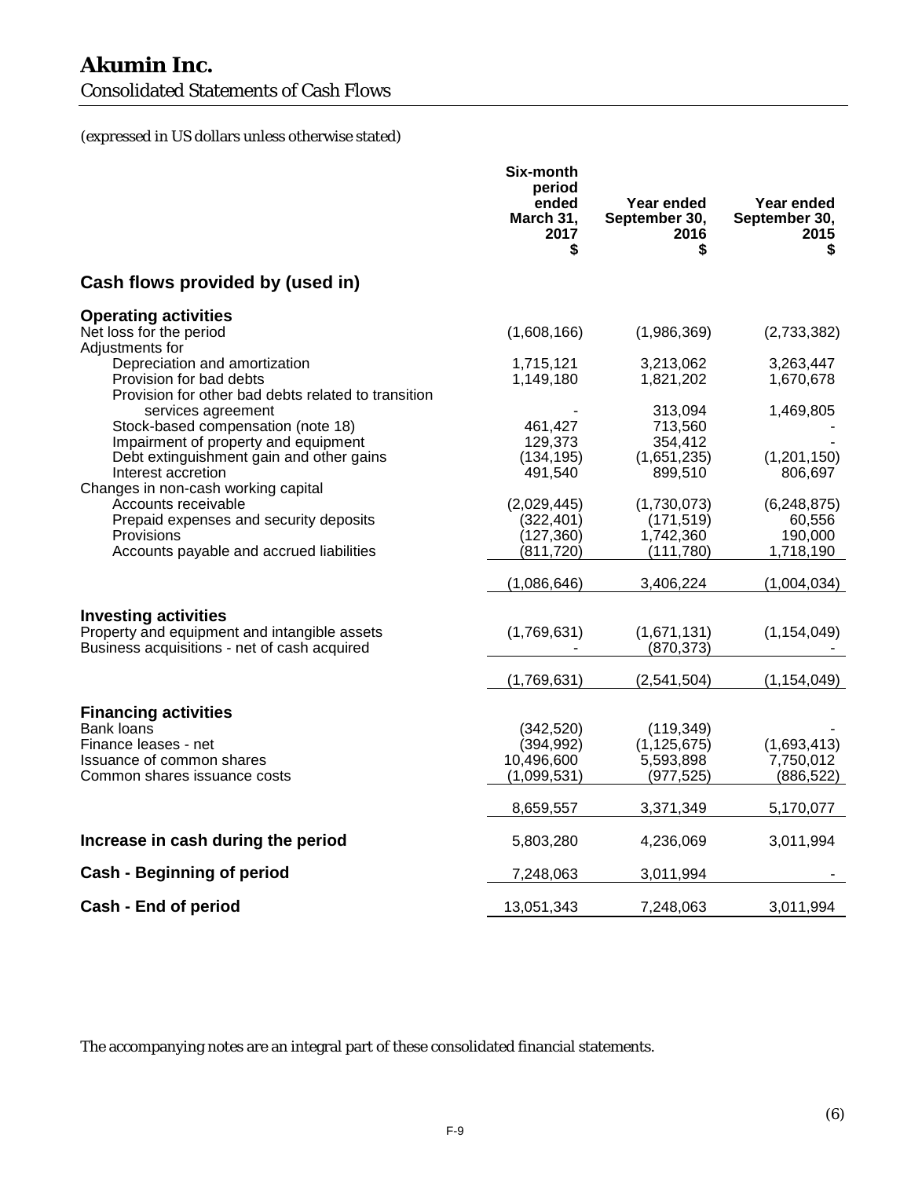# Akumin Inc.

## Consolidated Statements of Cash Flows

*(expressed in US dollars unless otherwise stated)*

| | Six-month period ended March 31, 2017 $ | Year ended September 30, 2016 $ | Year ended September 30, 2015 $ |
|---|---|---|---|
| **Cash flows provided by (used in)** | | | |
| **Operating activities** | | | |
| Net loss for the period | (1,608,166) | (1,986,369) | (2,733,382) |
| Adjustments for | | | |
| Depreciation and amortization | 1,715,121 | 3,213,062 | 3,263,447 |
| Provision for bad debts | 1,149,180 | 1,821,202 | 1,670,678 |
| Provision for other bad debts related to transition services agreement | - | 313,094 | 1,469,805 |
| Stock-based compensation (note 18) | 461,427 | 713,560 | - |
| Impairment of property and equipment | 129,373 | 354,412 | - |
| Debt extinguishment gain and other gains | (134,195) | (1,651,235) | (1,201,150) |
| Interest accretion | 491,540 | 899,510 | 806,697 |
| Changes in non-cash working capital | | | |
| Accounts receivable | (2,029,445) | (1,730,073) | (6,248,875) |
| Prepaid expenses and security deposits | (322,401) | (171,519) | 60,556 |
| Provisions | (127,360) | 1,742,360 | 190,000 |
| Accounts payable and accrued liabilities | (811,720) | (111,780) | 1,718,190 |
| | (1,086,646) | 3,406,224 | (1,004,034) |
| **Investing activities** | | | |
| Property and equipment and intangible assets | (1,769,631) | (1,671,131) | (1,154,049) |
| Business acquisitions - net of cash acquired | - | (870,373) | - |
| | (1,769,631) | (2,541,504) | (1,154,049) |
| **Financing activities** | | | |
| Bank loans | (342,520) | (119,349) | - |
| Finance leases - net | (394,992) | (1,125,675) | (1,693,413) |
| Issuance of common shares | 10,496,600 | 5,593,898 | 7,750,012 |
| Common shares issuance costs | (1,099,531) | (977,525) | (886,522) |
| | 8,659,557 | 3,371,349 | 5,170,077 |
| **Increase in cash during the period** | 5,803,280 | 4,236,069 | 3,011,994 |
| **Cash - Beginning of period** | 7,248,063 | 3,011,994 | - |
| **Cash - End of period** | 13,051,343 | 7,248,063 | 3,011,994 |

The accompanying notes are an integral part of these consolidated financial statements.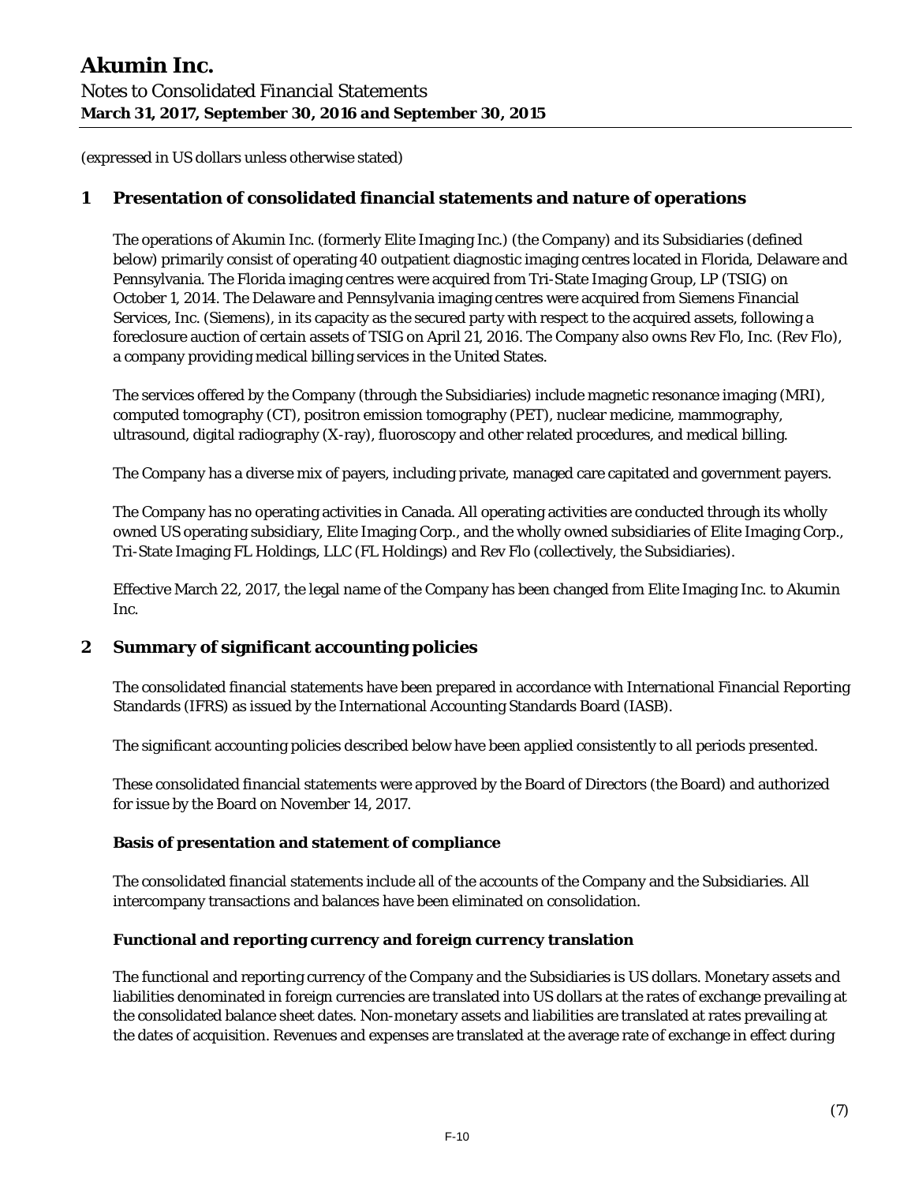(expressed in US dollars unless otherwise stated)

## 1 Presentation of consolidated financial statements and nature of operations

The operations of Akumin Inc. (formerly Elite Imaging Inc.) (the Company) and its Subsidiaries (defined below) primarily consist of operating 40 outpatient diagnostic imaging centres located in Florida, Delaware and Pennsylvania. The Florida imaging centres were acquired from Tri-State Imaging Group, LP (TSIG) on October 1, 2014. The Delaware and Pennsylvania imaging centres were acquired from Siemens Financial Services, Inc. (Siemens), in its capacity as the secured party with respect to the acquired assets, following a foreclosure auction of certain assets of TSIG on April 21, 2016. The Company also owns Rev Flo, Inc. (Rev Flo), a company providing medical billing services in the United States.

The services offered by the Company (through the Subsidiaries) include magnetic resonance imaging (MRI), computed tomography (CT), positron emission tomography (PET), nuclear medicine, mammography, ultrasound, digital radiography (X-ray), fluoroscopy and other related procedures, and medical billing.

The Company has a diverse mix of payers, including private, managed care capitated and government payers.

The Company has no operating activities in Canada. All operating activities are conducted through its wholly owned US operating subsidiary, Elite Imaging Corp., and the wholly owned subsidiaries of Elite Imaging Corp., Tri-State Imaging FL Holdings, LLC (FL Holdings) and Rev Flo (collectively, the Subsidiaries).

Effective March 22, 2017, the legal name of the Company has been changed from Elite Imaging Inc. to Akumin Inc.

## 2 Summary of significant accounting policies

The consolidated financial statements have been prepared in accordance with International Financial Reporting Standards (IFRS) as issued by the International Accounting Standards Board (IASB).

The significant accounting policies described below have been applied consistently to all periods presented.

These consolidated financial statements were approved by the Board of Directors (the Board) and authorized for issue by the Board on November 14, 2017.

### Basis of presentation and statement of compliance

The consolidated financial statements include all of the accounts of the Company and the Subsidiaries. All intercompany transactions and balances have been eliminated on consolidation.

### Functional and reporting currency and foreign currency translation

The functional and reporting currency of the Company and the Subsidiaries is US dollars. Monetary assets and liabilities denominated in foreign currencies are translated into US dollars at the rates of exchange prevailing at the consolidated balance sheet dates. Non-monetary assets and liabilities are translated at rates prevailing at the dates of acquisition. Revenues and expenses are translated at the average rate of exchange in effect during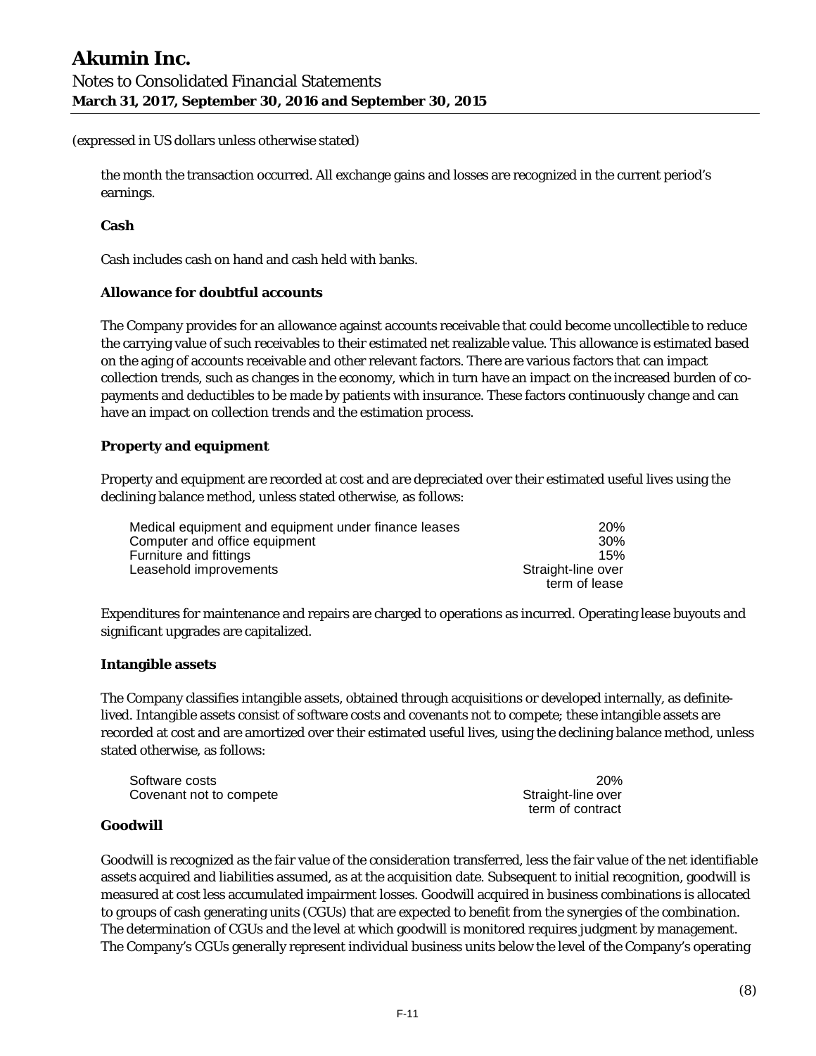(expressed in US dollars unless otherwise stated)

the month the transaction occurred. All exchange gains and losses are recognized in the current period's earnings.

**Cash**

Cash includes cash on hand and cash held with banks.

**Allowance for doubtful accounts**

The Company provides for an allowance against accounts receivable that could become uncollectible to reduce the carrying value of such receivables to their estimated net realizable value. This allowance is estimated based on the aging of accounts receivable and other relevant factors. There are various factors that can impact collection trends, such as changes in the economy, which in turn have an impact on the increased burden of co-payments and deductibles to be made by patients with insurance. These factors continuously change and can have an impact on collection trends and the estimation process.

**Property and equipment**

Property and equipment are recorded at cost and are depreciated over their estimated useful lives using the declining balance method, unless stated otherwise, as follows:

| | |
|---|---|
| Medical equipment and equipment under finance leases | 20% |
| Computer and office equipment | 30% |
| Furniture and fittings | 15% |
| Leasehold improvements | Straight-line over term of lease |

Expenditures for maintenance and repairs are charged to operations as incurred. Operating lease buyouts and significant upgrades are capitalized.

**Intangible assets**

The Company classifies intangible assets, obtained through acquisitions or developed internally, as definite-lived. Intangible assets consist of software costs and covenants not to compete; these intangible assets are recorded at cost and are amortized over their estimated useful lives, using the declining balance method, unless stated otherwise, as follows:

| | |
|---|---|
| Software costs | 20% |
| Covenant not to compete | Straight-line over term of contract |

**Goodwill**

Goodwill is recognized as the fair value of the consideration transferred, less the fair value of the net identifiable assets acquired and liabilities assumed, as at the acquisition date. Subsequent to initial recognition, goodwill is measured at cost less accumulated impairment losses. Goodwill acquired in business combinations is allocated to groups of cash generating units (CGUs) that are expected to benefit from the synergies of the combination. The determination of CGUs and the level at which goodwill is monitored requires judgment by management. The Company's CGUs generally represent individual business units below the level of the Company's operating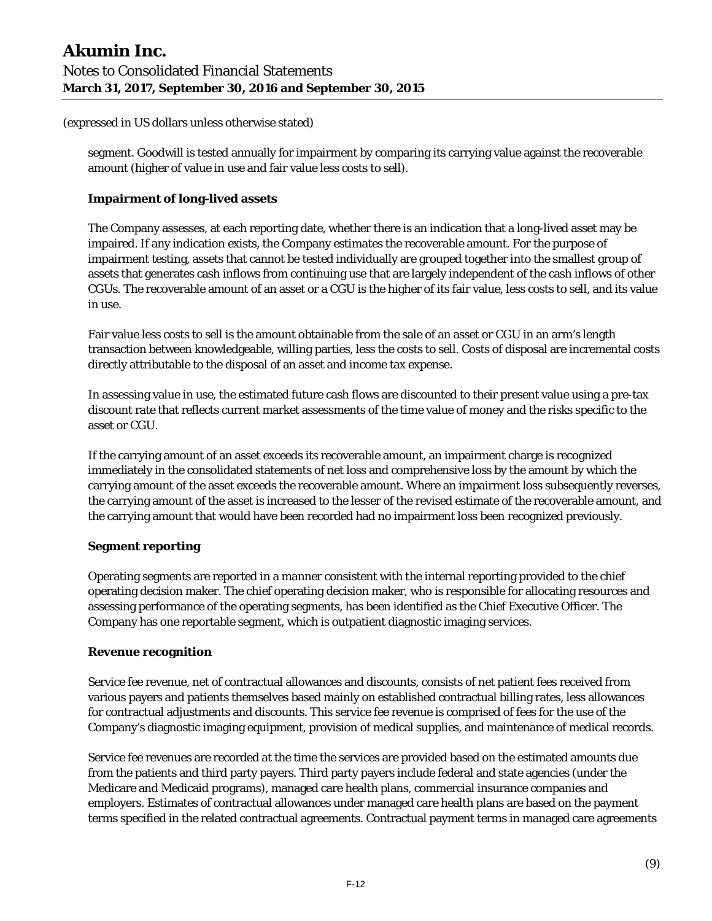(expressed in US dollars unless otherwise stated)

segment. Goodwill is tested annually for impairment by comparing its carrying value against the recoverable amount (higher of value in use and fair value less costs to sell).

**Impairment of long-lived assets**

The Company assesses, at each reporting date, whether there is an indication that a long-lived asset may be impaired. If any indication exists, the Company estimates the recoverable amount. For the purpose of impairment testing, assets that cannot be tested individually are grouped together into the smallest group of assets that generates cash inflows from continuing use that are largely independent of the cash inflows of other CGUs. The recoverable amount of an asset or a CGU is the higher of its fair value, less costs to sell, and its value in use.

Fair value less costs to sell is the amount obtainable from the sale of an asset or CGU in an arm's length transaction between knowledgeable, willing parties, less the costs to sell. Costs of disposal are incremental costs directly attributable to the disposal of an asset and income tax expense.

In assessing value in use, the estimated future cash flows are discounted to their present value using a pre-tax discount rate that reflects current market assessments of the time value of money and the risks specific to the asset or CGU.

If the carrying amount of an asset exceeds its recoverable amount, an impairment charge is recognized immediately in the consolidated statements of net loss and comprehensive loss by the amount by which the carrying amount of the asset exceeds the recoverable amount. Where an impairment loss subsequently reverses, the carrying amount of the asset is increased to the lesser of the revised estimate of the recoverable amount, and the carrying amount that would have been recorded had no impairment loss been recognized previously.

**Segment reporting**

Operating segments are reported in a manner consistent with the internal reporting provided to the chief operating decision maker. The chief operating decision maker, who is responsible for allocating resources and assessing performance of the operating segments, has been identified as the Chief Executive Officer. The Company has one reportable segment, which is outpatient diagnostic imaging services.

**Revenue recognition**

Service fee revenue, net of contractual allowances and discounts, consists of net patient fees received from various payers and patients themselves based mainly on established contractual billing rates, less allowances for contractual adjustments and discounts. This service fee revenue is comprised of fees for the use of the Company's diagnostic imaging equipment, provision of medical supplies, and maintenance of medical records.

Service fee revenues are recorded at the time the services are provided based on the estimated amounts due from the patients and third party payers. Third party payers include federal and state agencies (under the Medicare and Medicaid programs), managed care health plans, commercial insurance companies and employers. Estimates of contractual allowances under managed care health plans are based on the payment terms specified in the related contractual agreements. Contractual payment terms in managed care agreements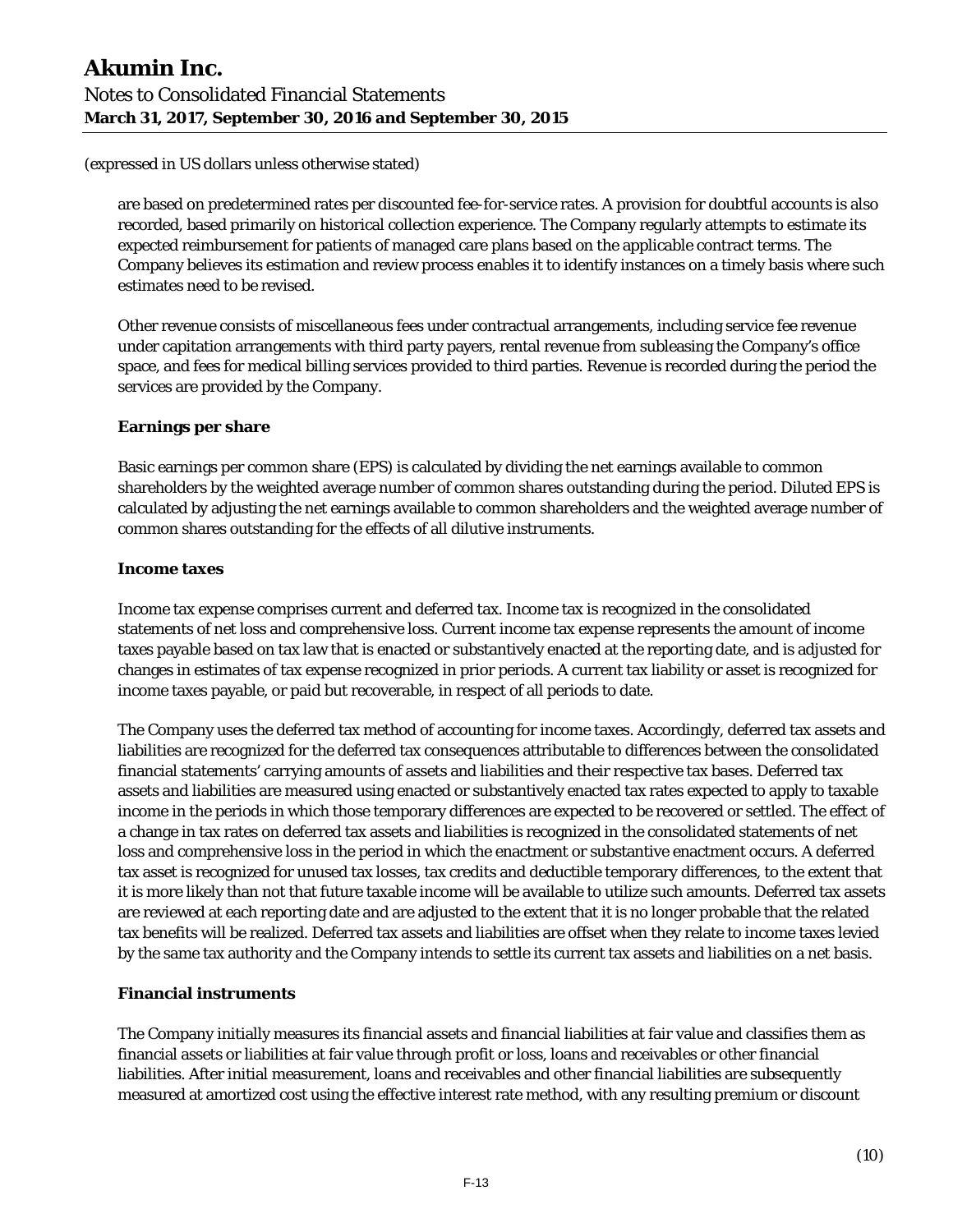(expressed in US dollars unless otherwise stated)

are based on predetermined rates per discounted fee-for-service rates. A provision for doubtful accounts is also recorded, based primarily on historical collection experience. The Company regularly attempts to estimate its expected reimbursement for patients of managed care plans based on the applicable contract terms. The Company believes its estimation and review process enables it to identify instances on a timely basis where such estimates need to be revised.

Other revenue consists of miscellaneous fees under contractual arrangements, including service fee revenue under capitation arrangements with third party payers, rental revenue from subleasing the Company's office space, and fees for medical billing services provided to third parties. Revenue is recorded during the period the services are provided by the Company.

**Earnings per share**

Basic earnings per common share (EPS) is calculated by dividing the net earnings available to common shareholders by the weighted average number of common shares outstanding during the period. Diluted EPS is calculated by adjusting the net earnings available to common shareholders and the weighted average number of common shares outstanding for the effects of all dilutive instruments.

**Income taxes**

Income tax expense comprises current and deferred tax. Income tax is recognized in the consolidated statements of net loss and comprehensive loss. Current income tax expense represents the amount of income taxes payable based on tax law that is enacted or substantively enacted at the reporting date, and is adjusted for changes in estimates of tax expense recognized in prior periods. A current tax liability or asset is recognized for income taxes payable, or paid but recoverable, in respect of all periods to date.

The Company uses the deferred tax method of accounting for income taxes. Accordingly, deferred tax assets and liabilities are recognized for the deferred tax consequences attributable to differences between the consolidated financial statements' carrying amounts of assets and liabilities and their respective tax bases. Deferred tax assets and liabilities are measured using enacted or substantively enacted tax rates expected to apply to taxable income in the periods in which those temporary differences are expected to be recovered or settled. The effect of a change in tax rates on deferred tax assets and liabilities is recognized in the consolidated statements of net loss and comprehensive loss in the period in which the enactment or substantive enactment occurs. A deferred tax asset is recognized for unused tax losses, tax credits and deductible temporary differences, to the extent that it is more likely than not that future taxable income will be available to utilize such amounts. Deferred tax assets are reviewed at each reporting date and are adjusted to the extent that it is no longer probable that the related tax benefits will be realized. Deferred tax assets and liabilities are offset when they relate to income taxes levied by the same tax authority and the Company intends to settle its current tax assets and liabilities on a net basis.

**Financial instruments**

The Company initially measures its financial assets and financial liabilities at fair value and classifies them as financial assets or liabilities at fair value through profit or loss, loans and receivables or other financial liabilities. After initial measurement, loans and receivables and other financial liabilities are subsequently measured at amortized cost using the effective interest rate method, with any resulting premium or discount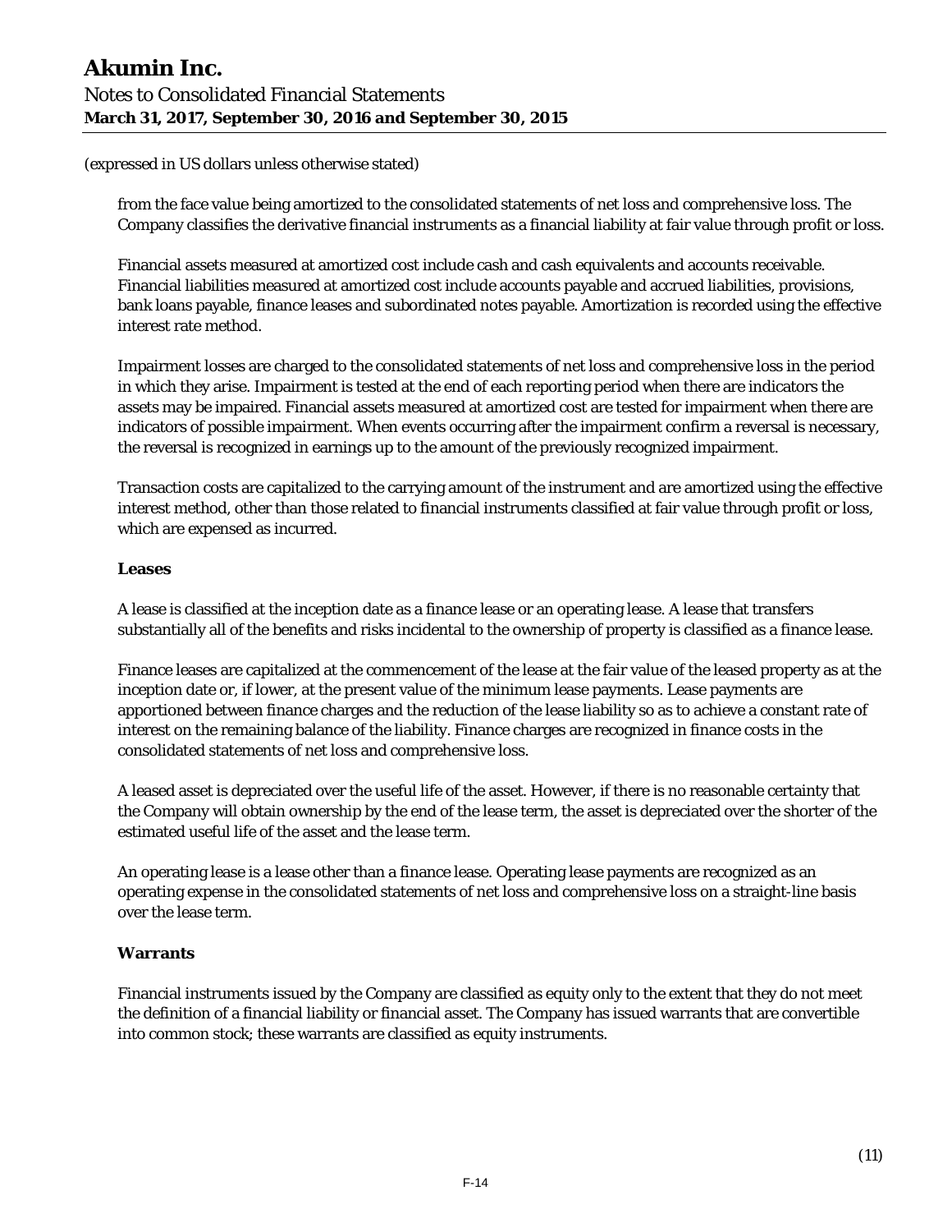(expressed in US dollars unless otherwise stated)

from the face value being amortized to the consolidated statements of net loss and comprehensive loss. The Company classifies the derivative financial instruments as a financial liability at fair value through profit or loss.

Financial assets measured at amortized cost include cash and cash equivalents and accounts receivable. Financial liabilities measured at amortized cost include accounts payable and accrued liabilities, provisions, bank loans payable, finance leases and subordinated notes payable. Amortization is recorded using the effective interest rate method.

Impairment losses are charged to the consolidated statements of net loss and comprehensive loss in the period in which they arise. Impairment is tested at the end of each reporting period when there are indicators the assets may be impaired. Financial assets measured at amortized cost are tested for impairment when there are indicators of possible impairment. When events occurring after the impairment confirm a reversal is necessary, the reversal is recognized in earnings up to the amount of the previously recognized impairment.

Transaction costs are capitalized to the carrying amount of the instrument and are amortized using the effective interest method, other than those related to financial instruments classified at fair value through profit or loss, which are expensed as incurred.

**Leases**

A lease is classified at the inception date as a finance lease or an operating lease. A lease that transfers substantially all of the benefits and risks incidental to the ownership of property is classified as a finance lease.

Finance leases are capitalized at the commencement of the lease at the fair value of the leased property as at the inception date or, if lower, at the present value of the minimum lease payments. Lease payments are apportioned between finance charges and the reduction of the lease liability so as to achieve a constant rate of interest on the remaining balance of the liability. Finance charges are recognized in finance costs in the consolidated statements of net loss and comprehensive loss.

A leased asset is depreciated over the useful life of the asset. However, if there is no reasonable certainty that the Company will obtain ownership by the end of the lease term, the asset is depreciated over the shorter of the estimated useful life of the asset and the lease term.

An operating lease is a lease other than a finance lease. Operating lease payments are recognized as an operating expense in the consolidated statements of net loss and comprehensive loss on a straight-line basis over the lease term.

**Warrants**

Financial instruments issued by the Company are classified as equity only to the extent that they do not meet the definition of a financial liability or financial asset. The Company has issued warrants that are convertible into common stock; these warrants are classified as equity instruments.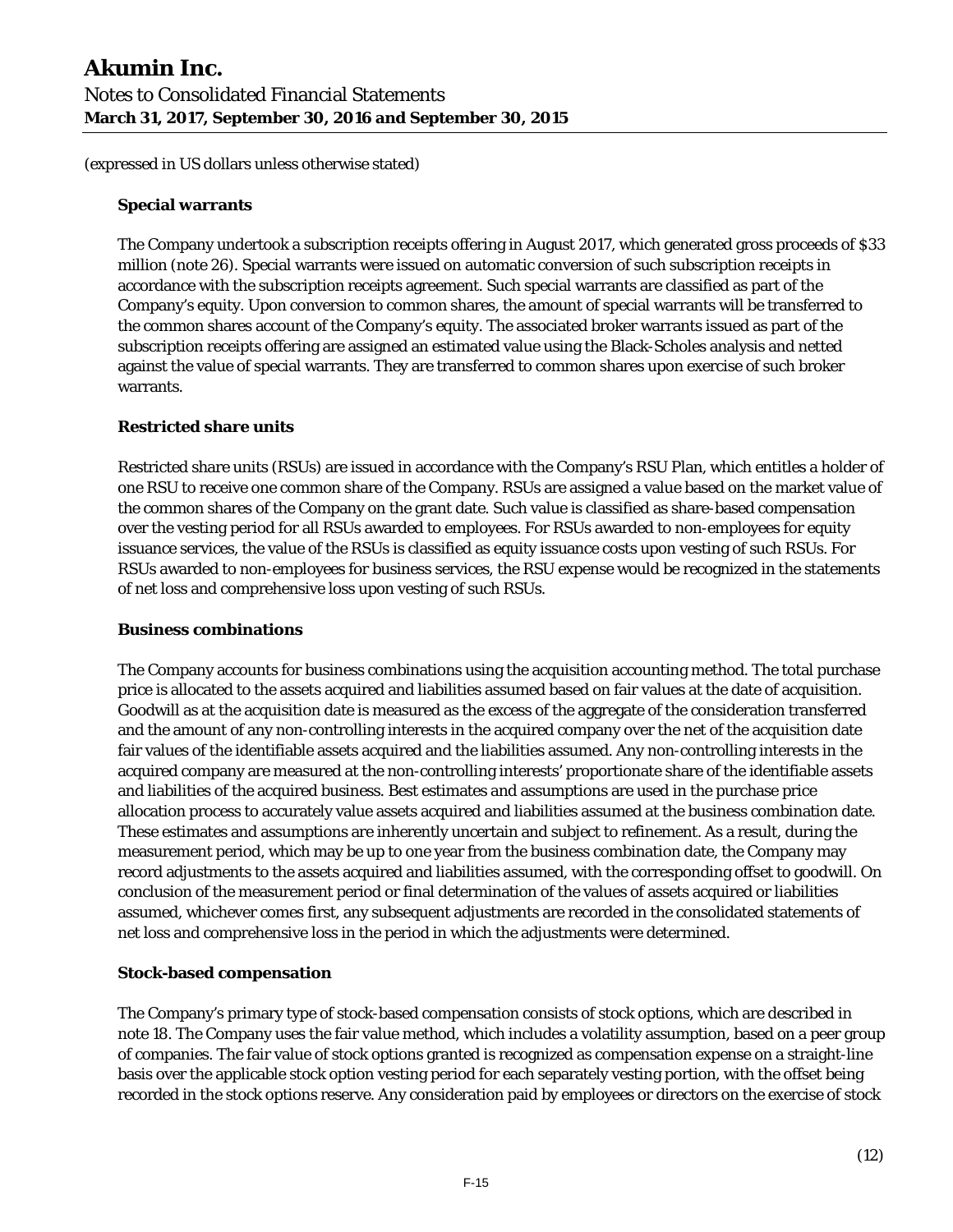(expressed in US dollars unless otherwise stated)

**Special warrants**

The Company undertook a subscription receipts offering in August 2017, which generated gross proceeds of $33 million (note 26). Special warrants were issued on automatic conversion of such subscription receipts in accordance with the subscription receipts agreement. Such special warrants are classified as part of the Company's equity. Upon conversion to common shares, the amount of special warrants will be transferred to the common shares account of the Company's equity. The associated broker warrants issued as part of the subscription receipts offering are assigned an estimated value using the Black-Scholes analysis and netted against the value of special warrants. They are transferred to common shares upon exercise of such broker warrants.

**Restricted share units**

Restricted share units (RSUs) are issued in accordance with the Company's RSU Plan, which entitles a holder of one RSU to receive one common share of the Company. RSUs are assigned a value based on the market value of the common shares of the Company on the grant date. Such value is classified as share-based compensation over the vesting period for all RSUs awarded to employees. For RSUs awarded to non-employees for equity issuance services, the value of the RSUs is classified as equity issuance costs upon vesting of such RSUs. For RSUs awarded to non-employees for business services, the RSU expense would be recognized in the statements of net loss and comprehensive loss upon vesting of such RSUs.

**Business combinations**

The Company accounts for business combinations using the acquisition accounting method. The total purchase price is allocated to the assets acquired and liabilities assumed based on fair values at the date of acquisition. Goodwill as at the acquisition date is measured as the excess of the aggregate of the consideration transferred and the amount of any non-controlling interests in the acquired company over the net of the acquisition date fair values of the identifiable assets acquired and the liabilities assumed. Any non-controlling interests in the acquired company are measured at the non-controlling interests' proportionate share of the identifiable assets and liabilities of the acquired business. Best estimates and assumptions are used in the purchase price allocation process to accurately value assets acquired and liabilities assumed at the business combination date. These estimates and assumptions are inherently uncertain and subject to refinement. As a result, during the measurement period, which may be up to one year from the business combination date, the Company may record adjustments to the assets acquired and liabilities assumed, with the corresponding offset to goodwill. On conclusion of the measurement period or final determination of the values of assets acquired or liabilities assumed, whichever comes first, any subsequent adjustments are recorded in the consolidated statements of net loss and comprehensive loss in the period in which the adjustments were determined.

**Stock-based compensation**

The Company's primary type of stock-based compensation consists of stock options, which are described in note 18. The Company uses the fair value method, which includes a volatility assumption, based on a peer group of companies. The fair value of stock options granted is recognized as compensation expense on a straight-line basis over the applicable stock option vesting period for each separately vesting portion, with the offset being recorded in the stock options reserve. Any consideration paid by employees or directors on the exercise of stock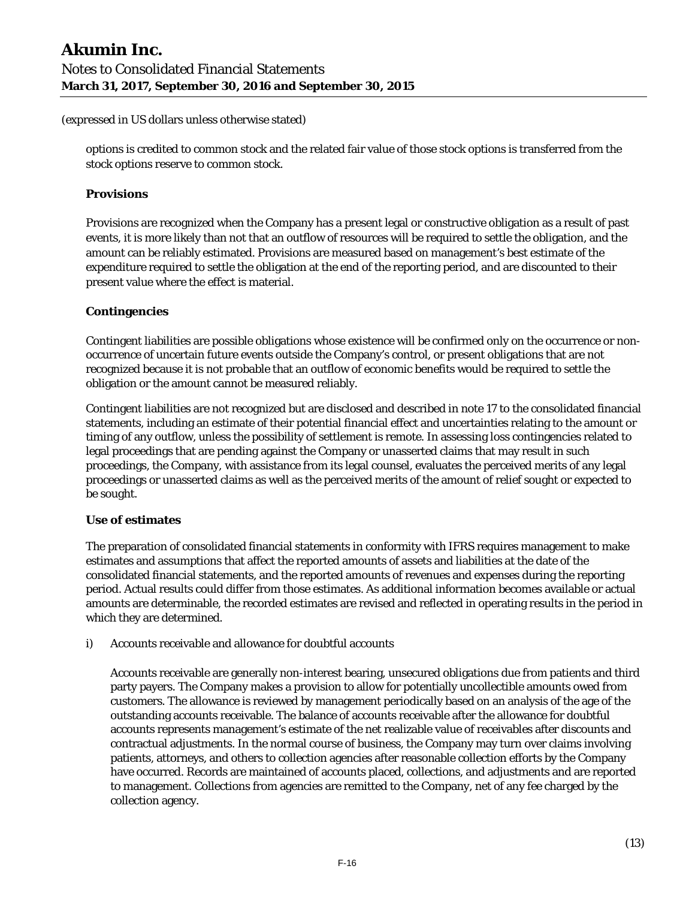options is credited to common stock and the related fair value of those stock options is transferred from the stock options reserve to common stock.

**Provisions**

Provisions are recognized when the Company has a present legal or constructive obligation as a result of past events, it is more likely than not that an outflow of resources will be required to settle the obligation, and the amount can be reliably estimated. Provisions are measured based on management's best estimate of the expenditure required to settle the obligation at the end of the reporting period, and are discounted to their present value where the effect is material.

**Contingencies**

Contingent liabilities are possible obligations whose existence will be confirmed only on the occurrence or non-occurrence of uncertain future events outside the Company's control, or present obligations that are not recognized because it is not probable that an outflow of economic benefits would be required to settle the obligation or the amount cannot be measured reliably.

Contingent liabilities are not recognized but are disclosed and described in note 17 to the consolidated financial statements, including an estimate of their potential financial effect and uncertainties relating to the amount or timing of any outflow, unless the possibility of settlement is remote. In assessing loss contingencies related to legal proceedings that are pending against the Company or unasserted claims that may result in such proceedings, the Company, with assistance from its legal counsel, evaluates the perceived merits of any legal proceedings or unasserted claims as well as the perceived merits of the amount of relief sought or expected to be sought.

**Use of estimates**

The preparation of consolidated financial statements in conformity with IFRS requires management to make estimates and assumptions that affect the reported amounts of assets and liabilities at the date of the consolidated financial statements, and the reported amounts of revenues and expenses during the reporting period. Actual results could differ from those estimates. As additional information becomes available or actual amounts are determinable, the recorded estimates are revised and reflected in operating results in the period in which they are determined.

i) Accounts receivable and allowance for doubtful accounts

Accounts receivable are generally non-interest bearing, unsecured obligations due from patients and third party payers. The Company makes a provision to allow for potentially uncollectible amounts owed from customers. The allowance is reviewed by management periodically based on an analysis of the age of the outstanding accounts receivable. The balance of accounts receivable after the allowance for doubtful accounts represents management's estimate of the net realizable value of receivables after discounts and contractual adjustments. In the normal course of business, the Company may turn over claims involving patients, attorneys, and others to collection agencies after reasonable collection efforts by the Company have occurred. Records are maintained of accounts placed, collections, and adjustments and are reported to management. Collections from agencies are remitted to the Company, net of any fee charged by the collection agency.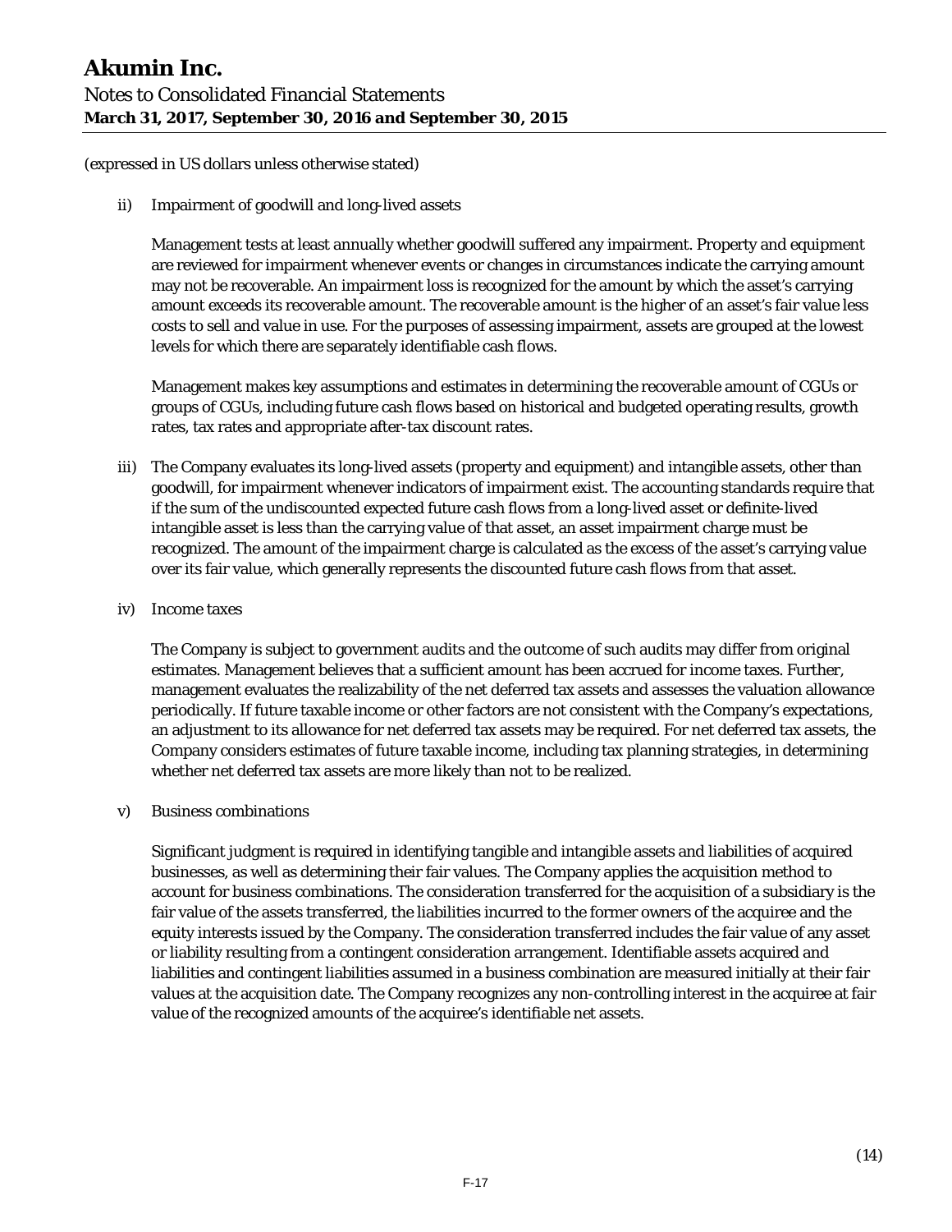(expressed in US dollars unless otherwise stated)

ii) Impairment of goodwill and long-lived assets

Management tests at least annually whether goodwill suffered any impairment. Property and equipment are reviewed for impairment whenever events or changes in circumstances indicate the carrying amount may not be recoverable. An impairment loss is recognized for the amount by which the asset's carrying amount exceeds its recoverable amount. The recoverable amount is the higher of an asset's fair value less costs to sell and value in use. For the purposes of assessing impairment, assets are grouped at the lowest levels for which there are separately identifiable cash flows.

Management makes key assumptions and estimates in determining the recoverable amount of CGUs or groups of CGUs, including future cash flows based on historical and budgeted operating results, growth rates, tax rates and appropriate after-tax discount rates.

iii) The Company evaluates its long-lived assets (property and equipment) and intangible assets, other than goodwill, for impairment whenever indicators of impairment exist. The accounting standards require that if the sum of the undiscounted expected future cash flows from a long-lived asset or definite-lived intangible asset is less than the carrying value of that asset, an asset impairment charge must be recognized. The amount of the impairment charge is calculated as the excess of the asset's carrying value over its fair value, which generally represents the discounted future cash flows from that asset.

iv) Income taxes

The Company is subject to government audits and the outcome of such audits may differ from original estimates. Management believes that a sufficient amount has been accrued for income taxes. Further, management evaluates the realizability of the net deferred tax assets and assesses the valuation allowance periodically. If future taxable income or other factors are not consistent with the Company's expectations, an adjustment to its allowance for net deferred tax assets may be required. For net deferred tax assets, the Company considers estimates of future taxable income, including tax planning strategies, in determining whether net deferred tax assets are more likely than not to be realized.

v) Business combinations

Significant judgment is required in identifying tangible and intangible assets and liabilities of acquired businesses, as well as determining their fair values. The Company applies the acquisition method to account for business combinations. The consideration transferred for the acquisition of a subsidiary is the fair value of the assets transferred, the liabilities incurred to the former owners of the acquiree and the equity interests issued by the Company. The consideration transferred includes the fair value of any asset or liability resulting from a contingent consideration arrangement. Identifiable assets acquired and liabilities and contingent liabilities assumed in a business combination are measured initially at their fair values at the acquisition date. The Company recognizes any non-controlling interest in the acquiree at fair value of the recognized amounts of the acquiree's identifiable net assets.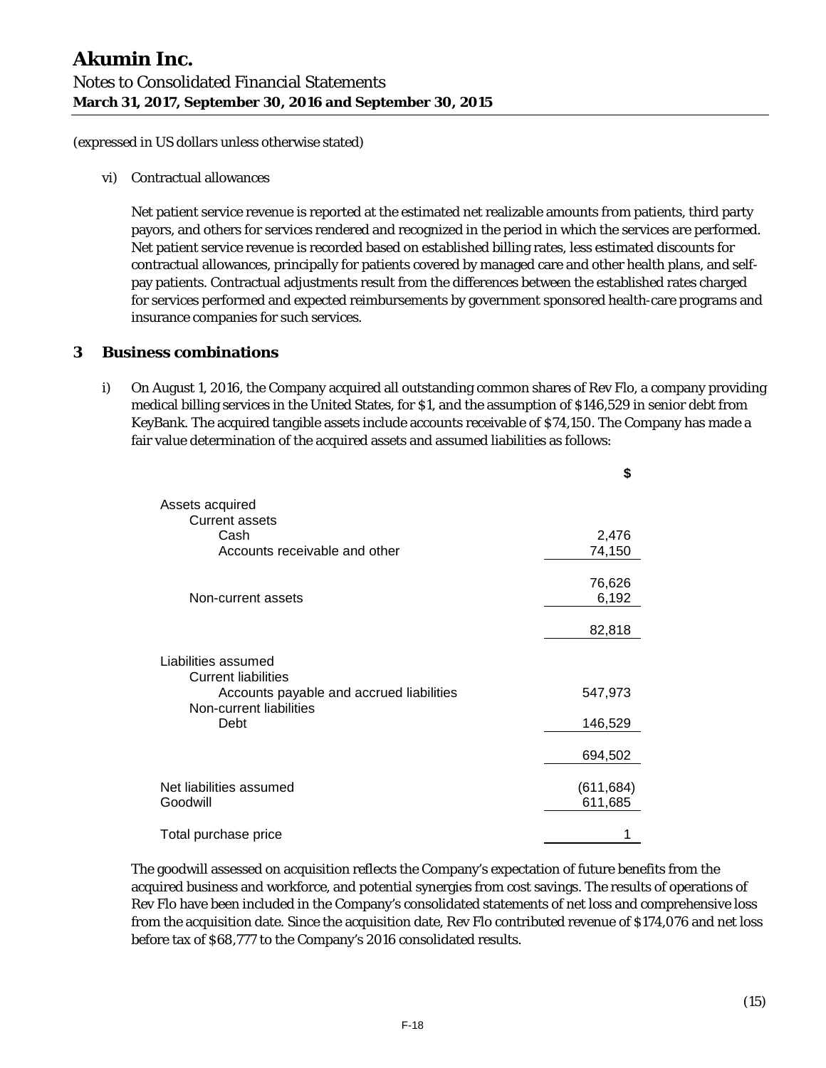(expressed in US dollars unless otherwise stated)

vi) Contractual allowances

Net patient service revenue is reported at the estimated net realizable amounts from patients, third party payors, and others for services rendered and recognized in the period in which the services are performed. Net patient service revenue is recorded based on established billing rates, less estimated discounts for contractual allowances, principally for patients covered by managed care and other health plans, and self-pay patients. Contractual adjustments result from the differences between the established rates charged for services performed and expected reimbursements by government sponsored health-care programs and insurance companies for such services.

## 3 Business combinations

i) On August 1, 2016, the Company acquired all outstanding common shares of Rev Flo, a company providing medical billing services in the United States, for $1, and the assumption of $146,529 in senior debt from KeyBank. The acquired tangible assets include accounts receivable of $74,150. The Company has made a fair value determination of the acquired assets and assumed liabilities as follows:

| | $ |
|---|---|
| Assets acquired | |
| Current assets | |
| Cash | 2,476 |
| Accounts receivable and other | 74,150 |
| | 76,626 |
| Non-current assets | 6,192 |
| | 82,818 |
| Liabilities assumed | |
| Current liabilities | |
| Accounts payable and accrued liabilities | 547,973 |
| Non-current liabilities | |
| Debt | 146,529 |
| | 694,502 |
| Net liabilities assumed | (611,684) |
| Goodwill | 611,685 |
| Total purchase price | 1 |

The goodwill assessed on acquisition reflects the Company's expectation of future benefits from the acquired business and workforce, and potential synergies from cost savings. The results of operations of Rev Flo have been included in the Company's consolidated statements of net loss and comprehensive loss from the acquisition date. Since the acquisition date, Rev Flo contributed revenue of $174,076 and net loss before tax of $68,777 to the Company's 2016 consolidated results.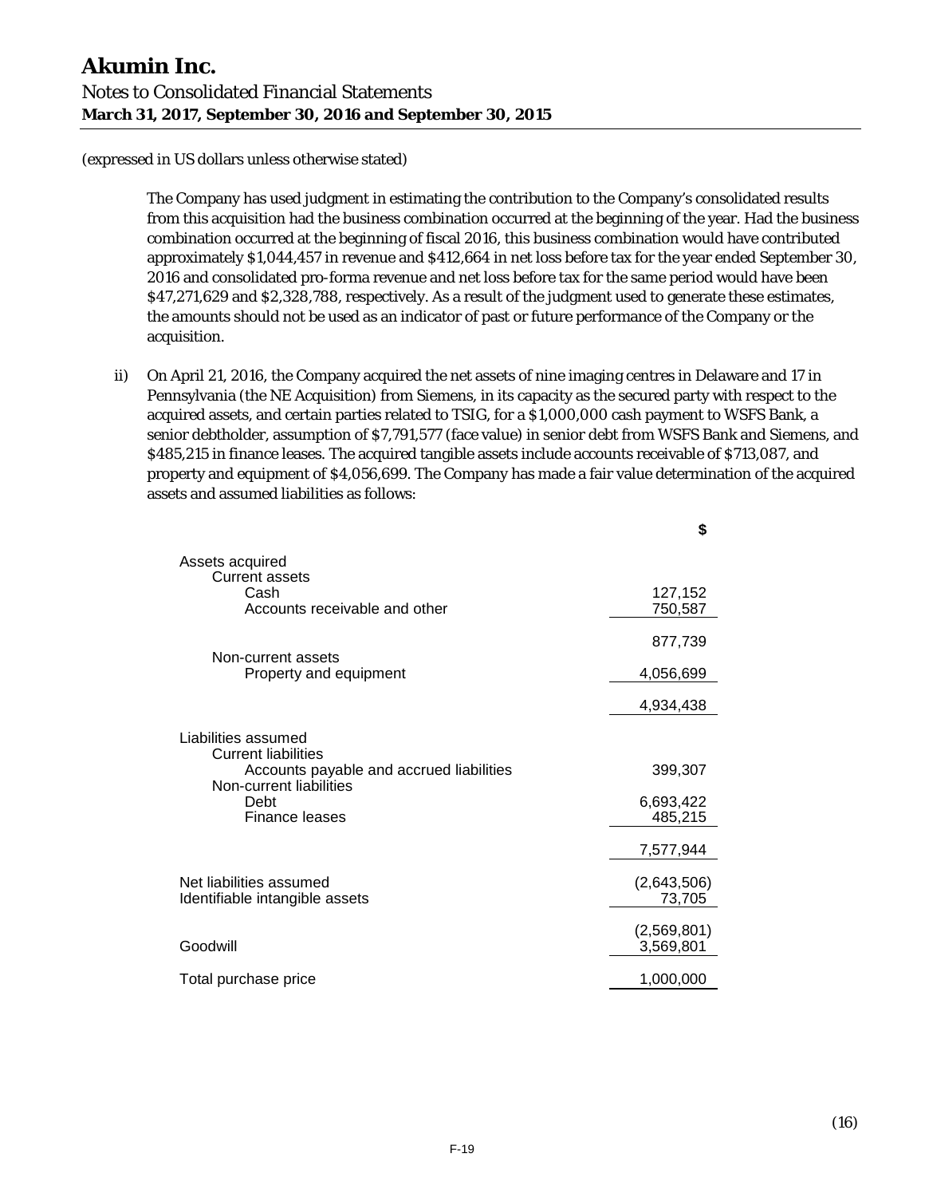(expressed in US dollars unless otherwise stated)

The Company has used judgment in estimating the contribution to the Company's consolidated results from this acquisition had the business combination occurred at the beginning of the year. Had the business combination occurred at the beginning of fiscal 2016, this business combination would have contributed approximately $1,044,457 in revenue and $412,664 in net loss before tax for the year ended September 30, 2016 and consolidated pro-forma revenue and net loss before tax for the same period would have been $47,271,629 and $2,328,788, respectively. As a result of the judgment used to generate these estimates, the amounts should not be used as an indicator of past or future performance of the Company or the acquisition.

ii) On April 21, 2016, the Company acquired the net assets of nine imaging centres in Delaware and 17 in Pennsylvania (the NE Acquisition) from Siemens, in its capacity as the secured party with respect to the acquired assets, and certain parties related to TSIG, for a $1,000,000 cash payment to WSFS Bank, a senior debtholder, assumption of $7,791,577 (face value) in senior debt from WSFS Bank and Siemens, and $485,215 in finance leases. The acquired tangible assets include accounts receivable of $713,087, and property and equipment of $4,056,699. The Company has made a fair value determination of the acquired assets and assumed liabilities as follows:

| | $ |
|---|---|
| Assets acquired | |
| Current assets | |
| Cash | 127,152 |
| Accounts receivable and other | 750,587 |
| | 877,739 |
| Non-current assets | |
| Property and equipment | 4,056,699 |
| | 4,934,438 |
| Liabilities assumed | |
| Current liabilities | |
| Accounts payable and accrued liabilities | 399,307 |
| Non-current liabilities | |
| Debt | 6,693,422 |
| Finance leases | 485,215 |
| | 7,577,944 |
| Net liabilities assumed | (2,643,506) |
| Identifiable intangible assets | 73,705 |
| | (2,569,801) |
| Goodwill | 3,569,801 |
| Total purchase price | 1,000,000 |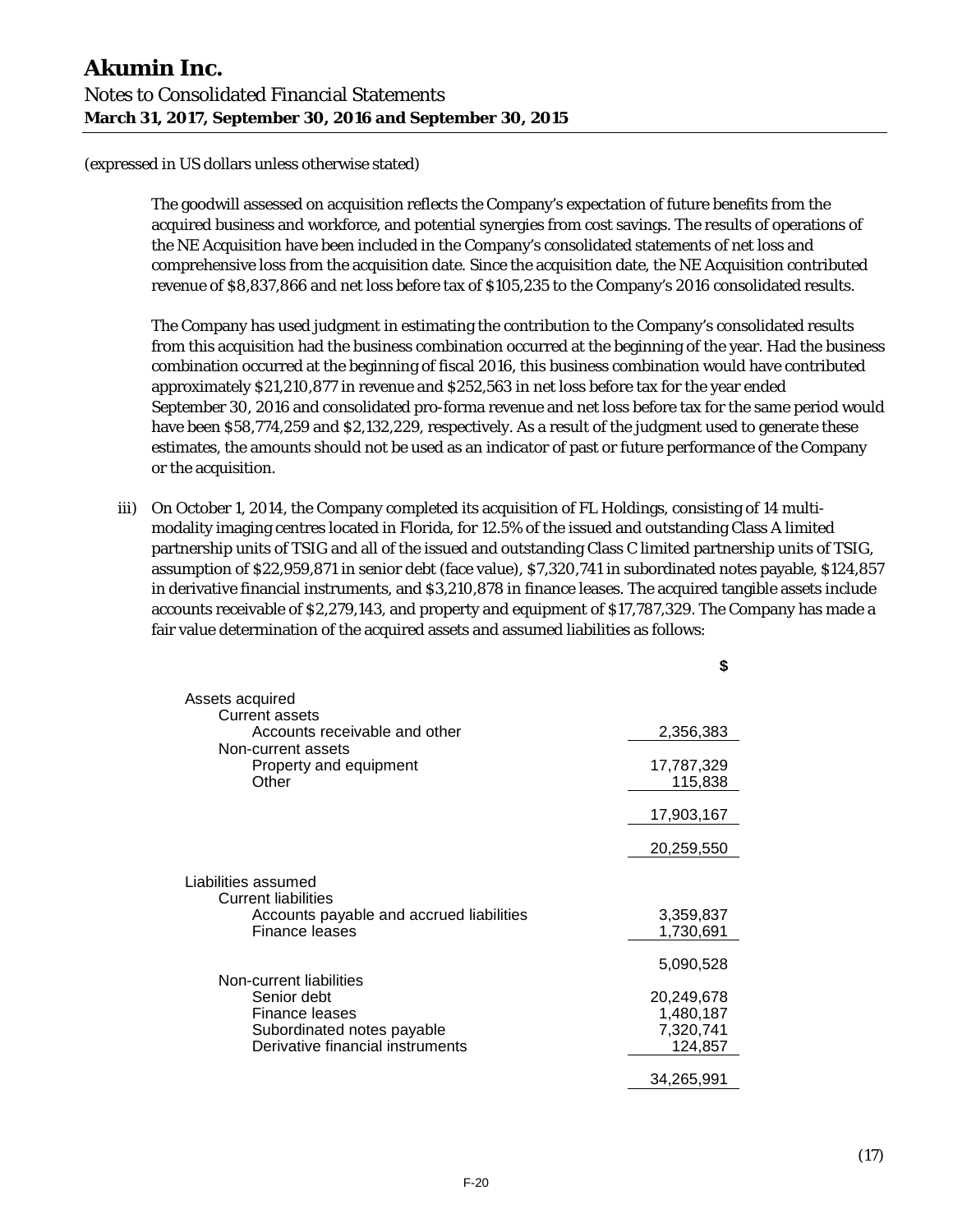(expressed in US dollars unless otherwise stated)

The goodwill assessed on acquisition reflects the Company's expectation of future benefits from the acquired business and workforce, and potential synergies from cost savings. The results of operations of the NE Acquisition have been included in the Company's consolidated statements of net loss and comprehensive loss from the acquisition date. Since the acquisition date, the NE Acquisition contributed revenue of $8,837,866 and net loss before tax of $105,235 to the Company's 2016 consolidated results.

The Company has used judgment in estimating the contribution to the Company's consolidated results from this acquisition had the business combination occurred at the beginning of the year. Had the business combination occurred at the beginning of fiscal 2016, this business combination would have contributed approximately $21,210,877 in revenue and $252,563 in net loss before tax for the year ended September 30, 2016 and consolidated pro-forma revenue and net loss before tax for the same period would have been $58,774,259 and $2,132,229, respectively. As a result of the judgment used to generate these estimates, the amounts should not be used as an indicator of past or future performance of the Company or the acquisition.

iii) On October 1, 2014, the Company completed its acquisition of FL Holdings, consisting of 14 multi-modality imaging centres located in Florida, for 12.5% of the issued and outstanding Class A limited partnership units of TSIG and all of the issued and outstanding Class C limited partnership units of TSIG, assumption of $22,959,871 in senior debt (face value), $7,320,741 in subordinated notes payable, $124,857 in derivative financial instruments, and $3,210,878 in finance leases. The acquired tangible assets include accounts receivable of $2,279,143, and property and equipment of $17,787,329. The Company has made a fair value determination of the acquired assets and assumed liabilities as follows:

| | $ |
|---|---|
| Assets acquired | |
| Current assets | |
| Accounts receivable and other | 2,356,383 |
| Non-current assets | |
| Property and equipment | 17,787,329 |
| Other | 115,838 |
| | 17,903,167 |
| | 20,259,550 |
| Liabilities assumed | |
| Current liabilities | |
| Accounts payable and accrued liabilities | 3,359,837 |
| Finance leases | 1,730,691 |
| | 5,090,528 |
| Non-current liabilities | |
| Senior debt | 20,249,678 |
| Finance leases | 1,480,187 |
| Subordinated notes payable | 7,320,741 |
| Derivative financial instruments | 124,857 |
| | 34,265,991 |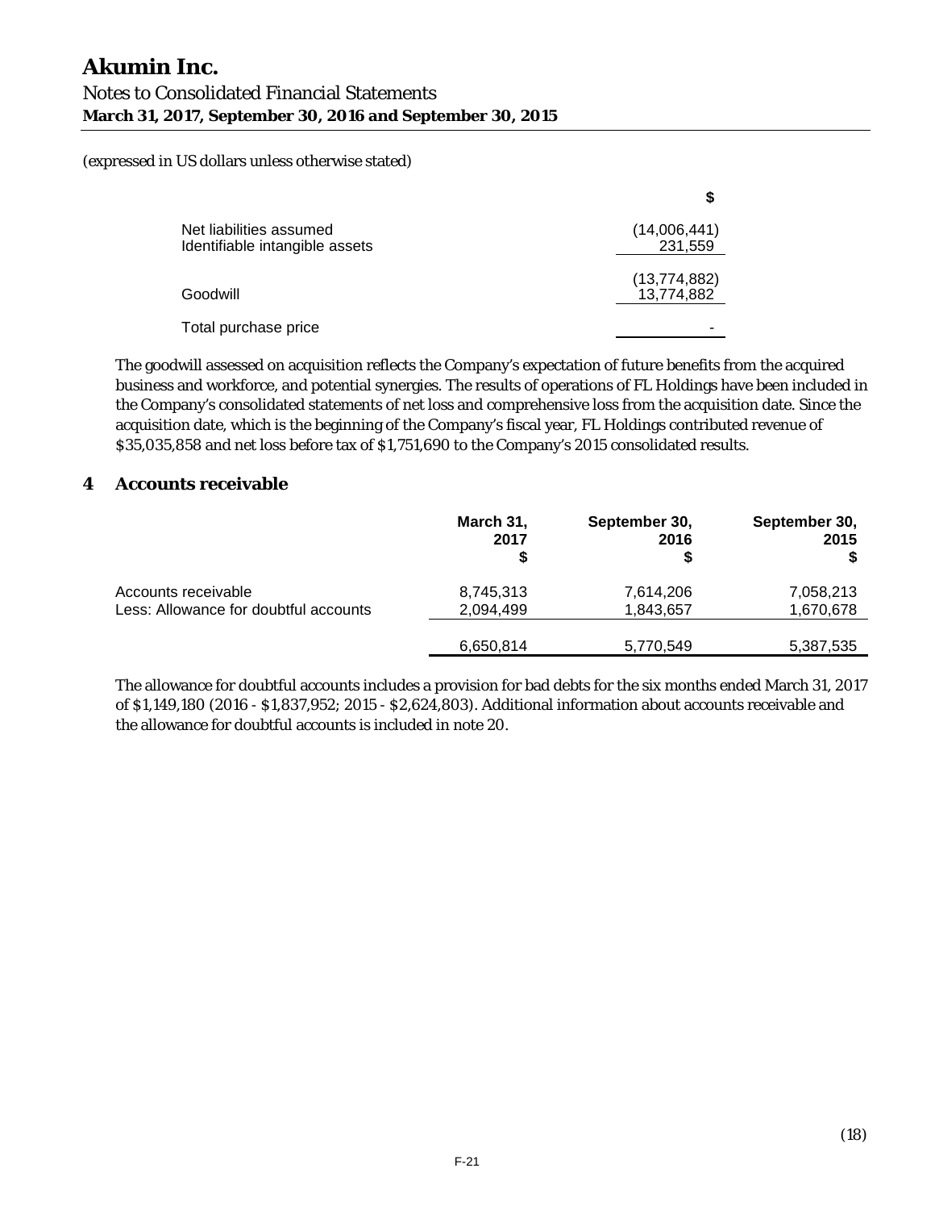(expressed in US dollars unless otherwise stated)

| | $ |
|---|---|
| Net liabilities assumed | (14,006,441) |
| Identifiable intangible assets | 231,559 |
| | (13,774,882) |
| Goodwill | 13,774,882 |
| Total purchase price | - |

The goodwill assessed on acquisition reflects the Company's expectation of future benefits from the acquired business and workforce, and potential synergies. The results of operations of FL Holdings have been included in the Company's consolidated statements of net loss and comprehensive loss from the acquisition date. Since the acquisition date, which is the beginning of the Company's fiscal year, FL Holdings contributed revenue of $35,035,858 and net loss before tax of $1,751,690 to the Company's 2015 consolidated results.

## 4 Accounts receivable

| | March 31, 2017 $ | September 30, 2016 $ | September 30, 2015 $ |
|---|---|---|---|
| Accounts receivable | 8,745,313 | 7,614,206 | 7,058,213 |
| Less: Allowance for doubtful accounts | 2,094,499 | 1,843,657 | 1,670,678 |
| | 6,650,814 | 5,770,549 | 5,387,535 |

The allowance for doubtful accounts includes a provision for bad debts for the six months ended March 31, 2017 of $1,149,180 (2016 - $1,837,952; 2015 - $2,624,803). Additional information about accounts receivable and the allowance for doubtful accounts is included in note 20.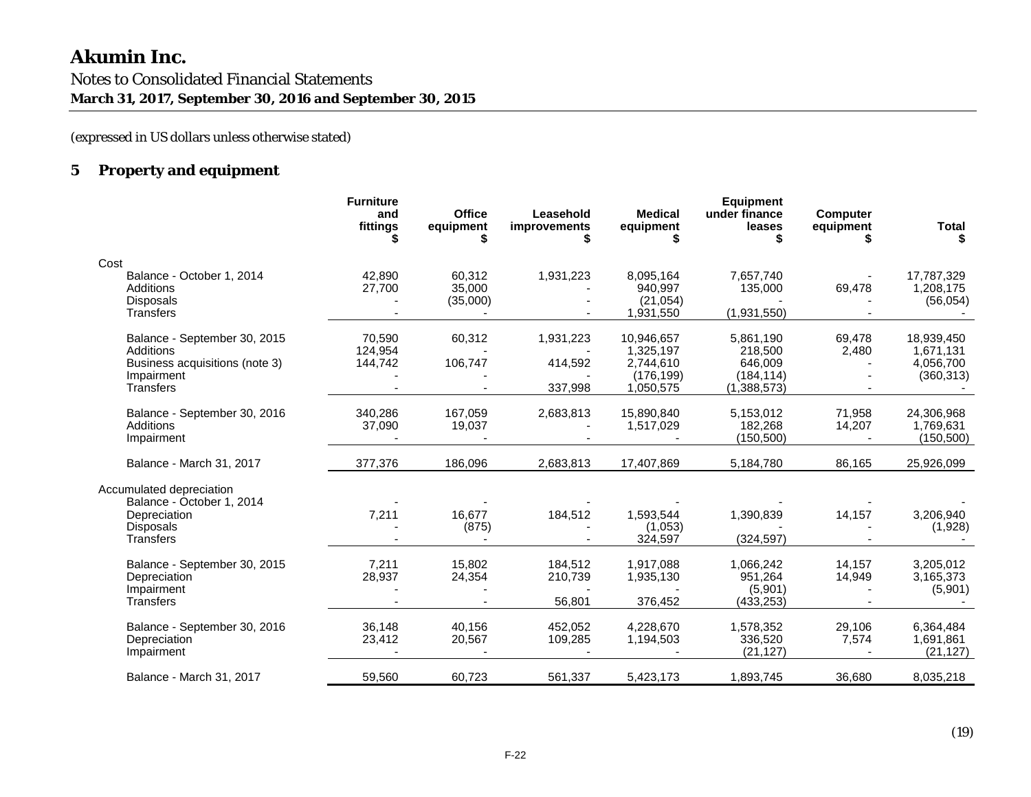# Akumin Inc.

Notes to Consolidated Financial Statements

**March 31, 2017, September 30, 2016 and September 30, 2015**

(expressed in US dollars unless otherwise stated)

## 5 Property and equipment

| | Furniture and fittings $ | Office equipment $ | Leasehold improvements $ | Medical equipment $ | Equipment under finance leases $ | Computer equipment $ | Total $ |
|---|---|---|---|---|---|---|---|
| **Cost** | | | | | | | |
| Balance - October 1, 2014 | 42,890 | 60,312 | 1,931,223 | 8,095,164 | 7,657,740 | - | 17,787,329 |
| Additions | 27,700 | 35,000 | - | 940,997 | 135,000 | 69,478 | 1,208,175 |
| Disposals | - | (35,000) | - | (21,054) | - | - | (56,054) |
| Transfers | - | - | - | 1,931,550 | (1,931,550) | - | - |
| Balance - September 30, 2015 | 70,590 | 60,312 | 1,931,223 | 10,946,657 | 5,861,190 | 69,478 | 18,939,450 |
| Additions | 124,954 | - | - | 1,325,197 | 218,500 | 2,480 | 1,671,131 |
| Business acquisitions (note 3) | 144,742 | 106,747 | 414,592 | 2,744,610 | 646,009 | - | 4,056,700 |
| Impairment | - | - | - | (176,199) | (184,114) | - | (360,313) |
| Transfers | - | - | 337,998 | 1,050,575 | (1,388,573) | - | - |
| Balance - September 30, 2016 | 340,286 | 167,059 | 2,683,813 | 15,890,840 | 5,153,012 | 71,958 | 24,306,968 |
| Additions | 37,090 | 19,037 | - | 1,517,029 | 182,268 | 14,207 | 1,769,631 |
| Impairment | - | - | - | - | (150,500) | - | (150,500) |
| Balance - March 31, 2017 | 377,376 | 186,096 | 2,683,813 | 17,407,869 | 5,184,780 | 86,165 | 25,926,099 |
| **Accumulated depreciation** | | | | | | | |
| Balance - October 1, 2014 | - | - | - | - | - | - | - |
| Depreciation | 7,211 | 16,677 | 184,512 | 1,593,544 | 1,390,839 | 14,157 | 3,206,940 |
| Disposals | - | (875) | - | (1,053) | - | - | (1,928) |
| Transfers | - | - | - | 324,597 | (324,597) | - | - |
| Balance - September 30, 2015 | 7,211 | 15,802 | 184,512 | 1,917,088 | 1,066,242 | 14,157 | 3,205,012 |
| Depreciation | 28,937 | 24,354 | 210,739 | 1,935,130 | 951,264 | 14,949 | 3,165,373 |
| Impairment | - | - | - | - | (5,901) | - | (5,901) |
| Transfers | - | - | 56,801 | 376,452 | (433,253) | - | - |
| Balance - September 30, 2016 | 36,148 | 40,156 | 452,052 | 4,228,670 | 1,578,352 | 29,106 | 6,364,484 |
| Depreciation | 23,412 | 20,567 | 109,285 | 1,194,503 | 336,520 | 7,574 | 1,691,861 |
| Impairment | - | - | - | - | (21,127) | - | (21,127) |
| Balance - March 31, 2017 | 59,560 | 60,723 | 561,337 | 5,423,173 | 1,893,745 | 36,680 | 8,035,218 |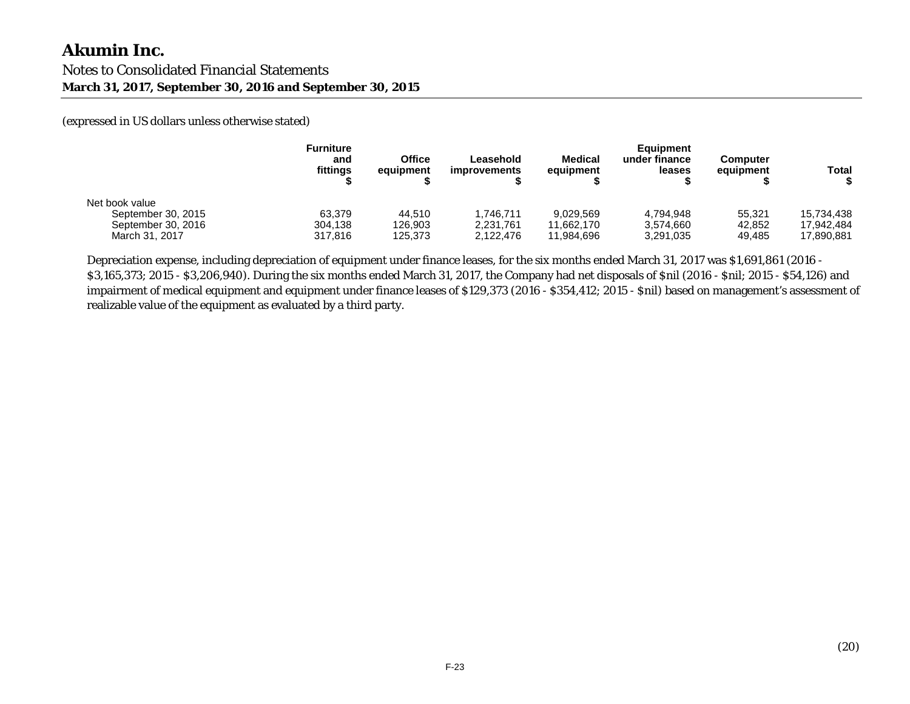(expressed in US dollars unless otherwise stated)

| | Furniture and fittings $ | Office equipment $ | Leasehold improvements $ | Medical equipment $ | Equipment under finance leases $ | Computer equipment $ | Total $ |
|---|---|---|---|---|---|---|---|
| Net book value | | | | | | | |
| September 30, 2015 | 63,379 | 44,510 | 1,746,711 | 9,029,569 | 4,794,948 | 55,321 | 15,734,438 |
| September 30, 2016 | 304,138 | 126,903 | 2,231,761 | 11,662,170 | 3,574,660 | 42,852 | 17,942,484 |
| March 31, 2017 | 317,816 | 125,373 | 2,122,476 | 11,984,696 | 3,291,035 | 49,485 | 17,890,881 |

Depreciation expense, including depreciation of equipment under finance leases, for the six months ended March 31, 2017 was $1,691,861 (2016 - $3,165,373; 2015 - $3,206,940). During the six months ended March 31, 2017, the Company had net disposals of $nil (2016 - $nil; 2015 - $54,126) and impairment of medical equipment and equipment under finance leases of $129,373 (2016 - $354,412; 2015 - $nil) based on management's assessment of realizable value of the equipment as evaluated by a third party.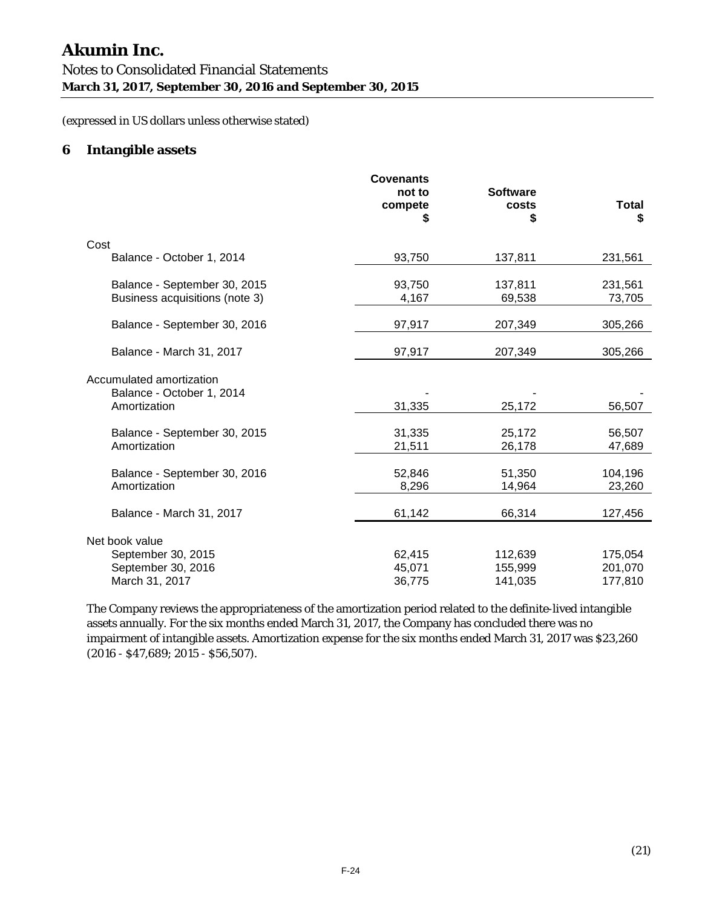# Akumin Inc.

Notes to Consolidated Financial Statements
**March 31, 2017, September 30, 2016 and September 30, 2015**

(expressed in US dollars unless otherwise stated)

## 6 Intangible assets

| | Covenants not to compete $ | Software costs $ | Total $ |
|---|---|---|---|
| Cost | | | |
| Balance - October 1, 2014 | 93,750 | 137,811 | 231,561 |
| Balance - September 30, 2015 | 93,750 | 137,811 | 231,561 |
| Business acquisitions (note 3) | 4,167 | 69,538 | 73,705 |
| Balance - September 30, 2016 | 97,917 | 207,349 | 305,266 |
| Balance - March 31, 2017 | 97,917 | 207,349 | 305,266 |
| Accumulated amortization | | | |
| Balance - October 1, 2014 | - | - | - |
| Amortization | 31,335 | 25,172 | 56,507 |
| Balance - September 30, 2015 | 31,335 | 25,172 | 56,507 |
| Amortization | 21,511 | 26,178 | 47,689 |
| Balance - September 30, 2016 | 52,846 | 51,350 | 104,196 |
| Amortization | 8,296 | 14,964 | 23,260 |
| Balance - March 31, 2017 | 61,142 | 66,314 | 127,456 |
| Net book value | | | |
| September 30, 2015 | 62,415 | 112,639 | 175,054 |
| September 30, 2016 | 45,071 | 155,999 | 201,070 |
| March 31, 2017 | 36,775 | 141,035 | 177,810 |

The Company reviews the appropriateness of the amortization period related to the definite-lived intangible assets annually. For the six months ended March 31, 2017, the Company has concluded there was no impairment of intangible assets. Amortization expense for the six months ended March 31, 2017 was $23,260 (2016 - $47,689; 2015 - $56,507).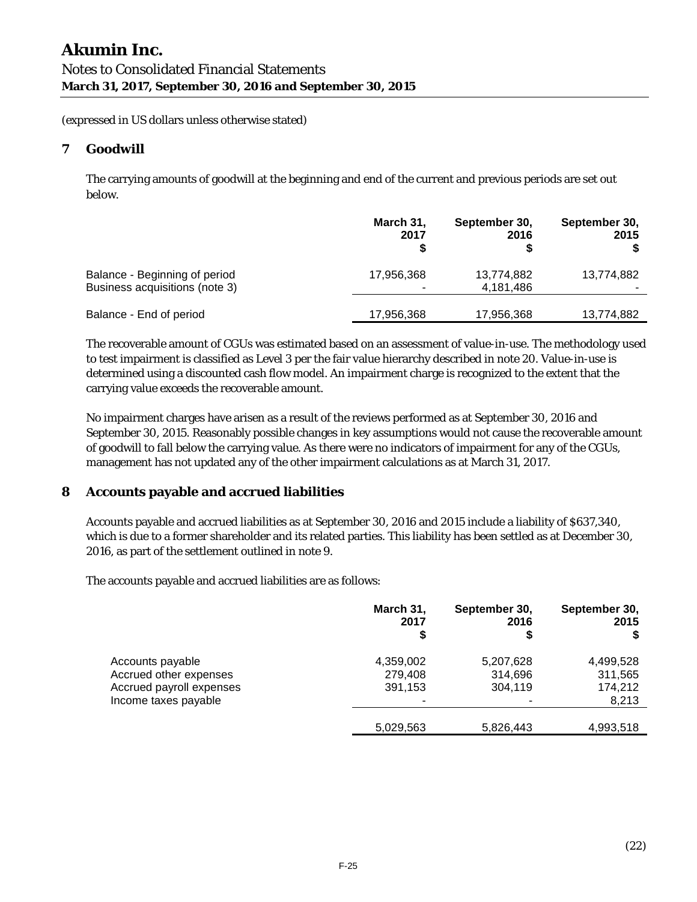# Akumin Inc.

Notes to Consolidated Financial Statements
**March 31, 2017, September 30, 2016 and September 30, 2015**

(expressed in US dollars unless otherwise stated)

## 7 Goodwill

The carrying amounts of goodwill at the beginning and end of the current and previous periods are set out below.

| | March 31, 2017 $ | September 30, 2016 $ | September 30, 2015 $ |
|---|---|---|---|
| Balance - Beginning of period | 17,956,368 | 13,774,882 | 13,774,882 |
| Business acquisitions (note 3) | - | 4,181,486 | - |
| Balance - End of period | 17,956,368 | 17,956,368 | 13,774,882 |

The recoverable amount of CGUs was estimated based on an assessment of value-in-use. The methodology used to test impairment is classified as Level 3 per the fair value hierarchy described in note 20. Value-in-use is determined using a discounted cash flow model. An impairment charge is recognized to the extent that the carrying value exceeds the recoverable amount.

No impairment charges have arisen as a result of the reviews performed as at September 30, 2016 and September 30, 2015. Reasonably possible changes in key assumptions would not cause the recoverable amount of goodwill to fall below the carrying value. As there were no indicators of impairment for any of the CGUs, management has not updated any of the other impairment calculations as at March 31, 2017.

## 8 Accounts payable and accrued liabilities

Accounts payable and accrued liabilities as at September 30, 2016 and 2015 include a liability of $637,340, which is due to a former shareholder and its related parties. This liability has been settled as at December 30, 2016, as part of the settlement outlined in note 9.

The accounts payable and accrued liabilities are as follows:

| | March 31, 2017 $ | September 30, 2016 $ | September 30, 2015 $ |
|---|---|---|---|
| Accounts payable | 4,359,002 | 5,207,628 | 4,499,528 |
| Accrued other expenses | 279,408 | 314,696 | 311,565 |
| Accrued payroll expenses | 391,153 | 304,119 | 174,212 |
| Income taxes payable | - | - | 8,213 |
| | 5,029,563 | 5,826,443 | 4,993,518 |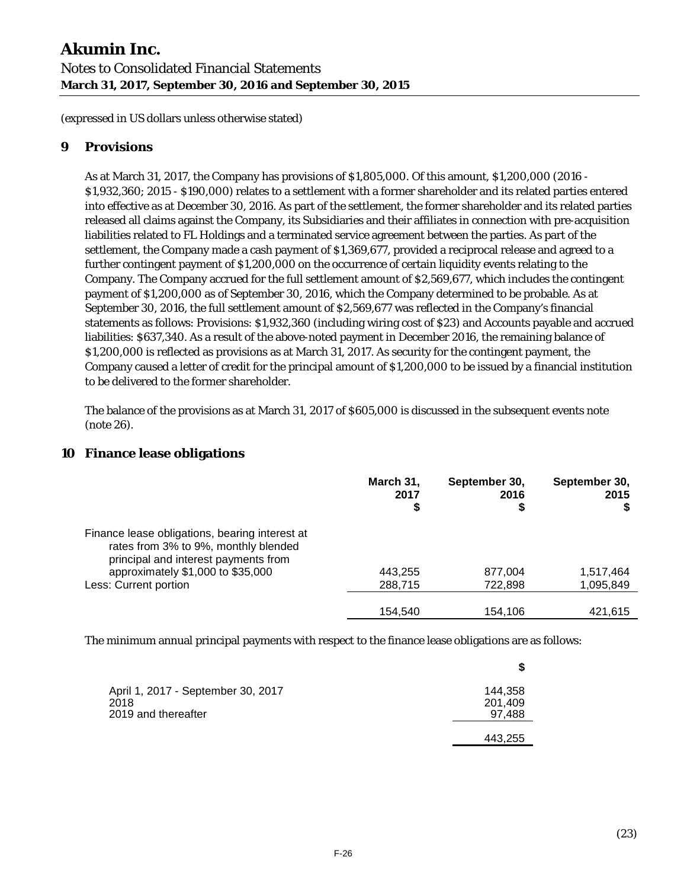(expressed in US dollars unless otherwise stated)

## 9 Provisions

As at March 31, 2017, the Company has provisions of $1,805,000. Of this amount, $1,200,000 (2016 - $1,932,360; 2015 - $190,000) relates to a settlement with a former shareholder and its related parties entered into effective as at December 30, 2016. As part of the settlement, the former shareholder and its related parties released all claims against the Company, its Subsidiaries and their affiliates in connection with pre-acquisition liabilities related to FL Holdings and a terminated service agreement between the parties. As part of the settlement, the Company made a cash payment of $1,369,677, provided a reciprocal release and agreed to a further contingent payment of $1,200,000 on the occurrence of certain liquidity events relating to the Company. The Company accrued for the full settlement amount of $2,569,677, which includes the contingent payment of $1,200,000 as of September 30, 2016, which the Company determined to be probable. As at September 30, 2016, the full settlement amount of $2,569,677 was reflected in the Company's financial statements as follows: Provisions: $1,932,360 (including wiring cost of $23) and Accounts payable and accrued liabilities: $637,340. As a result of the above-noted payment in December 2016, the remaining balance of $1,200,000 is reflected as provisions as at March 31, 2017. As security for the contingent payment, the Company caused a letter of credit for the principal amount of $1,200,000 to be issued by a financial institution to be delivered to the former shareholder.

The balance of the provisions as at March 31, 2017 of $605,000 is discussed in the subsequent events note (note 26).

## 10 Finance lease obligations

| | March 31, 2017 $ | September 30, 2016 $ | September 30, 2015 $ |
|---|---|---|---|
| Finance lease obligations, bearing interest at rates from 3% to 9%, monthly blended principal and interest payments from approximately $1,000 to $35,000 | 443,255 | 877,004 | 1,517,464 |
| Less: Current portion | 288,715 | 722,898 | 1,095,849 |
| | 154,540 | 154,106 | 421,615 |

The minimum annual principal payments with respect to the finance lease obligations are as follows:

| | $ |
|---|---|
| April 1, 2017 - September 30, 2017 | 144,358 |
| 2018 | 201,409 |
| 2019 and thereafter | 97,488 |
| | 443,255 |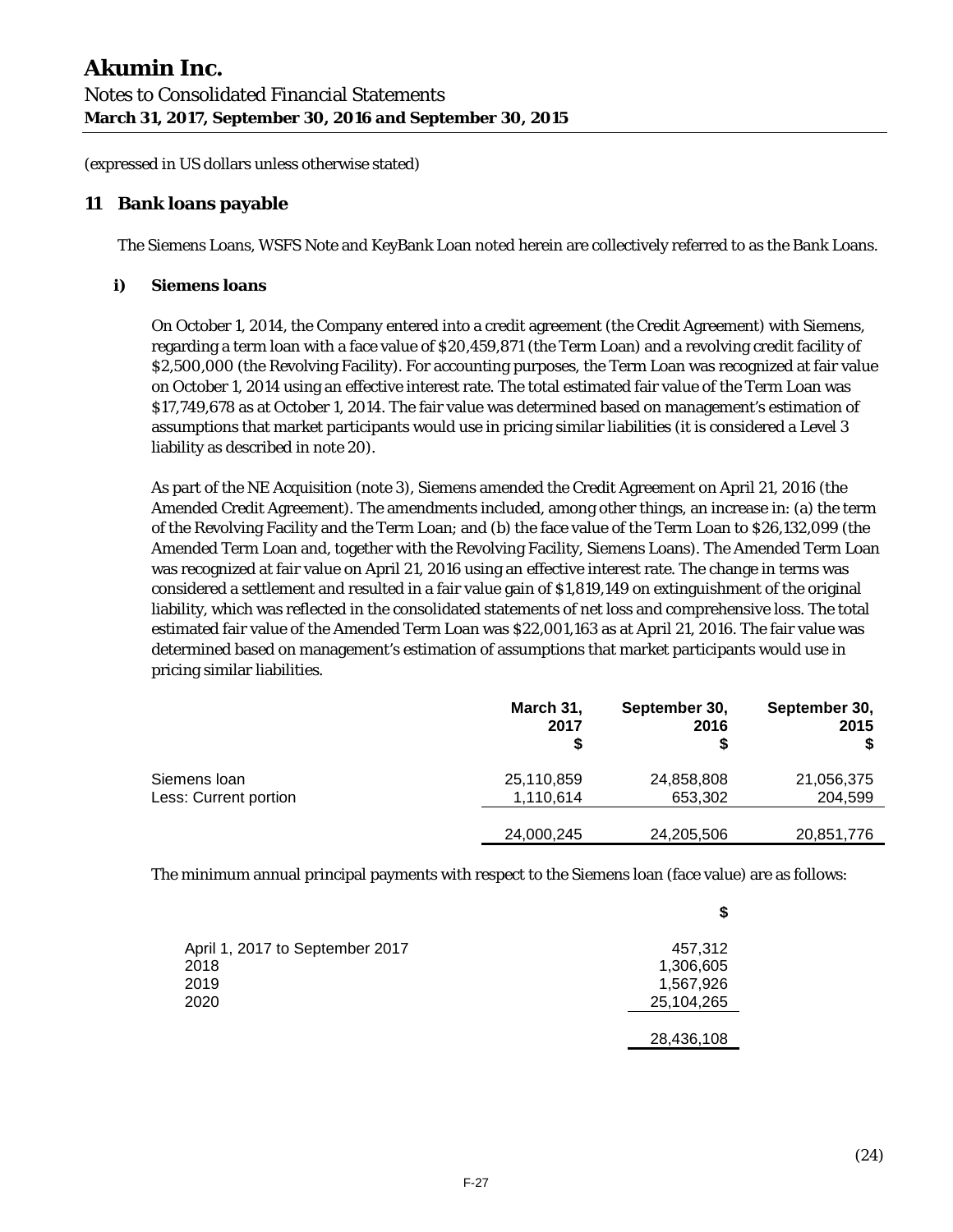# Akumin Inc.

Notes to Consolidated Financial Statements
**March 31, 2017, September 30, 2016 and September 30, 2015**

(expressed in US dollars unless otherwise stated)

## 11 Bank loans payable

The Siemens Loans, WSFS Note and KeyBank Loan noted herein are collectively referred to as the Bank Loans.

### i) Siemens loans

On October 1, 2014, the Company entered into a credit agreement (the Credit Agreement) with Siemens, regarding a term loan with a face value of $20,459,871 (the Term Loan) and a revolving credit facility of $2,500,000 (the Revolving Facility). For accounting purposes, the Term Loan was recognized at fair value on October 1, 2014 using an effective interest rate. The total estimated fair value of the Term Loan was $17,749,678 as at October 1, 2014. The fair value was determined based on management's estimation of assumptions that market participants would use in pricing similar liabilities (it is considered a Level 3 liability as described in note 20).

As part of the NE Acquisition (note 3), Siemens amended the Credit Agreement on April 21, 2016 (the Amended Credit Agreement). The amendments included, among other things, an increase in: (a) the term of the Revolving Facility and the Term Loan; and (b) the face value of the Term Loan to $26,132,099 (the Amended Term Loan and, together with the Revolving Facility, Siemens Loans). The Amended Term Loan was recognized at fair value on April 21, 2016 using an effective interest rate. The change in terms was considered a settlement and resulted in a fair value gain of $1,819,149 on extinguishment of the original liability, which was reflected in the consolidated statements of net loss and comprehensive loss. The total estimated fair value of the Amended Term Loan was $22,001,163 as at April 21, 2016. The fair value was determined based on management's estimation of assumptions that market participants would use in pricing similar liabilities.

| | March 31, 2017 $ | September 30, 2016 $ | September 30, 2015 $ |
|---|---|---|---|
| Siemens loan | 25,110,859 | 24,858,808 | 21,056,375 |
| Less: Current portion | 1,110,614 | 653,302 | 204,599 |
| | 24,000,245 | 24,205,506 | 20,851,776 |

The minimum annual principal payments with respect to the Siemens loan (face value) are as follows:

| | $ |
|---|---|
| April 1, 2017 to September 2017 | 457,312 |
| 2018 | 1,306,605 |
| 2019 | 1,567,926 |
| 2020 | 25,104,265 |
| | 28,436,108 |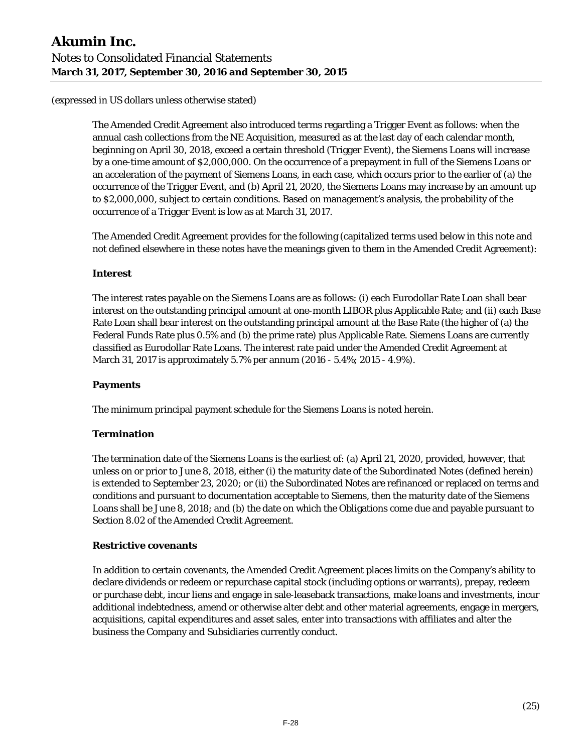(expressed in US dollars unless otherwise stated)

The Amended Credit Agreement also introduced terms regarding a Trigger Event as follows: when the annual cash collections from the NE Acquisition, measured as at the last day of each calendar month, beginning on April 30, 2018, exceed a certain threshold (Trigger Event), the Siemens Loans will increase by a one-time amount of $2,000,000. On the occurrence of a prepayment in full of the Siemens Loans or an acceleration of the payment of Siemens Loans, in each case, which occurs prior to the earlier of (a) the occurrence of the Trigger Event, and (b) April 21, 2020, the Siemens Loans may increase by an amount up to $2,000,000, subject to certain conditions. Based on management's analysis, the probability of the occurrence of a Trigger Event is low as at March 31, 2017.

The Amended Credit Agreement provides for the following (capitalized terms used below in this note and not defined elsewhere in these notes have the meanings given to them in the Amended Credit Agreement):

**Interest**

The interest rates payable on the Siemens Loans are as follows: (i) each Eurodollar Rate Loan shall bear interest on the outstanding principal amount at one-month LIBOR plus Applicable Rate; and (ii) each Base Rate Loan shall bear interest on the outstanding principal amount at the Base Rate (the higher of (a) the Federal Funds Rate plus 0.5% and (b) the prime rate) plus Applicable Rate. Siemens Loans are currently classified as Eurodollar Rate Loans. The interest rate paid under the Amended Credit Agreement at March 31, 2017 is approximately 5.7% per annum (2016 - 5.4%; 2015 - 4.9%).

**Payments**

The minimum principal payment schedule for the Siemens Loans is noted herein.

**Termination**

The termination date of the Siemens Loans is the earliest of: (a) April 21, 2020, provided, however, that unless on or prior to June 8, 2018, either (i) the maturity date of the Subordinated Notes (defined herein) is extended to September 23, 2020; or (ii) the Subordinated Notes are refinanced or replaced on terms and conditions and pursuant to documentation acceptable to Siemens, then the maturity date of the Siemens Loans shall be June 8, 2018; and (b) the date on which the Obligations come due and payable pursuant to Section 8.02 of the Amended Credit Agreement.

**Restrictive covenants**

In addition to certain covenants, the Amended Credit Agreement places limits on the Company's ability to declare dividends or redeem or repurchase capital stock (including options or warrants), prepay, redeem or purchase debt, incur liens and engage in sale-leaseback transactions, make loans and investments, incur additional indebtedness, amend or otherwise alter debt and other material agreements, engage in mergers, acquisitions, capital expenditures and asset sales, enter into transactions with affiliates and alter the business the Company and Subsidiaries currently conduct.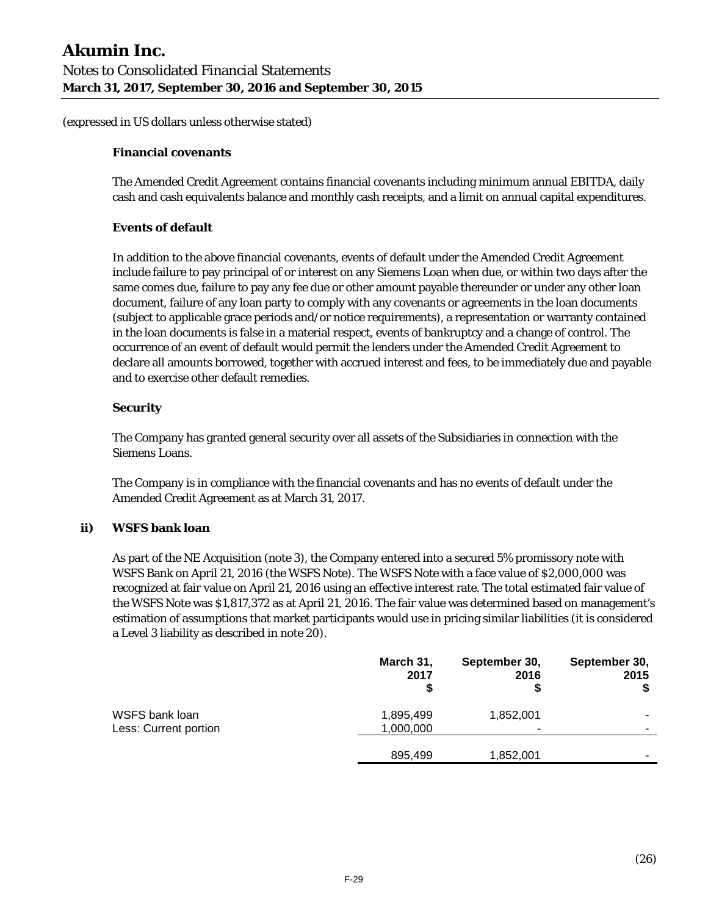(expressed in US dollars unless otherwise stated)

**Financial covenants**

The Amended Credit Agreement contains financial covenants including minimum annual EBITDA, daily cash and cash equivalents balance and monthly cash receipts, and a limit on annual capital expenditures.

**Events of default**

In addition to the above financial covenants, events of default under the Amended Credit Agreement include failure to pay principal of or interest on any Siemens Loan when due, or within two days after the same comes due, failure to pay any fee due or other amount payable thereunder or under any other loan document, failure of any loan party to comply with any covenants or agreements in the loan documents (subject to applicable grace periods and/or notice requirements), a representation or warranty contained in the loan documents is false in a material respect, events of bankruptcy and a change of control. The occurrence of an event of default would permit the lenders under the Amended Credit Agreement to declare all amounts borrowed, together with accrued interest and fees, to be immediately due and payable and to exercise other default remedies.

**Security**

The Company has granted general security over all assets of the Subsidiaries in connection with the Siemens Loans.

The Company is in compliance with the financial covenants and has no events of default under the Amended Credit Agreement as at March 31, 2017.

**ii) WSFS bank loan**

As part of the NE Acquisition (note 3), the Company entered into a secured 5% promissory note with WSFS Bank on April 21, 2016 (the WSFS Note). The WSFS Note with a face value of $2,000,000 was recognized at fair value on April 21, 2016 using an effective interest rate. The total estimated fair value of the WSFS Note was $1,817,372 as at April 21, 2016. The fair value was determined based on management's estimation of assumptions that market participants would use in pricing similar liabilities (it is considered a Level 3 liability as described in note 20).

| | March 31, 2017 $ | September 30, 2016 $ | September 30, 2015 $ |
|---|---|---|---|
| WSFS bank loan | 1,895,499 | 1,852,001 | - |
| Less: Current portion | 1,000,000 | - | - |
| | 895,499 | 1,852,001 | - |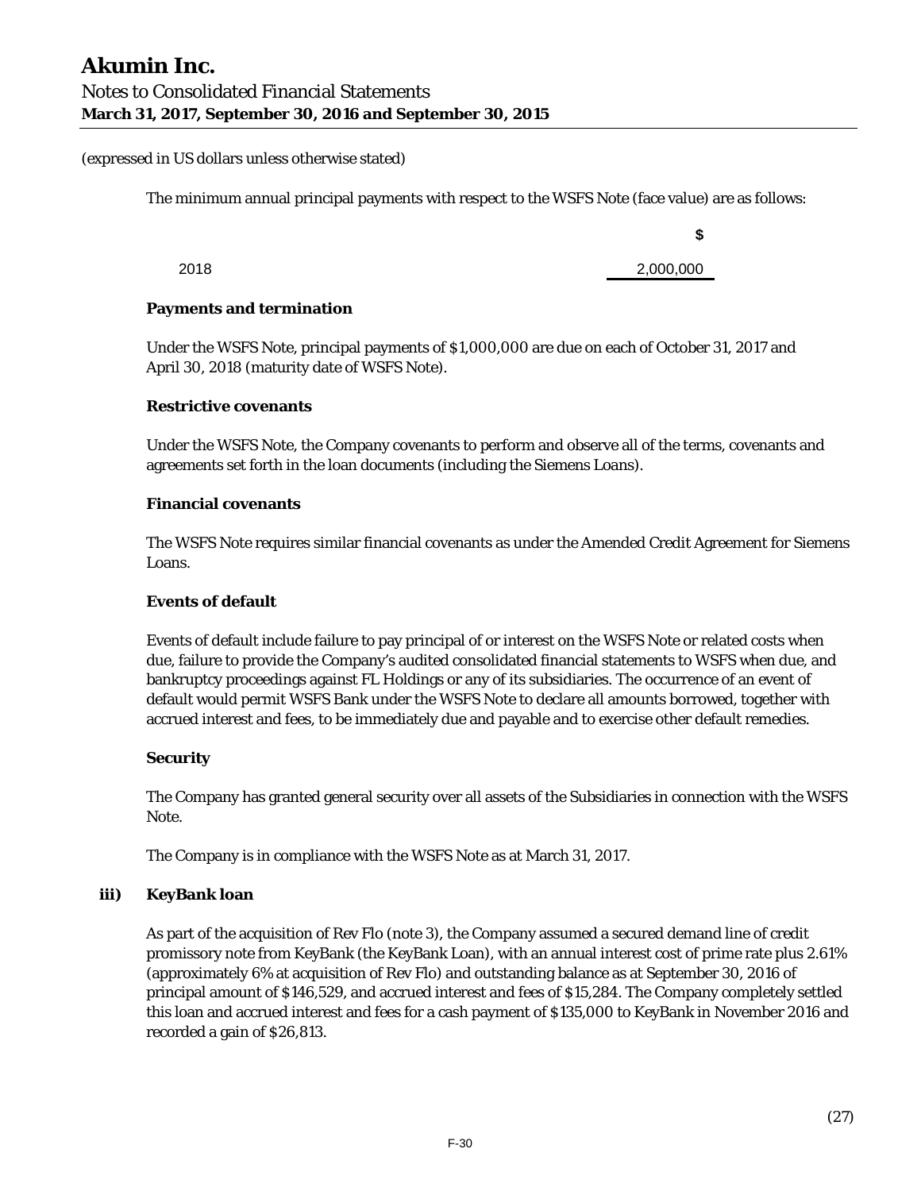(expressed in US dollars unless otherwise stated)

The minimum annual principal payments with respect to the WSFS Note (face value) are as follows:

| | $ |
|---|---|
| 2018 | 2,000,000 |

**Payments and termination**

Under the WSFS Note, principal payments of $1,000,000 are due on each of October 31, 2017 and April 30, 2018 (maturity date of WSFS Note).

**Restrictive covenants**

Under the WSFS Note, the Company covenants to perform and observe all of the terms, covenants and agreements set forth in the loan documents (including the Siemens Loans).

**Financial covenants**

The WSFS Note requires similar financial covenants as under the Amended Credit Agreement for Siemens Loans.

**Events of default**

Events of default include failure to pay principal of or interest on the WSFS Note or related costs when due, failure to provide the Company's audited consolidated financial statements to WSFS when due, and bankruptcy proceedings against FL Holdings or any of its subsidiaries. The occurrence of an event of default would permit WSFS Bank under the WSFS Note to declare all amounts borrowed, together with accrued interest and fees, to be immediately due and payable and to exercise other default remedies.

**Security**

The Company has granted general security over all assets of the Subsidiaries in connection with the WSFS Note.

The Company is in compliance with the WSFS Note as at March 31, 2017.

**iii) KeyBank loan**

As part of the acquisition of Rev Flo (note 3), the Company assumed a secured demand line of credit promissory note from KeyBank (the KeyBank Loan), with an annual interest cost of prime rate plus 2.61% (approximately 6% at acquisition of Rev Flo) and outstanding balance as at September 30, 2016 of principal amount of $146,529, and accrued interest and fees of $15,284. The Company completely settled this loan and accrued interest and fees for a cash payment of $135,000 to KeyBank in November 2016 and recorded a gain of $26,813.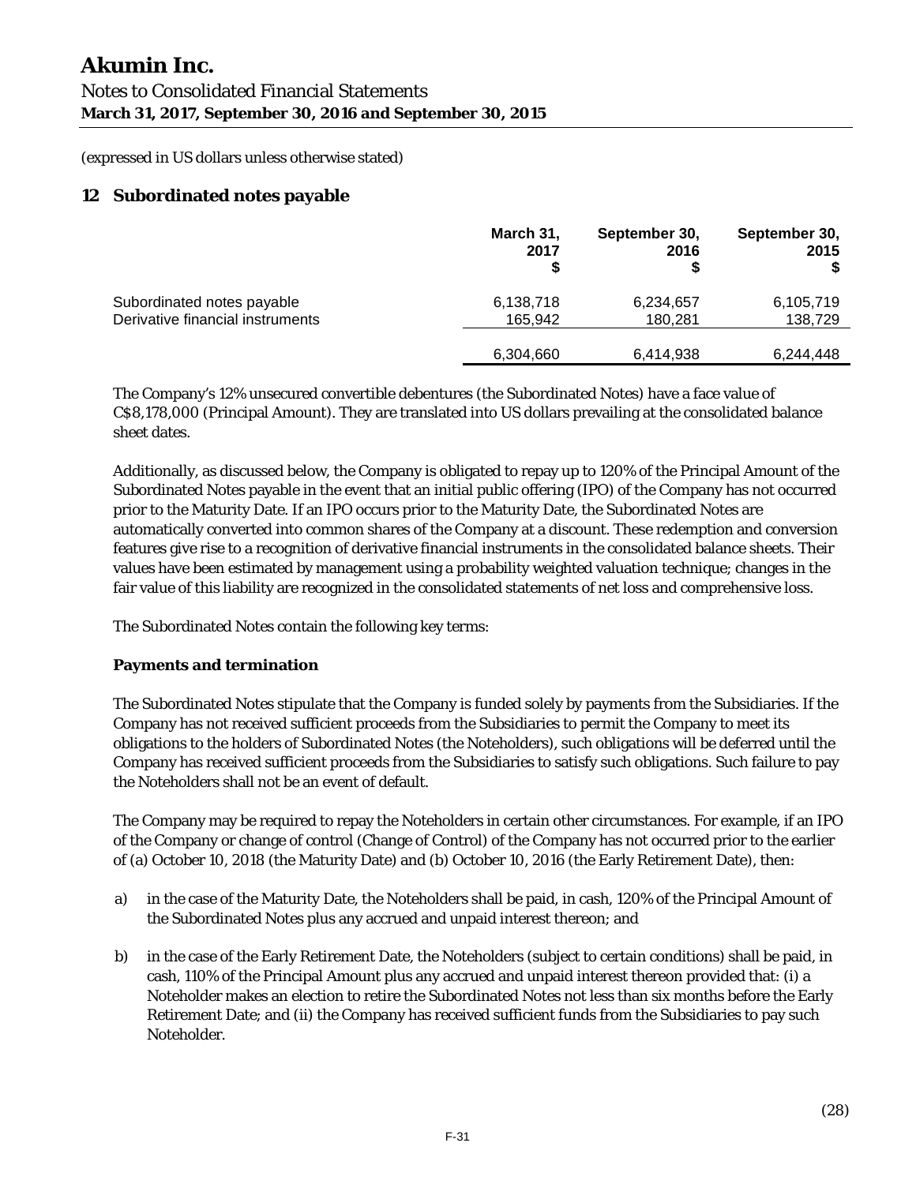(expressed in US dollars unless otherwise stated)

## 12 Subordinated notes payable

| | March 31, 2017 $ | September 30, 2016 $ | September 30, 2015 $ |
|---|---|---|---|
| Subordinated notes payable | 6,138,718 | 6,234,657 | 6,105,719 |
| Derivative financial instruments | 165,942 | 180,281 | 138,729 |
| | 6,304,660 | 6,414,938 | 6,244,448 |

The Company's 12% unsecured convertible debentures (the Subordinated Notes) have a face value of C$8,178,000 (Principal Amount). They are translated into US dollars prevailing at the consolidated balance sheet dates.

Additionally, as discussed below, the Company is obligated to repay up to 120% of the Principal Amount of the Subordinated Notes payable in the event that an initial public offering (IPO) of the Company has not occurred prior to the Maturity Date. If an IPO occurs prior to the Maturity Date, the Subordinated Notes are automatically converted into common shares of the Company at a discount. These redemption and conversion features give rise to a recognition of derivative financial instruments in the consolidated balance sheets. Their values have been estimated by management using a probability weighted valuation technique; changes in the fair value of this liability are recognized in the consolidated statements of net loss and comprehensive loss.

The Subordinated Notes contain the following key terms:

**Payments and termination**

The Subordinated Notes stipulate that the Company is funded solely by payments from the Subsidiaries. If the Company has not received sufficient proceeds from the Subsidiaries to permit the Company to meet its obligations to the holders of Subordinated Notes (the Noteholders), such obligations will be deferred until the Company has received sufficient proceeds from the Subsidiaries to satisfy such obligations. Such failure to pay the Noteholders shall not be an event of default.

The Company may be required to repay the Noteholders in certain other circumstances. For example, if an IPO of the Company or change of control (Change of Control) of the Company has not occurred prior to the earlier of (a) October 10, 2018 (the Maturity Date) and (b) October 10, 2016 (the Early Retirement Date), then:

a) in the case of the Maturity Date, the Noteholders shall be paid, in cash, 120% of the Principal Amount of the Subordinated Notes plus any accrued and unpaid interest thereon; and

b) in the case of the Early Retirement Date, the Noteholders (subject to certain conditions) shall be paid, in cash, 110% of the Principal Amount plus any accrued and unpaid interest thereon provided that: (i) a Noteholder makes an election to retire the Subordinated Notes not less than six months before the Early Retirement Date; and (ii) the Company has received sufficient funds from the Subsidiaries to pay such Noteholder.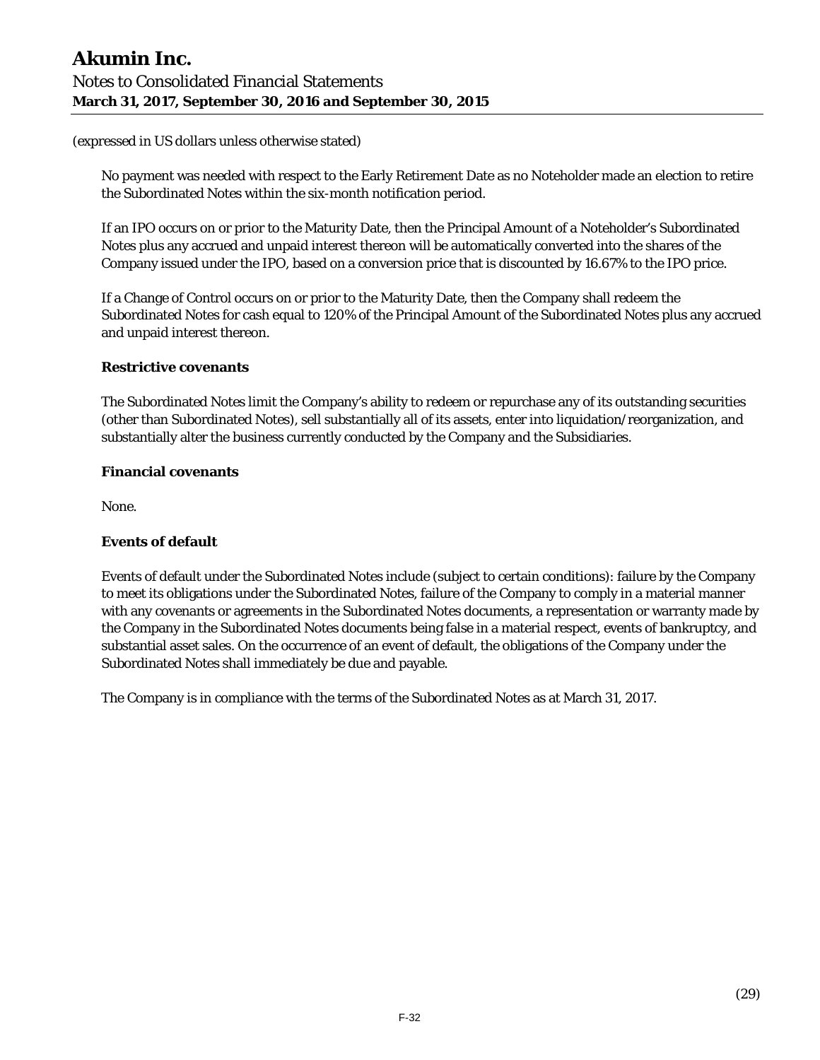(expressed in US dollars unless otherwise stated)

No payment was needed with respect to the Early Retirement Date as no Noteholder made an election to retire the Subordinated Notes within the six-month notification period.

If an IPO occurs on or prior to the Maturity Date, then the Principal Amount of a Noteholder's Subordinated Notes plus any accrued and unpaid interest thereon will be automatically converted into the shares of the Company issued under the IPO, based on a conversion price that is discounted by 16.67% to the IPO price.

If a Change of Control occurs on or prior to the Maturity Date, then the Company shall redeem the Subordinated Notes for cash equal to 120% of the Principal Amount of the Subordinated Notes plus any accrued and unpaid interest thereon.

**Restrictive covenants**

The Subordinated Notes limit the Company's ability to redeem or repurchase any of its outstanding securities (other than Subordinated Notes), sell substantially all of its assets, enter into liquidation/reorganization, and substantially alter the business currently conducted by the Company and the Subsidiaries.

**Financial covenants**

None.

**Events of default**

Events of default under the Subordinated Notes include (subject to certain conditions): failure by the Company to meet its obligations under the Subordinated Notes, failure of the Company to comply in a material manner with any covenants or agreements in the Subordinated Notes documents, a representation or warranty made by the Company in the Subordinated Notes documents being false in a material respect, events of bankruptcy, and substantial asset sales. On the occurrence of an event of default, the obligations of the Company under the Subordinated Notes shall immediately be due and payable.

The Company is in compliance with the terms of the Subordinated Notes as at March 31, 2017.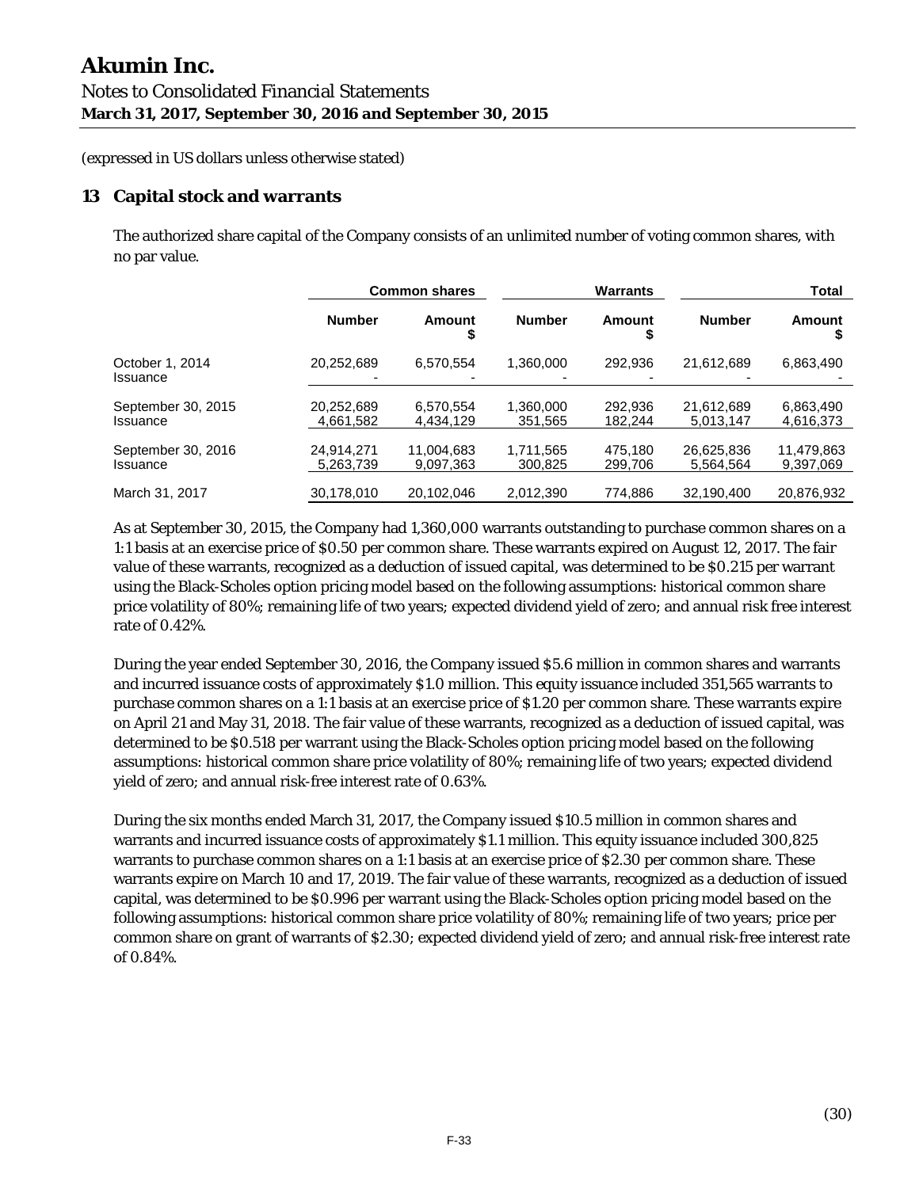# Akumin Inc.

Notes to Consolidated Financial Statements
**March 31, 2017, September 30, 2016 and September 30, 2015**

(expressed in US dollars unless otherwise stated)

## 13 Capital stock and warrants

The authorized share capital of the Company consists of an unlimited number of voting common shares, with no par value.

| | Common shares | | Warrants | | Total | |
|---|---|---|---|---|---|---|
| | Number | Amount $ | Number | Amount $ | Number | Amount $ |
| October 1, 2014 | 20,252,689 | 6,570,554 | 1,360,000 | 292,936 | 21,612,689 | 6,863,490 |
| Issuance | - | - | - | - | - | - |
| September 30, 2015 | 20,252,689 | 6,570,554 | 1,360,000 | 292,936 | 21,612,689 | 6,863,490 |
| Issuance | 4,661,582 | 4,434,129 | 351,565 | 182,244 | 5,013,147 | 4,616,373 |
| September 30, 2016 | 24,914,271 | 11,004,683 | 1,711,565 | 475,180 | 26,625,836 | 11,479,863 |
| Issuance | 5,263,739 | 9,097,363 | 300,825 | 299,706 | 5,564,564 | 9,397,069 |
| March 31, 2017 | 30,178,010 | 20,102,046 | 2,012,390 | 774,886 | 32,190,400 | 20,876,932 |

As at September 30, 2015, the Company had 1,360,000 warrants outstanding to purchase common shares on a 1:1 basis at an exercise price of $0.50 per common share. These warrants expired on August 12, 2017. The fair value of these warrants, recognized as a deduction of issued capital, was determined to be $0.215 per warrant using the Black-Scholes option pricing model based on the following assumptions: historical common share price volatility of 80%; remaining life of two years; expected dividend yield of zero; and annual risk free interest rate of 0.42%.

During the year ended September 30, 2016, the Company issued $5.6 million in common shares and warrants and incurred issuance costs of approximately $1.0 million. This equity issuance included 351,565 warrants to purchase common shares on a 1:1 basis at an exercise price of $1.20 per common share. These warrants expire on April 21 and May 31, 2018. The fair value of these warrants, recognized as a deduction of issued capital, was determined to be $0.518 per warrant using the Black-Scholes option pricing model based on the following assumptions: historical common share price volatility of 80%; remaining life of two years; expected dividend yield of zero; and annual risk-free interest rate of 0.63%.

During the six months ended March 31, 2017, the Company issued $10.5 million in common shares and warrants and incurred issuance costs of approximately $1.1 million. This equity issuance included 300,825 warrants to purchase common shares on a 1:1 basis at an exercise price of $2.30 per common share. These warrants expire on March 10 and 17, 2019. The fair value of these warrants, recognized as a deduction of issued capital, was determined to be $0.996 per warrant using the Black-Scholes option pricing model based on the following assumptions: historical common share price volatility of 80%; remaining life of two years; price per common share on grant of warrants of $2.30; expected dividend yield of zero; and annual risk-free interest rate of 0.84%.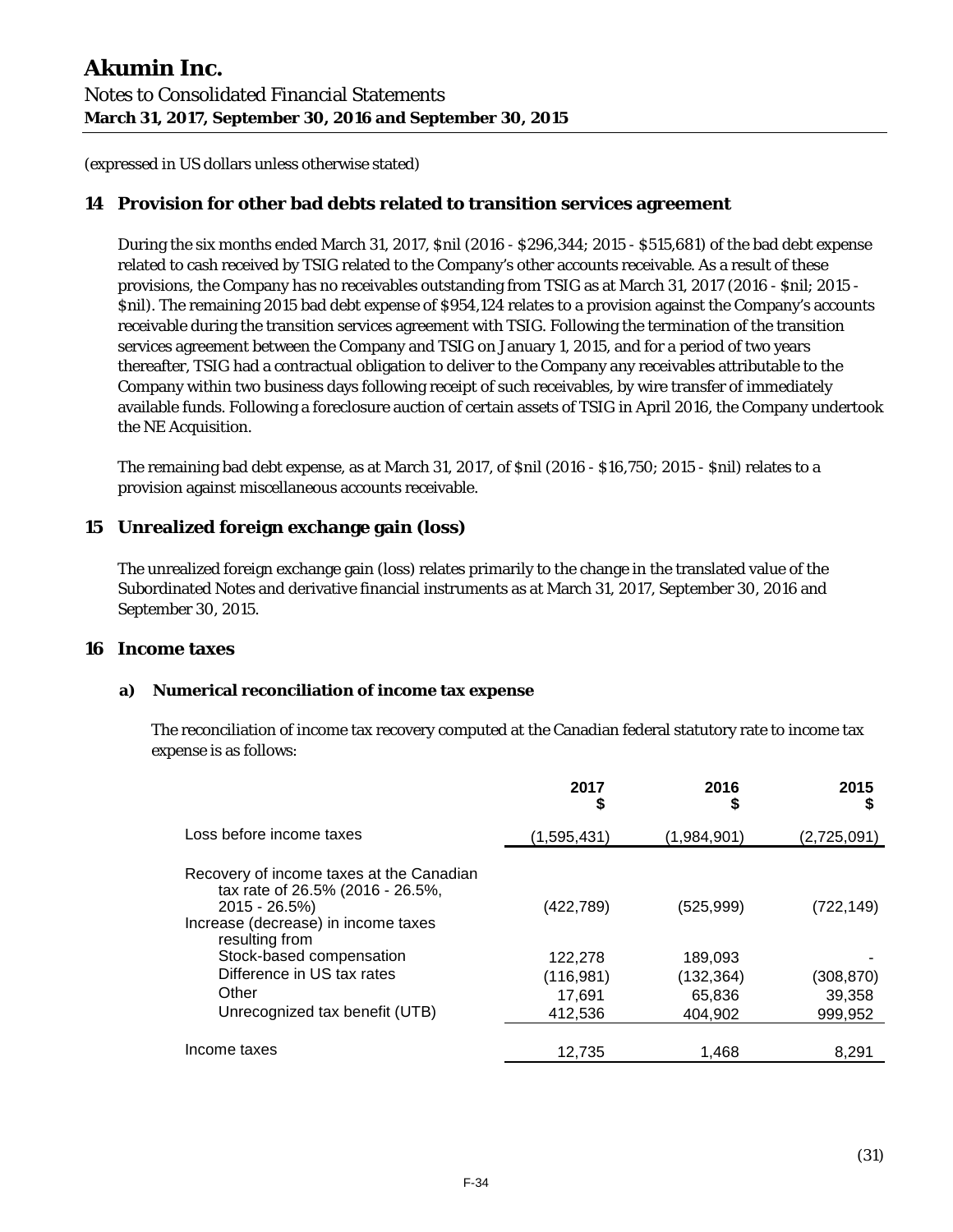# Akumin Inc.

Notes to Consolidated Financial Statements
**March 31, 2017, September 30, 2016 and September 30, 2015**

(expressed in US dollars unless otherwise stated)

## 14 Provision for other bad debts related to transition services agreement

During the six months ended March 31, 2017, $nil (2016 - $296,344; 2015 - $515,681) of the bad debt expense related to cash received by TSIG related to the Company's other accounts receivable. As a result of these provisions, the Company has no receivables outstanding from TSIG as at March 31, 2017 (2016 - $nil; 2015 - $nil). The remaining 2015 bad debt expense of $954,124 relates to a provision against the Company's accounts receivable during the transition services agreement with TSIG. Following the termination of the transition services agreement between the Company and TSIG on January 1, 2015, and for a period of two years thereafter, TSIG had a contractual obligation to deliver to the Company any receivables attributable to the Company within two business days following receipt of such receivables, by wire transfer of immediately available funds. Following a foreclosure auction of certain assets of TSIG in April 2016, the Company undertook the NE Acquisition.

The remaining bad debt expense, as at March 31, 2017, of $nil (2016 - $16,750; 2015 - $nil) relates to a provision against miscellaneous accounts receivable.

## 15 Unrealized foreign exchange gain (loss)

The unrealized foreign exchange gain (loss) relates primarily to the change in the translated value of the Subordinated Notes and derivative financial instruments as at March 31, 2017, September 30, 2016 and September 30, 2015.

## 16 Income taxes

### a) Numerical reconciliation of income tax expense

The reconciliation of income tax recovery computed at the Canadian federal statutory rate to income tax expense is as follows:

| | 2017 $ | 2016 $ | 2015 $ |
|---|---|---|---|
| Loss before income taxes | (1,595,431) | (1,984,901) | (2,725,091) |
| Recovery of income taxes at the Canadian tax rate of 26.5% (2016 - 26.5%, 2015 - 26.5%) | (422,789) | (525,999) | (722,149) |
| Increase (decrease) in income taxes resulting from | | | |
| Stock-based compensation | 122,278 | 189,093 | - |
| Difference in US tax rates | (116,981) | (132,364) | (308,870) |
| Other | 17,691 | 65,836 | 39,358 |
| Unrecognized tax benefit (UTB) | 412,536 | 404,902 | 999,952 |
| Income taxes | 12,735 | 1,468 | 8,291 |

(31)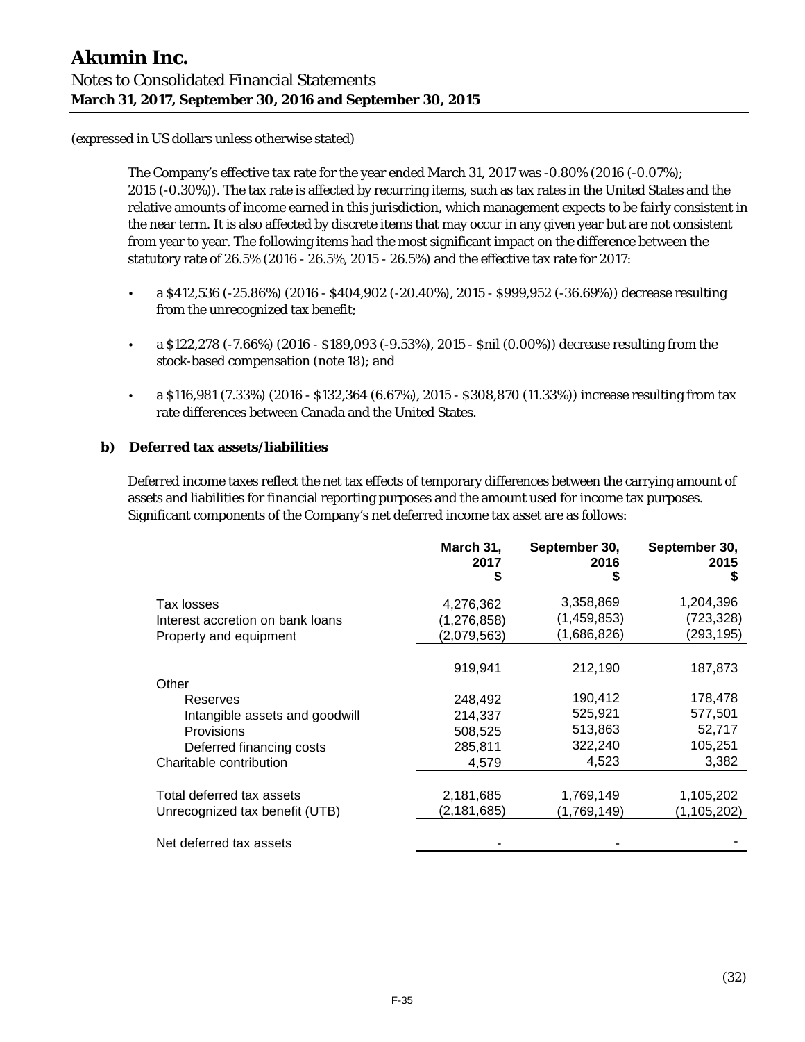(expressed in US dollars unless otherwise stated)

The Company's effective tax rate for the year ended March 31, 2017 was -0.80% (2016 (-0.07%); 2015 (-0.30%)). The tax rate is affected by recurring items, such as tax rates in the United States and the relative amounts of income earned in this jurisdiction, which management expects to be fairly consistent in the near term. It is also affected by discrete items that may occur in any given year but are not consistent from year to year. The following items had the most significant impact on the difference between the statutory rate of 26.5% (2016 - 26.5%, 2015 - 26.5%) and the effective tax rate for 2017:

- a $412,536 (-25.86%) (2016 - $404,902 (-20.40%), 2015 - $999,952 (-36.69%)) decrease resulting from the unrecognized tax benefit;
- a $122,278 (-7.66%) (2016 - $189,093 (-9.53%), 2015 - $nil (0.00%)) decrease resulting from the stock-based compensation (note 18); and
- a $116,981 (7.33%) (2016 - $132,364 (6.67%), 2015 - $308,870 (11.33%)) increase resulting from tax rate differences between Canada and the United States.

**b) Deferred tax assets/liabilities**

Deferred income taxes reflect the net tax effects of temporary differences between the carrying amount of assets and liabilities for financial reporting purposes and the amount used for income tax purposes. Significant components of the Company's net deferred income tax asset are as follows:

| | March 31, 2017 $ | September 30, 2016 $ | September 30, 2015 $ |
|---|---|---|---|
| Tax losses | 4,276,362 | 3,358,869 | 1,204,396 |
| Interest accretion on bank loans | (1,276,858) | (1,459,853) | (723,328) |
| Property and equipment | (2,079,563) | (1,686,826) | (293,195) |
| | 919,941 | 212,190 | 187,873 |
| Other | | | |
| Reserves | 248,492 | 190,412 | 178,478 |
| Intangible assets and goodwill | 214,337 | 525,921 | 577,501 |
| Provisions | 508,525 | 513,863 | 52,717 |
| Deferred financing costs | 285,811 | 322,240 | 105,251 |
| Charitable contribution | 4,579 | 4,523 | 3,382 |
| Total deferred tax assets | 2,181,685 | 1,769,149 | 1,105,202 |
| Unrecognized tax benefit (UTB) | (2,181,685) | (1,769,149) | (1,105,202) |
| Net deferred tax assets | - | - | - |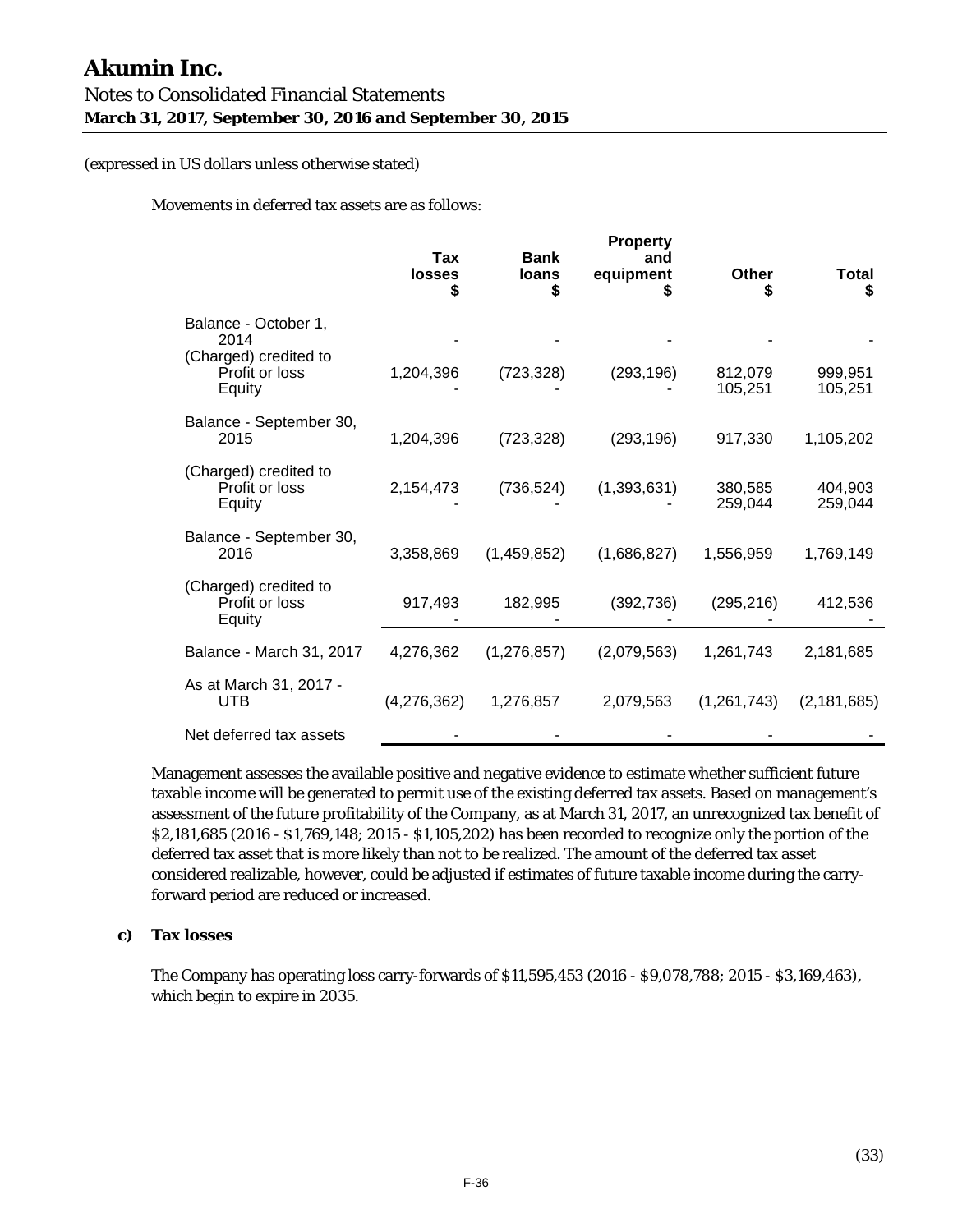(expressed in US dollars unless otherwise stated)

Movements in deferred tax assets are as follows:

| | Tax losses $ | Bank loans $ | Property and equipment $ | Other $ | Total $ |
|---|---|---|---|---|---|
| Balance - October 1, 2014 | - | - | - | - | - |
| (Charged) credited to | | | | | |
| Profit or loss | 1,204,396 | (723,328) | (293,196) | 812,079 | 999,951 |
| Equity | - | - | - | 105,251 | 105,251 |
| Balance - September 30, 2015 | 1,204,396 | (723,328) | (293,196) | 917,330 | 1,105,202 |
| (Charged) credited to | | | | | |
| Profit or loss | 2,154,473 | (736,524) | (1,393,631) | 380,585 | 404,903 |
| Equity | - | - | - | 259,044 | 259,044 |
| Balance - September 30, 2016 | 3,358,869 | (1,459,852) | (1,686,827) | 1,556,959 | 1,769,149 |
| (Charged) credited to | | | | | |
| Profit or loss | 917,493 | 182,995 | (392,736) | (295,216) | 412,536 |
| Equity | - | - | - | - | - |
| Balance - March 31, 2017 | 4,276,362 | (1,276,857) | (2,079,563) | 1,261,743 | 2,181,685 |
| As at March 31, 2017 - UTB | (4,276,362) | 1,276,857 | 2,079,563 | (1,261,743) | (2,181,685) |
| Net deferred tax assets | - | - | - | - | - |

Management assesses the available positive and negative evidence to estimate whether sufficient future taxable income will be generated to permit use of the existing deferred tax assets. Based on management's assessment of the future profitability of the Company, as at March 31, 2017, an unrecognized tax benefit of $2,181,685 (2016 - $1,769,148; 2015 - $1,105,202) has been recorded to recognize only the portion of the deferred tax asset that is more likely than not to be realized. The amount of the deferred tax asset considered realizable, however, could be adjusted if estimates of future taxable income during the carry-forward period are reduced or increased.

**c) Tax losses**

The Company has operating loss carry-forwards of $11,595,453 (2016 - $9,078,788; 2015 - $3,169,463), which begin to expire in 2035.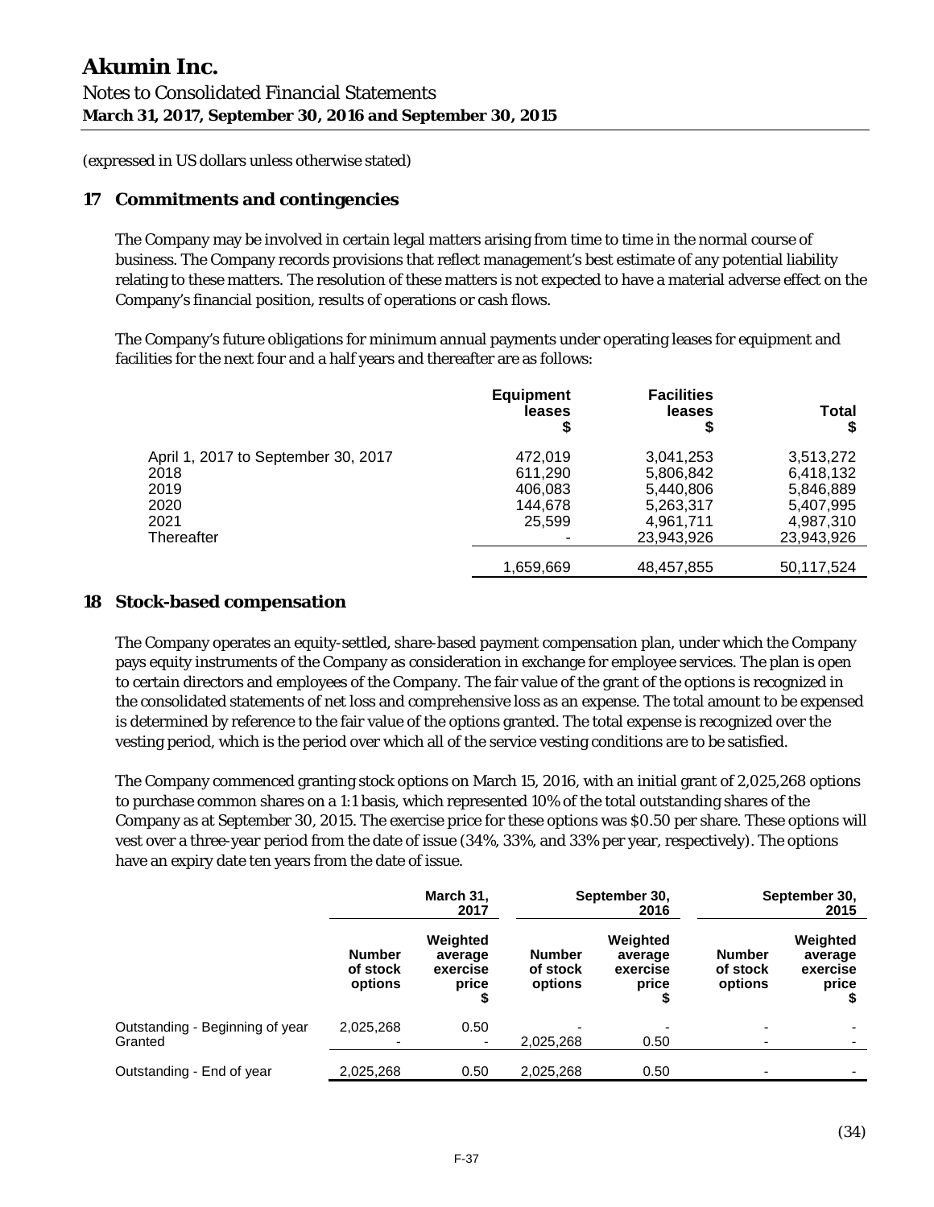# Akumin Inc.

Notes to Consolidated Financial Statements
**March 31, 2017, September 30, 2016 and September 30, 2015**

(expressed in US dollars unless otherwise stated)

## 17 Commitments and contingencies

The Company may be involved in certain legal matters arising from time to time in the normal course of business. The Company records provisions that reflect management's best estimate of any potential liability relating to these matters. The resolution of these matters is not expected to have a material adverse effect on the Company's financial position, results of operations or cash flows.

The Company's future obligations for minimum annual payments under operating leases for equipment and facilities for the next four and a half years and thereafter are as follows:

| | Equipment leases $ | Facilities leases $ | Total $ |
|---|---|---|---|
| April 1, 2017 to September 30, 2017 | 472,019 | 3,041,253 | 3,513,272 |
| 2018 | 611,290 | 5,806,842 | 6,418,132 |
| 2019 | 406,083 | 5,440,806 | 5,846,889 |
| 2020 | 144,678 | 5,263,317 | 5,407,995 |
| 2021 | 25,599 | 4,961,711 | 4,987,310 |
| Thereafter | - | 23,943,926 | 23,943,926 |
| | 1,659,669 | 48,457,855 | 50,117,524 |

## 18 Stock-based compensation

The Company operates an equity-settled, share-based payment compensation plan, under which the Company pays equity instruments of the Company as consideration in exchange for employee services. The plan is open to certain directors and employees of the Company. The fair value of the grant of the options is recognized in the consolidated statements of net loss and comprehensive loss as an expense. The total amount to be expensed is determined by reference to the fair value of the options granted. The total expense is recognized over the vesting period, which is the period over which all of the service vesting conditions are to be satisfied.

The Company commenced granting stock options on March 15, 2016, with an initial grant of 2,025,268 options to purchase common shares on a 1:1 basis, which represented 10% of the total outstanding shares of the Company as at September 30, 2015. The exercise price for these options was $0.50 per share. These options will vest over a three-year period from the date of issue (34%, 33%, and 33% per year, respectively). The options have an expiry date ten years from the date of issue.

| | March 31, 2017 | | September 30, 2016 | | September 30, 2015 | |
|---|---|---|---|---|---|---|
| | Number of stock options | Weighted average exercise price $ | Number of stock options | Weighted average exercise price $ | Number of stock options | Weighted average exercise price $ |
| Outstanding - Beginning of year | 2,025,268 | 0.50 | - | - | - | - |
| Granted | - | - | 2,025,268 | 0.50 | - | - |
| Outstanding - End of year | 2,025,268 | 0.50 | 2,025,268 | 0.50 | - | - |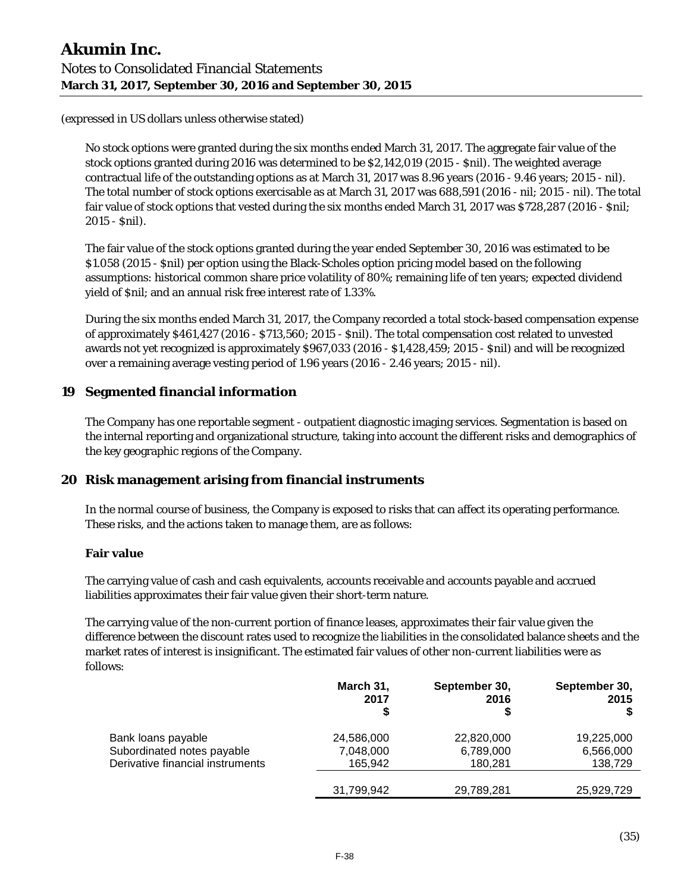(expressed in US dollars unless otherwise stated)

No stock options were granted during the six months ended March 31, 2017. The aggregate fair value of the stock options granted during 2016 was determined to be $2,142,019 (2015 - $nil). The weighted average contractual life of the outstanding options as at March 31, 2017 was 8.96 years (2016 - 9.46 years; 2015 - nil). The total number of stock options exercisable as at March 31, 2017 was 688,591 (2016 - nil; 2015 - nil). The total fair value of stock options that vested during the six months ended March 31, 2017 was $728,287 (2016 - $nil; 2015 - $nil).

The fair value of the stock options granted during the year ended September 30, 2016 was estimated to be $1.058 (2015 - $nil) per option using the Black-Scholes option pricing model based on the following assumptions: historical common share price volatility of 80%; remaining life of ten years; expected dividend yield of $nil; and an annual risk free interest rate of 1.33%.

During the six months ended March 31, 2017, the Company recorded a total stock-based compensation expense of approximately $461,427 (2016 - $713,560; 2015 - $nil). The total compensation cost related to unvested awards not yet recognized is approximately $967,033 (2016 - $1,428,459; 2015 - $nil) and will be recognized over a remaining average vesting period of 1.96 years (2016 - 2.46 years; 2015 - nil).

## 19 Segmented financial information

The Company has one reportable segment - outpatient diagnostic imaging services. Segmentation is based on the internal reporting and organizational structure, taking into account the different risks and demographics of the key geographic regions of the Company.

## 20 Risk management arising from financial instruments

In the normal course of business, the Company is exposed to risks that can affect its operating performance. These risks, and the actions taken to manage them, are as follows:

### Fair value

The carrying value of cash and cash equivalents, accounts receivable and accounts payable and accrued liabilities approximates their fair value given their short-term nature.

The carrying value of the non-current portion of finance leases, approximates their fair value given the difference between the discount rates used to recognize the liabilities in the consolidated balance sheets and the market rates of interest is insignificant. The estimated fair values of other non-current liabilities were as follows:

| | March 31, 2017 $ | September 30, 2016 $ | September 30, 2015 $ |
|---|---|---|---|
| Bank loans payable | 24,586,000 | 22,820,000 | 19,225,000 |
| Subordinated notes payable | 7,048,000 | 6,789,000 | 6,566,000 |
| Derivative financial instruments | 165,942 | 180,281 | 138,729 |
| | 31,799,942 | 29,789,281 | 25,929,729 |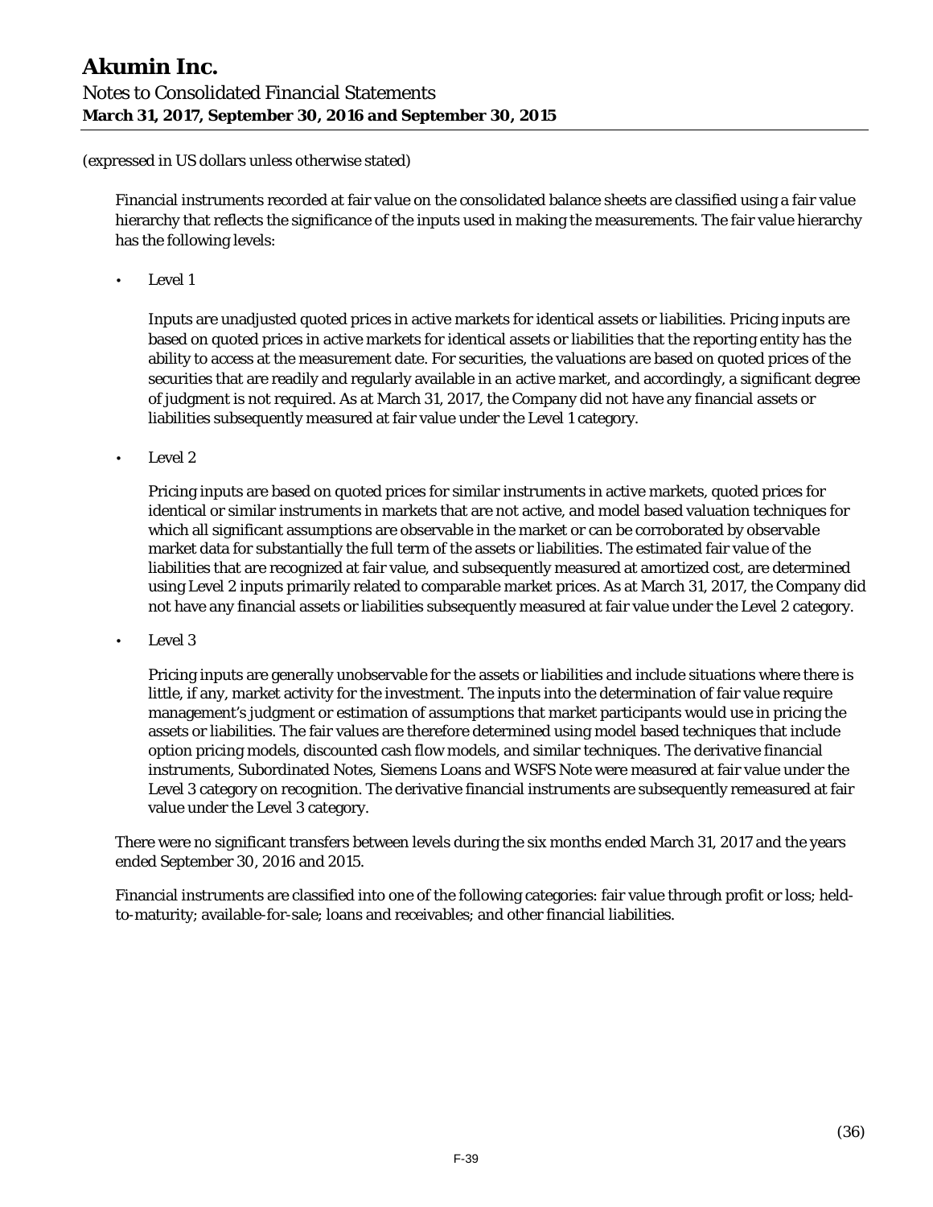(expressed in US dollars unless otherwise stated)

Financial instruments recorded at fair value on the consolidated balance sheets are classified using a fair value hierarchy that reflects the significance of the inputs used in making the measurements. The fair value hierarchy has the following levels:

- Level 1

  Inputs are unadjusted quoted prices in active markets for identical assets or liabilities. Pricing inputs are based on quoted prices in active markets for identical assets or liabilities that the reporting entity has the ability to access at the measurement date. For securities, the valuations are based on quoted prices of the securities that are readily and regularly available in an active market, and accordingly, a significant degree of judgment is not required. As at March 31, 2017, the Company did not have any financial assets or liabilities subsequently measured at fair value under the Level 1 category.

- Level 2

  Pricing inputs are based on quoted prices for similar instruments in active markets, quoted prices for identical or similar instruments in markets that are not active, and model based valuation techniques for which all significant assumptions are observable in the market or can be corroborated by observable market data for substantially the full term of the assets or liabilities. The estimated fair value of the liabilities that are recognized at fair value, and subsequently measured at amortized cost, are determined using Level 2 inputs primarily related to comparable market prices. As at March 31, 2017, the Company did not have any financial assets or liabilities subsequently measured at fair value under the Level 2 category.

- Level 3

  Pricing inputs are generally unobservable for the assets or liabilities and include situations where there is little, if any, market activity for the investment. The inputs into the determination of fair value require management's judgment or estimation of assumptions that market participants would use in pricing the assets or liabilities. The fair values are therefore determined using model based techniques that include option pricing models, discounted cash flow models, and similar techniques. The derivative financial instruments, Subordinated Notes, Siemens Loans and WSFS Note were measured at fair value under the Level 3 category on recognition. The derivative financial instruments are subsequently remeasured at fair value under the Level 3 category.

There were no significant transfers between levels during the six months ended March 31, 2017 and the years ended September 30, 2016 and 2015.

Financial instruments are classified into one of the following categories: fair value through profit or loss; held-to-maturity; available-for-sale; loans and receivables; and other financial liabilities.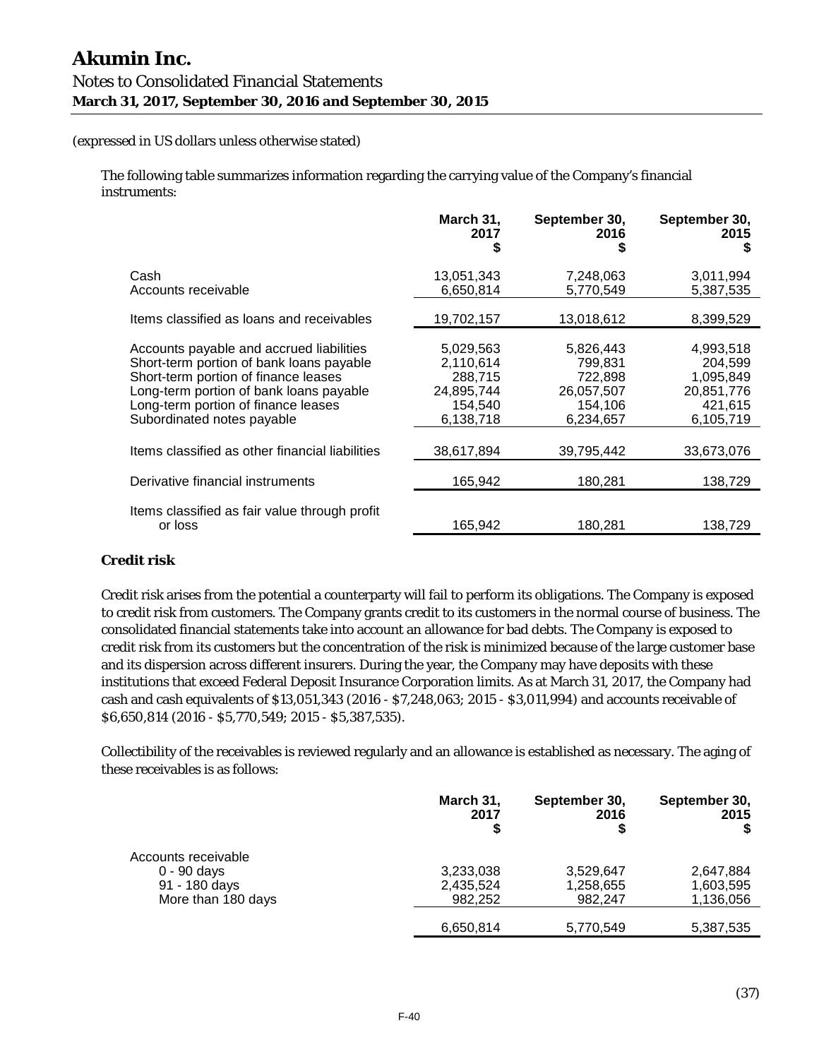# Akumin Inc.

Notes to Consolidated Financial Statements
**March 31, 2017, September 30, 2016 and September 30, 2015**

(expressed in US dollars unless otherwise stated)

The following table summarizes information regarding the carrying value of the Company's financial instruments:

| | March 31, 2017 $ | September 30, 2016 $ | September 30, 2015 $ |
|---|---|---|---|
| Cash | 13,051,343 | 7,248,063 | 3,011,994 |
| Accounts receivable | 6,650,814 | 5,770,549 | 5,387,535 |
| Items classified as loans and receivables | 19,702,157 | 13,018,612 | 8,399,529 |
| Accounts payable and accrued liabilities | 5,029,563 | 5,826,443 | 4,993,518 |
| Short-term portion of bank loans payable | 2,110,614 | 799,831 | 204,599 |
| Short-term portion of finance leases | 288,715 | 722,898 | 1,095,849 |
| Long-term portion of bank loans payable | 24,895,744 | 26,057,507 | 20,851,776 |
| Long-term portion of finance leases | 154,540 | 154,106 | 421,615 |
| Subordinated notes payable | 6,138,718 | 6,234,657 | 6,105,719 |
| Items classified as other financial liabilities | 38,617,894 | 39,795,442 | 33,673,076 |
| Derivative financial instruments | 165,942 | 180,281 | 138,729 |
| Items classified as fair value through profit or loss | 165,942 | 180,281 | 138,729 |

**Credit risk**

Credit risk arises from the potential a counterparty will fail to perform its obligations. The Company is exposed to credit risk from customers. The Company grants credit to its customers in the normal course of business. The consolidated financial statements take into account an allowance for bad debts. The Company is exposed to credit risk from its customers but the concentration of the risk is minimized because of the large customer base and its dispersion across different insurers. During the year, the Company may have deposits with these institutions that exceed Federal Deposit Insurance Corporation limits. As at March 31, 2017, the Company had cash and cash equivalents of $13,051,343 (2016 - $7,248,063; 2015 - $3,011,994) and accounts receivable of $6,650,814 (2016 - $5,770,549; 2015 - $5,387,535).

Collectibility of the receivables is reviewed regularly and an allowance is established as necessary. The aging of these receivables is as follows:

| | March 31, 2017 $ | September 30, 2016 $ | September 30, 2015 $ |
|---|---|---|---|
| Accounts receivable | | | |
| 0 - 90 days | 3,233,038 | 3,529,647 | 2,647,884 |
| 91 - 180 days | 2,435,524 | 1,258,655 | 1,603,595 |
| More than 180 days | 982,252 | 982,247 | 1,136,056 |
| | 6,650,814 | 5,770,549 | 5,387,535 |

(37)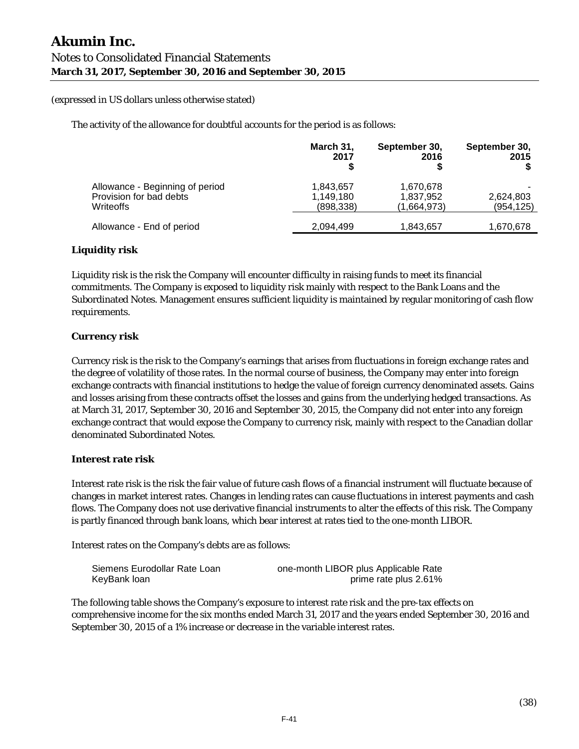(expressed in US dollars unless otherwise stated)

The activity of the allowance for doubtful accounts for the period is as follows:

| | March 31, 2017 $ | September 30, 2016 $ | September 30, 2015 $ |
|---|---|---|---|
| Allowance - Beginning of period | 1,843,657 | 1,670,678 | - |
| Provision for bad debts | 1,149,180 | 1,837,952 | 2,624,803 |
| Writeoffs | (898,338) | (1,664,973) | (954,125) |
| Allowance - End of period | 2,094,499 | 1,843,657 | 1,670,678 |

**Liquidity risk**

Liquidity risk is the risk the Company will encounter difficulty in raising funds to meet its financial commitments. The Company is exposed to liquidity risk mainly with respect to the Bank Loans and the Subordinated Notes. Management ensures sufficient liquidity is maintained by regular monitoring of cash flow requirements.

**Currency risk**

Currency risk is the risk to the Company's earnings that arises from fluctuations in foreign exchange rates and the degree of volatility of those rates. In the normal course of business, the Company may enter into foreign exchange contracts with financial institutions to hedge the value of foreign currency denominated assets. Gains and losses arising from these contracts offset the losses and gains from the underlying hedged transactions. As at March 31, 2017, September 30, 2016 and September 30, 2015, the Company did not enter into any foreign exchange contract that would expose the Company to currency risk, mainly with respect to the Canadian dollar denominated Subordinated Notes.

**Interest rate risk**

Interest rate risk is the risk the fair value of future cash flows of a financial instrument will fluctuate because of changes in market interest rates. Changes in lending rates can cause fluctuations in interest payments and cash flows. The Company does not use derivative financial instruments to alter the effects of this risk. The Company is partly financed through bank loans, which bear interest at rates tied to the one-month LIBOR.

Interest rates on the Company's debts are as follows:

| | |
|---|---|
| Siemens Eurodollar Rate Loan | one-month LIBOR plus Applicable Rate |
| KeyBank loan | prime rate plus 2.61% |

The following table shows the Company's exposure to interest rate risk and the pre-tax effects on comprehensive income for the six months ended March 31, 2017 and the years ended September 30, 2016 and September 30, 2015 of a 1% increase or decrease in the variable interest rates.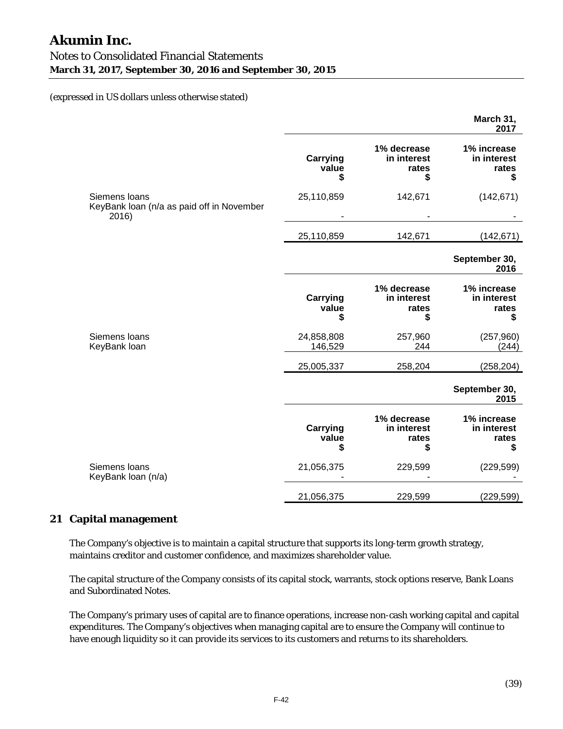(expressed in US dollars unless otherwise stated)

| | | | March 31, 2017 |
|---|---|---|---|
| | Carrying value $ | 1% decrease in interest rates $ | 1% increase in interest rates $ |
| Siemens loans | 25,110,859 | 142,671 | (142,671) |
| KeyBank loan (n/a as paid off in November 2016) | - | - | - |
| | 25,110,859 | 142,671 | (142,671) |

| | | | September 30, 2016 |
|---|---|---|---|
| | Carrying value $ | 1% decrease in interest rates $ | 1% increase in interest rates $ |
| Siemens loans | 24,858,808 | 257,960 | (257,960) |
| KeyBank loan | 146,529 | 244 | (244) |
| | 25,005,337 | 258,204 | (258,204) |

| | | | September 30, 2015 |
|---|---|---|---|
| | Carrying value $ | 1% decrease in interest rates $ | 1% increase in interest rates $ |
| Siemens loans | 21,056,375 | 229,599 | (229,599) |
| KeyBank loan (n/a) | - | - | - |
| | 21,056,375 | 229,599 | (229,599) |

## 21 Capital management

The Company's objective is to maintain a capital structure that supports its long-term growth strategy, maintains creditor and customer confidence, and maximizes shareholder value.

The capital structure of the Company consists of its capital stock, warrants, stock options reserve, Bank Loans and Subordinated Notes.

The Company's primary uses of capital are to finance operations, increase non-cash working capital and capital expenditures. The Company's objectives when managing capital are to ensure the Company will continue to have enough liquidity so it can provide its services to its customers and returns to its shareholders.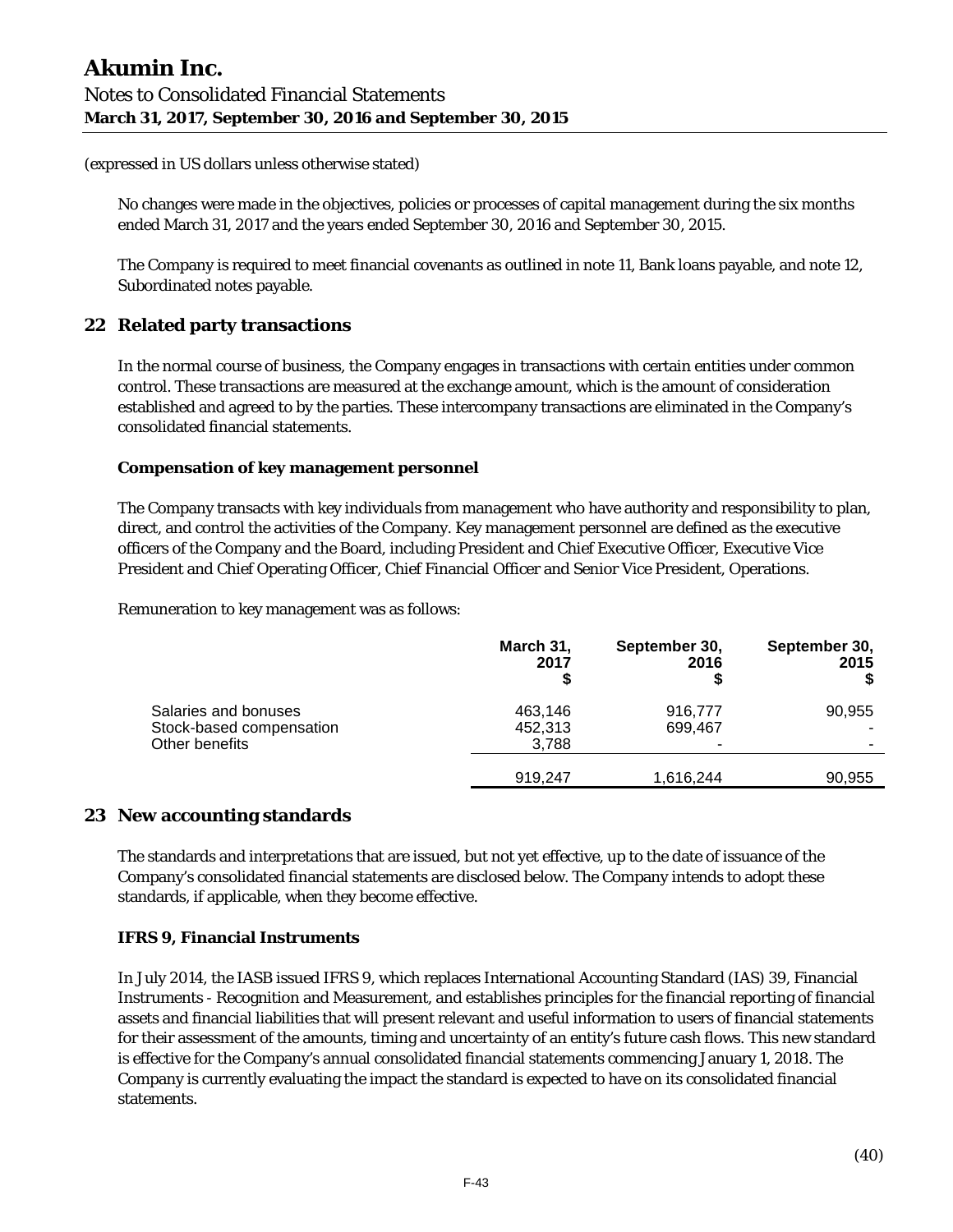(expressed in US dollars unless otherwise stated)

No changes were made in the objectives, policies or processes of capital management during the six months ended March 31, 2017 and the years ended September 30, 2016 and September 30, 2015.

The Company is required to meet financial covenants as outlined in note 11, Bank loans payable, and note 12, Subordinated notes payable.

## 22 Related party transactions

In the normal course of business, the Company engages in transactions with certain entities under common control. These transactions are measured at the exchange amount, which is the amount of consideration established and agreed to by the parties. These intercompany transactions are eliminated in the Company's consolidated financial statements.

### Compensation of key management personnel

The Company transacts with key individuals from management who have authority and responsibility to plan, direct, and control the activities of the Company. Key management personnel are defined as the executive officers of the Company and the Board, including President and Chief Executive Officer, Executive Vice President and Chief Operating Officer, Chief Financial Officer and Senior Vice President, Operations.

Remuneration to key management was as follows:

| | March 31, 2017 $ | September 30, 2016 $ | September 30, 2015 $ |
|---|---|---|---|
| Salaries and bonuses | 463,146 | 916,777 | 90,955 |
| Stock-based compensation | 452,313 | 699,467 | - |
| Other benefits | 3,788 | - | - |
| | 919,247 | 1,616,244 | 90,955 |

## 23 New accounting standards

The standards and interpretations that are issued, but not yet effective, up to the date of issuance of the Company's consolidated financial statements are disclosed below. The Company intends to adopt these standards, if applicable, when they become effective.

### IFRS 9, Financial Instruments

In July 2014, the IASB issued IFRS 9, which replaces International Accounting Standard (IAS) 39, Financial Instruments - Recognition and Measurement, and establishes principles for the financial reporting of financial assets and financial liabilities that will present relevant and useful information to users of financial statements for their assessment of the amounts, timing and uncertainty of an entity's future cash flows. This new standard is effective for the Company's annual consolidated financial statements commencing January 1, 2018. The Company is currently evaluating the impact the standard is expected to have on its consolidated financial statements.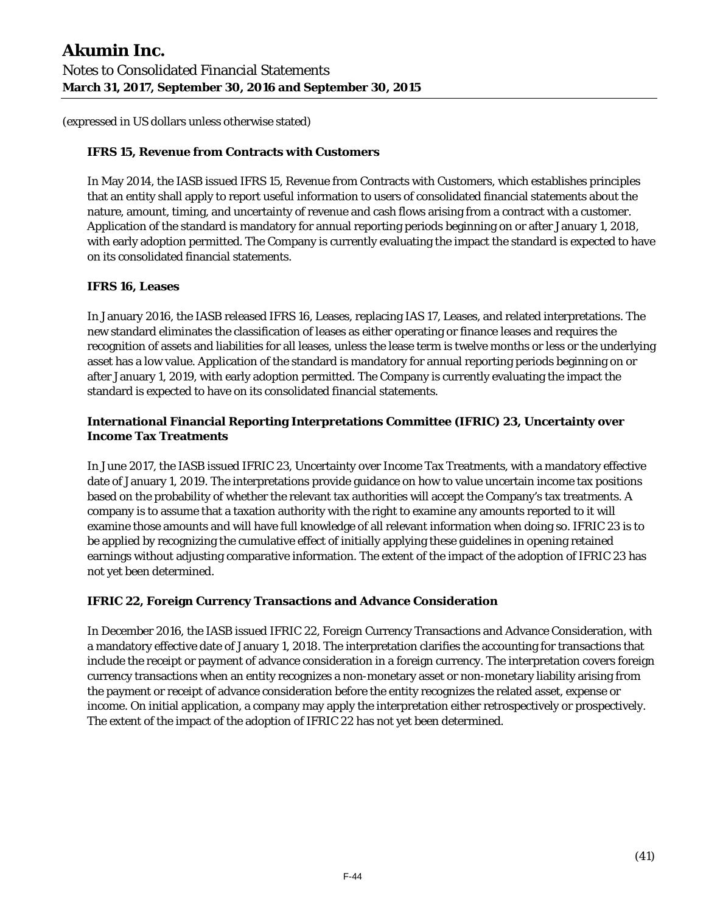(expressed in US dollars unless otherwise stated)

**IFRS 15, Revenue from Contracts with Customers**

In May 2014, the IASB issued IFRS 15, Revenue from Contracts with Customers, which establishes principles that an entity shall apply to report useful information to users of consolidated financial statements about the nature, amount, timing, and uncertainty of revenue and cash flows arising from a contract with a customer. Application of the standard is mandatory for annual reporting periods beginning on or after January 1, 2018, with early adoption permitted. The Company is currently evaluating the impact the standard is expected to have on its consolidated financial statements.

**IFRS 16, Leases**

In January 2016, the IASB released IFRS 16, Leases, replacing IAS 17, Leases, and related interpretations. The new standard eliminates the classification of leases as either operating or finance leases and requires the recognition of assets and liabilities for all leases, unless the lease term is twelve months or less or the underlying asset has a low value. Application of the standard is mandatory for annual reporting periods beginning on or after January 1, 2019, with early adoption permitted. The Company is currently evaluating the impact the standard is expected to have on its consolidated financial statements.

**International Financial Reporting Interpretations Committee (IFRIC) 23, Uncertainty over Income Tax Treatments**

In June 2017, the IASB issued IFRIC 23, Uncertainty over Income Tax Treatments, with a mandatory effective date of January 1, 2019. The interpretations provide guidance on how to value uncertain income tax positions based on the probability of whether the relevant tax authorities will accept the Company's tax treatments. A company is to assume that a taxation authority with the right to examine any amounts reported to it will examine those amounts and will have full knowledge of all relevant information when doing so. IFRIC 23 is to be applied by recognizing the cumulative effect of initially applying these guidelines in opening retained earnings without adjusting comparative information. The extent of the impact of the adoption of IFRIC 23 has not yet been determined.

**IFRIC 22, Foreign Currency Transactions and Advance Consideration**

In December 2016, the IASB issued IFRIC 22, Foreign Currency Transactions and Advance Consideration, with a mandatory effective date of January 1, 2018. The interpretation clarifies the accounting for transactions that include the receipt or payment of advance consideration in a foreign currency. The interpretation covers foreign currency transactions when an entity recognizes a non-monetary asset or non-monetary liability arising from the payment or receipt of advance consideration before the entity recognizes the related asset, expense or income. On initial application, a company may apply the interpretation either retrospectively or prospectively. The extent of the impact of the adoption of IFRIC 22 has not yet been determined.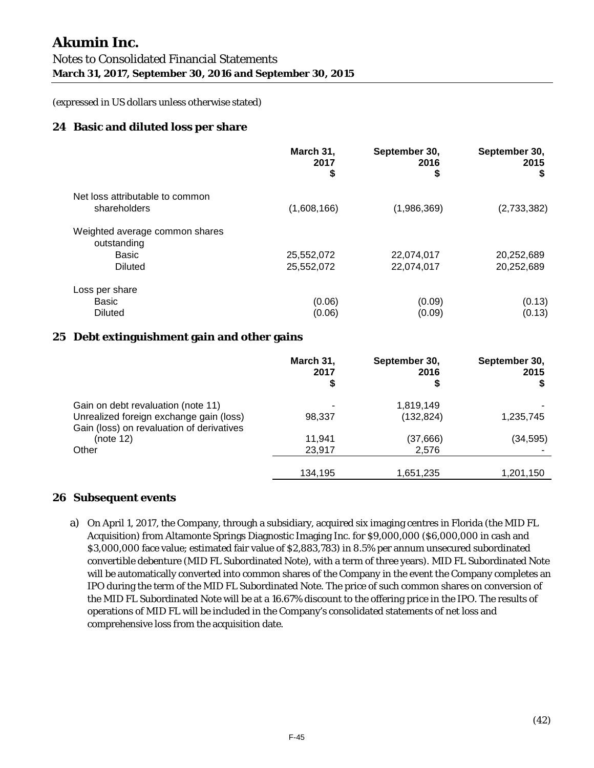# Akumin Inc.

Notes to Consolidated Financial Statements
**March 31, 2017, September 30, 2016 and September 30, 2015**

(expressed in US dollars unless otherwise stated)

## 24 Basic and diluted loss per share

| | March 31, 2017 $ | September 30, 2016 $ | September 30, 2015 $ |
|---|---|---|---|
| Net loss attributable to common shareholders | (1,608,166) | (1,986,369) | (2,733,382) |
| Weighted average common shares outstanding | | | |
| Basic | 25,552,072 | 22,074,017 | 20,252,689 |
| Diluted | 25,552,072 | 22,074,017 | 20,252,689 |
| Loss per share | | | |
| Basic | (0.06) | (0.09) | (0.13) |
| Diluted | (0.06) | (0.09) | (0.13) |

## 25 Debt extinguishment gain and other gains

| | March 31, 2017 $ | September 30, 2016 $ | September 30, 2015 $ |
|---|---|---|---|
| Gain on debt revaluation (note 11) | - | 1,819,149 | - |
| Unrealized foreign exchange gain (loss) | 98,337 | (132,824) | 1,235,745 |
| Gain (loss) on revaluation of derivatives (note 12) | 11,941 | (37,666) | (34,595) |
| Other | 23,917 | 2,576 | - |
| | 134,195 | 1,651,235 | 1,201,150 |

## 26 Subsequent events

a) On April 1, 2017, the Company, through a subsidiary, acquired six imaging centres in Florida (the MID FL Acquisition) from Altamonte Springs Diagnostic Imaging Inc. for $9,000,000 ($6,000,000 in cash and $3,000,000 face value; estimated fair value of $2,883,783) in 8.5% per annum unsecured subordinated convertible debenture (MID FL Subordinated Note), with a term of three years). MID FL Subordinated Note will be automatically converted into common shares of the Company in the event the Company completes an IPO during the term of the MID FL Subordinated Note. The price of such common shares on conversion of the MID FL Subordinated Note will be at a 16.67% discount to the offering price in the IPO. The results of operations of MID FL will be included in the Company's consolidated statements of net loss and comprehensive loss from the acquisition date.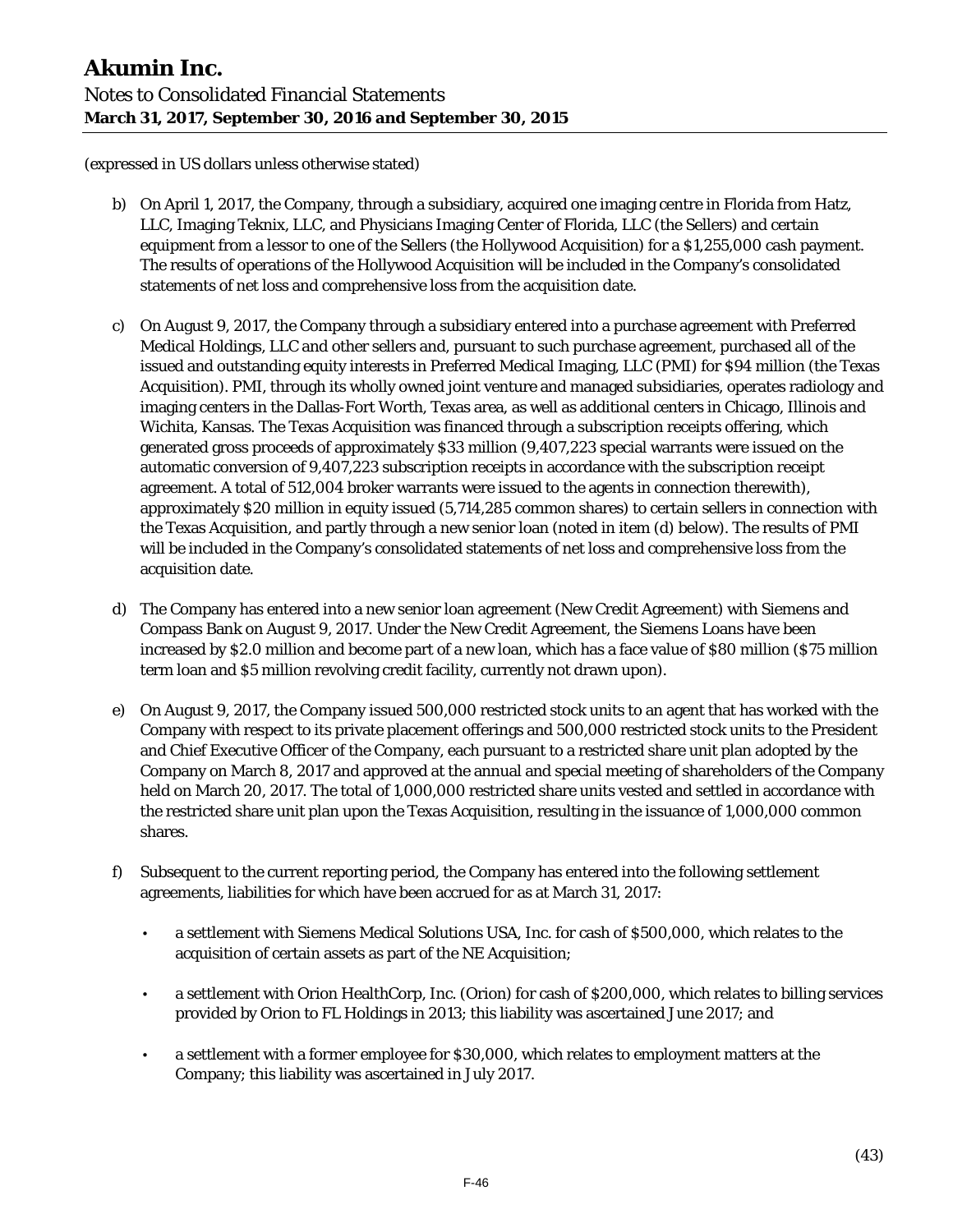(expressed in US dollars unless otherwise stated)

b) On April 1, 2017, the Company, through a subsidiary, acquired one imaging centre in Florida from Hatz, LLC, Imaging Teknix, LLC, and Physicians Imaging Center of Florida, LLC (the Sellers) and certain equipment from a lessor to one of the Sellers (the Hollywood Acquisition) for a $1,255,000 cash payment. The results of operations of the Hollywood Acquisition will be included in the Company's consolidated statements of net loss and comprehensive loss from the acquisition date.

c) On August 9, 2017, the Company through a subsidiary entered into a purchase agreement with Preferred Medical Holdings, LLC and other sellers and, pursuant to such purchase agreement, purchased all of the issued and outstanding equity interests in Preferred Medical Imaging, LLC (PMI) for $94 million (the Texas Acquisition). PMI, through its wholly owned joint venture and managed subsidiaries, operates radiology and imaging centers in the Dallas-Fort Worth, Texas area, as well as additional centers in Chicago, Illinois and Wichita, Kansas. The Texas Acquisition was financed through a subscription receipts offering, which generated gross proceeds of approximately $33 million (9,407,223 special warrants were issued on the automatic conversion of 9,407,223 subscription receipts in accordance with the subscription receipt agreement. A total of 512,004 broker warrants were issued to the agents in connection therewith), approximately $20 million in equity issued (5,714,285 common shares) to certain sellers in connection with the Texas Acquisition, and partly through a new senior loan (noted in item (d) below). The results of PMI will be included in the Company's consolidated statements of net loss and comprehensive loss from the acquisition date.

d) The Company has entered into a new senior loan agreement (New Credit Agreement) with Siemens and Compass Bank on August 9, 2017. Under the New Credit Agreement, the Siemens Loans have been increased by $2.0 million and become part of a new loan, which has a face value of $80 million ($75 million term loan and $5 million revolving credit facility, currently not drawn upon).

e) On August 9, 2017, the Company issued 500,000 restricted stock units to an agent that has worked with the Company with respect to its private placement offerings and 500,000 restricted stock units to the President and Chief Executive Officer of the Company, each pursuant to a restricted share unit plan adopted by the Company on March 8, 2017 and approved at the annual and special meeting of shareholders of the Company held on March 20, 2017. The total of 1,000,000 restricted share units vested and settled in accordance with the restricted share unit plan upon the Texas Acquisition, resulting in the issuance of 1,000,000 common shares.

f) Subsequent to the current reporting period, the Company has entered into the following settlement agreements, liabilities for which have been accrued for as at March 31, 2017:

- a settlement with Siemens Medical Solutions USA, Inc. for cash of $500,000, which relates to the acquisition of certain assets as part of the NE Acquisition;
- a settlement with Orion HealthCorp, Inc. (Orion) for cash of $200,000, which relates to billing services provided by Orion to FL Holdings in 2013; this liability was ascertained June 2017; and
- a settlement with a former employee for $30,000, which relates to employment matters at the Company; this liability was ascertained in July 2017.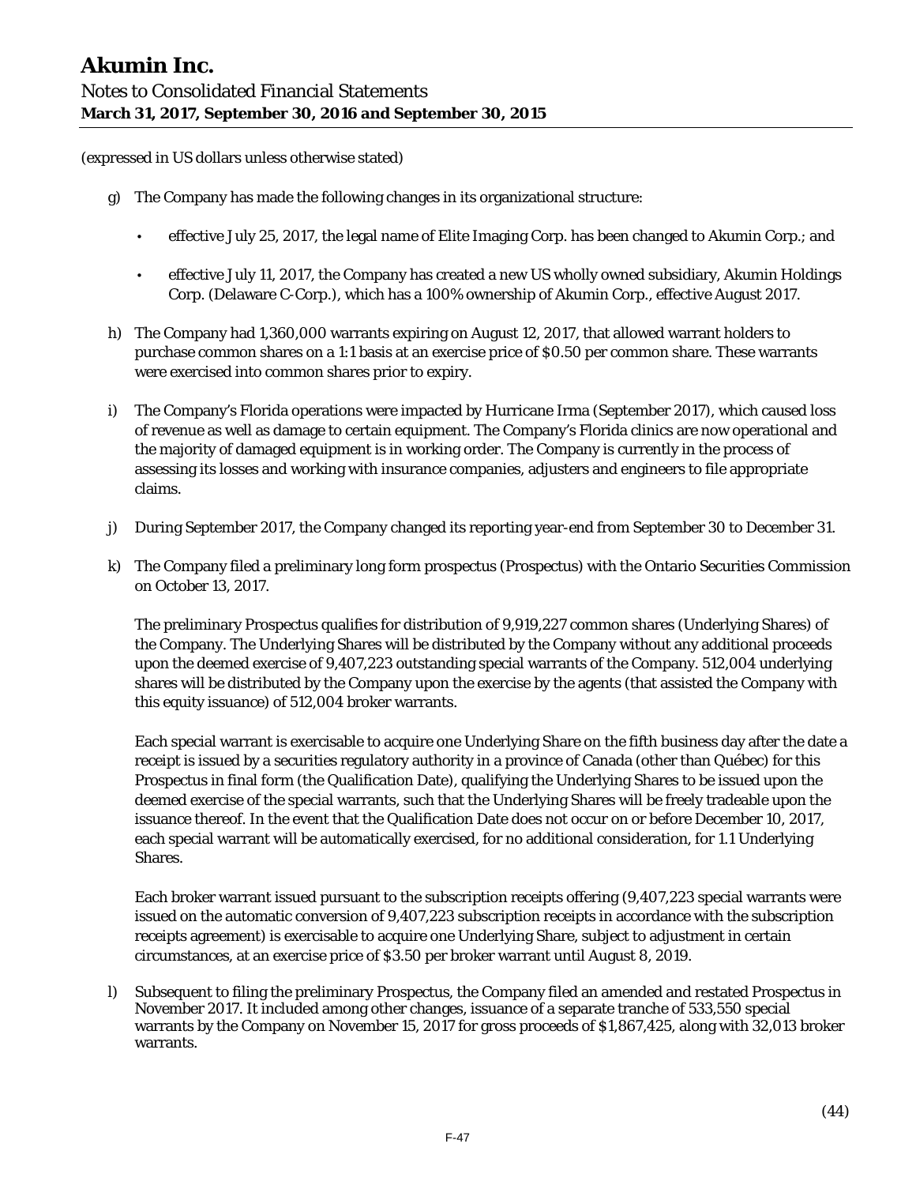(expressed in US dollars unless otherwise stated)

g) The Company has made the following changes in its organizational structure:

   - effective July 25, 2017, the legal name of Elite Imaging Corp. has been changed to Akumin Corp.; and
   - effective July 11, 2017, the Company has created a new US wholly owned subsidiary, Akumin Holdings Corp. (Delaware C-Corp.), which has a 100% ownership of Akumin Corp., effective August 2017.

h) The Company had 1,360,000 warrants expiring on August 12, 2017, that allowed warrant holders to purchase common shares on a 1:1 basis at an exercise price of $0.50 per common share. These warrants were exercised into common shares prior to expiry.

i) The Company's Florida operations were impacted by Hurricane Irma (September 2017), which caused loss of revenue as well as damage to certain equipment. The Company's Florida clinics are now operational and the majority of damaged equipment is in working order. The Company is currently in the process of assessing its losses and working with insurance companies, adjusters and engineers to file appropriate claims.

j) During September 2017, the Company changed its reporting year-end from September 30 to December 31.

k) The Company filed a preliminary long form prospectus (Prospectus) with the Ontario Securities Commission on October 13, 2017.

   The preliminary Prospectus qualifies for distribution of 9,919,227 common shares (Underlying Shares) of the Company. The Underlying Shares will be distributed by the Company without any additional proceeds upon the deemed exercise of 9,407,223 outstanding special warrants of the Company. 512,004 underlying shares will be distributed by the Company upon the exercise by the agents (that assisted the Company with this equity issuance) of 512,004 broker warrants.

   Each special warrant is exercisable to acquire one Underlying Share on the fifth business day after the date a receipt is issued by a securities regulatory authority in a province of Canada (other than Québec) for this Prospectus in final form (the Qualification Date), qualifying the Underlying Shares to be issued upon the deemed exercise of the special warrants, such that the Underlying Shares will be freely tradeable upon the issuance thereof. In the event that the Qualification Date does not occur on or before December 10, 2017, each special warrant will be automatically exercised, for no additional consideration, for 1.1 Underlying Shares.

   Each broker warrant issued pursuant to the subscription receipts offering (9,407,223 special warrants were issued on the automatic conversion of 9,407,223 subscription receipts in accordance with the subscription receipts agreement) is exercisable to acquire one Underlying Share, subject to adjustment in certain circumstances, at an exercise price of $3.50 per broker warrant until August 8, 2019.

l) Subsequent to filing the preliminary Prospectus, the Company filed an amended and restated Prospectus in November 2017. It included among other changes, issuance of a separate tranche of 533,550 special warrants by the Company on November 15, 2017 for gross proceeds of $1,867,425, along with 32,013 broker warrants.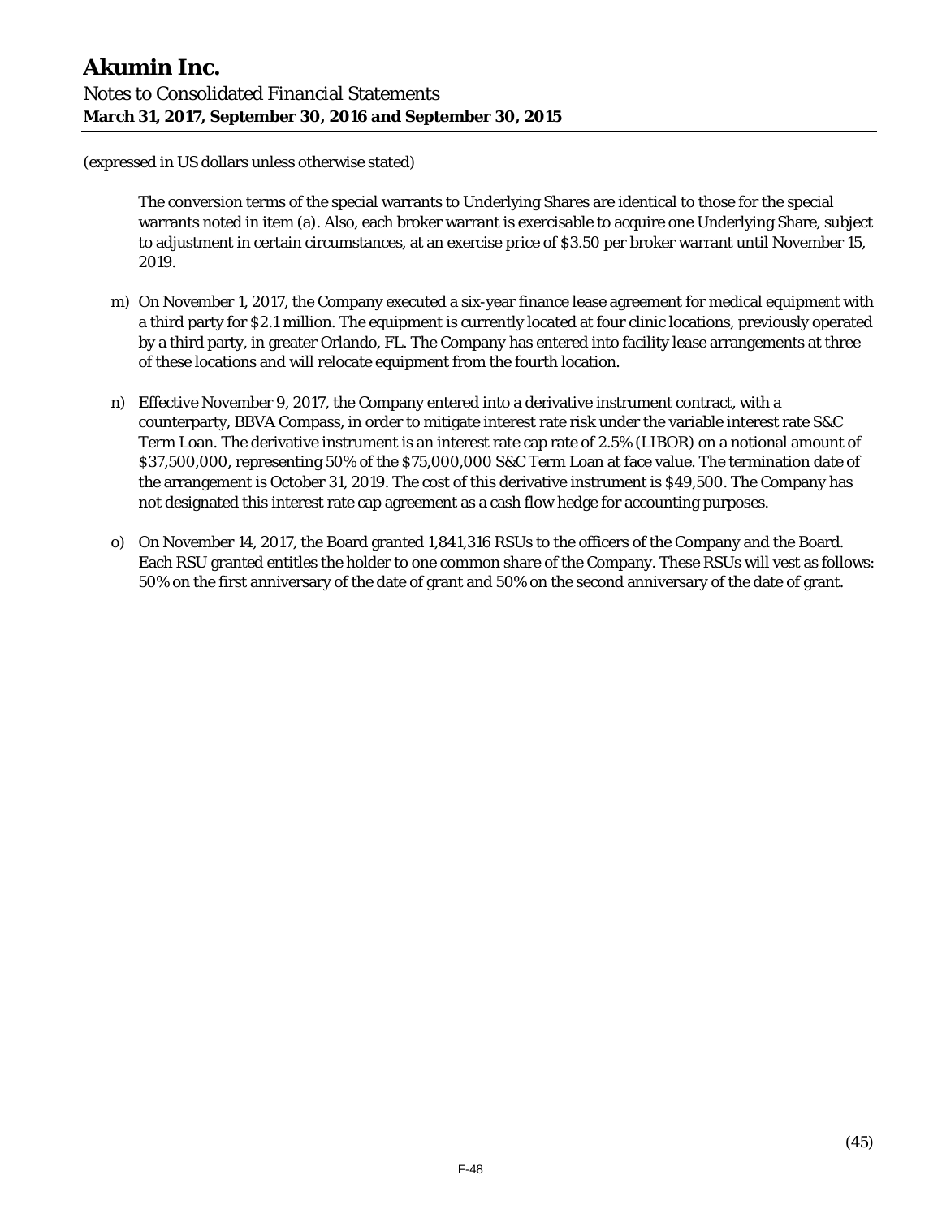(expressed in US dollars unless otherwise stated)

The conversion terms of the special warrants to Underlying Shares are identical to those for the special warrants noted in item (a). Also, each broker warrant is exercisable to acquire one Underlying Share, subject to adjustment in certain circumstances, at an exercise price of $3.50 per broker warrant until November 15, 2019.

m) On November 1, 2017, the Company executed a six-year finance lease agreement for medical equipment with a third party for $2.1 million. The equipment is currently located at four clinic locations, previously operated by a third party, in greater Orlando, FL. The Company has entered into facility lease arrangements at three of these locations and will relocate equipment from the fourth location.

n) Effective November 9, 2017, the Company entered into a derivative instrument contract, with a counterparty, BBVA Compass, in order to mitigate interest rate risk under the variable interest rate S&C Term Loan. The derivative instrument is an interest rate cap rate of 2.5% (LIBOR) on a notional amount of $37,500,000, representing 50% of the $75,000,000 S&C Term Loan at face value. The termination date of the arrangement is October 31, 2019. The cost of this derivative instrument is $49,500. The Company has not designated this interest rate cap agreement as a cash flow hedge for accounting purposes.

o) On November 14, 2017, the Board granted 1,841,316 RSUs to the officers of the Company and the Board. Each RSU granted entitles the holder to one common share of the Company. These RSUs will vest as follows: 50% on the first anniversary of the date of grant and 50% on the second anniversary of the date of grant.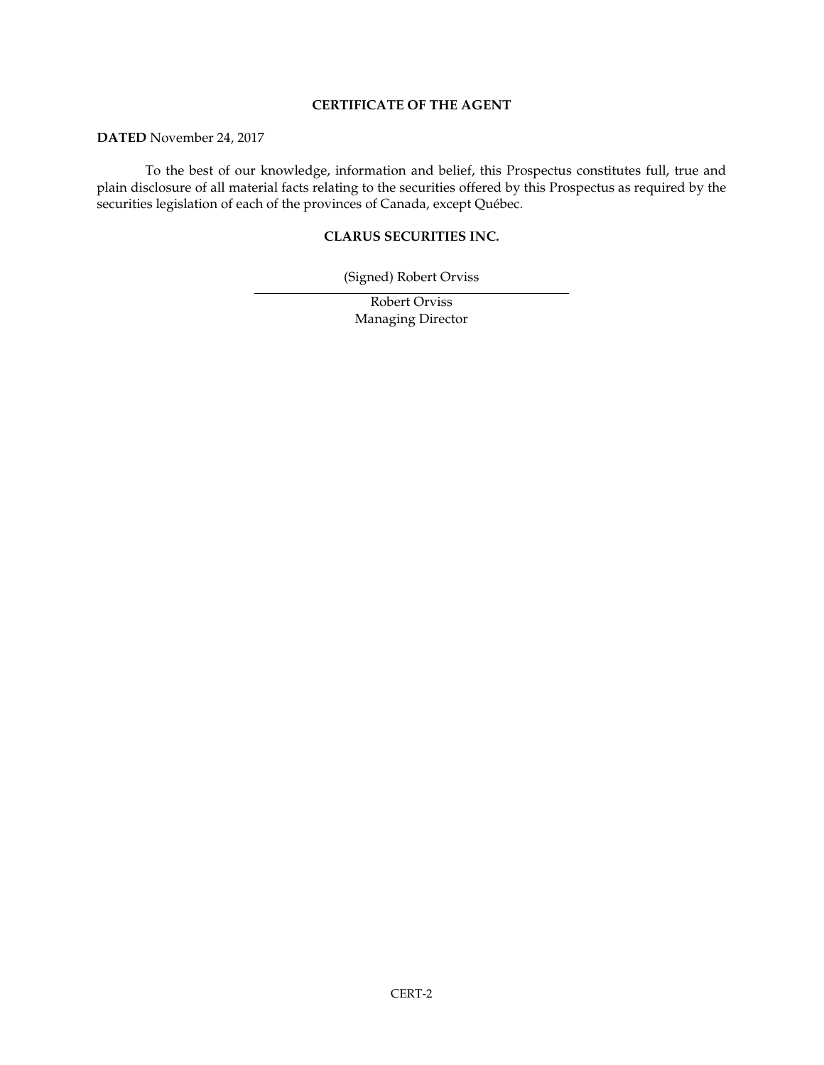## CERTIFICATE OF THE AGENT

**DATED** November 24, 2017

To the best of our knowledge, information and belief, this Prospectus constitutes full, true and plain disclosure of all material facts relating to the securities offered by this Prospectus as required by the securities legislation of each of the provinces of Canada, except Québec.

**CLARUS SECURITIES INC.**

(Signed) Robert Orviss

Robert Orviss
Managing Director